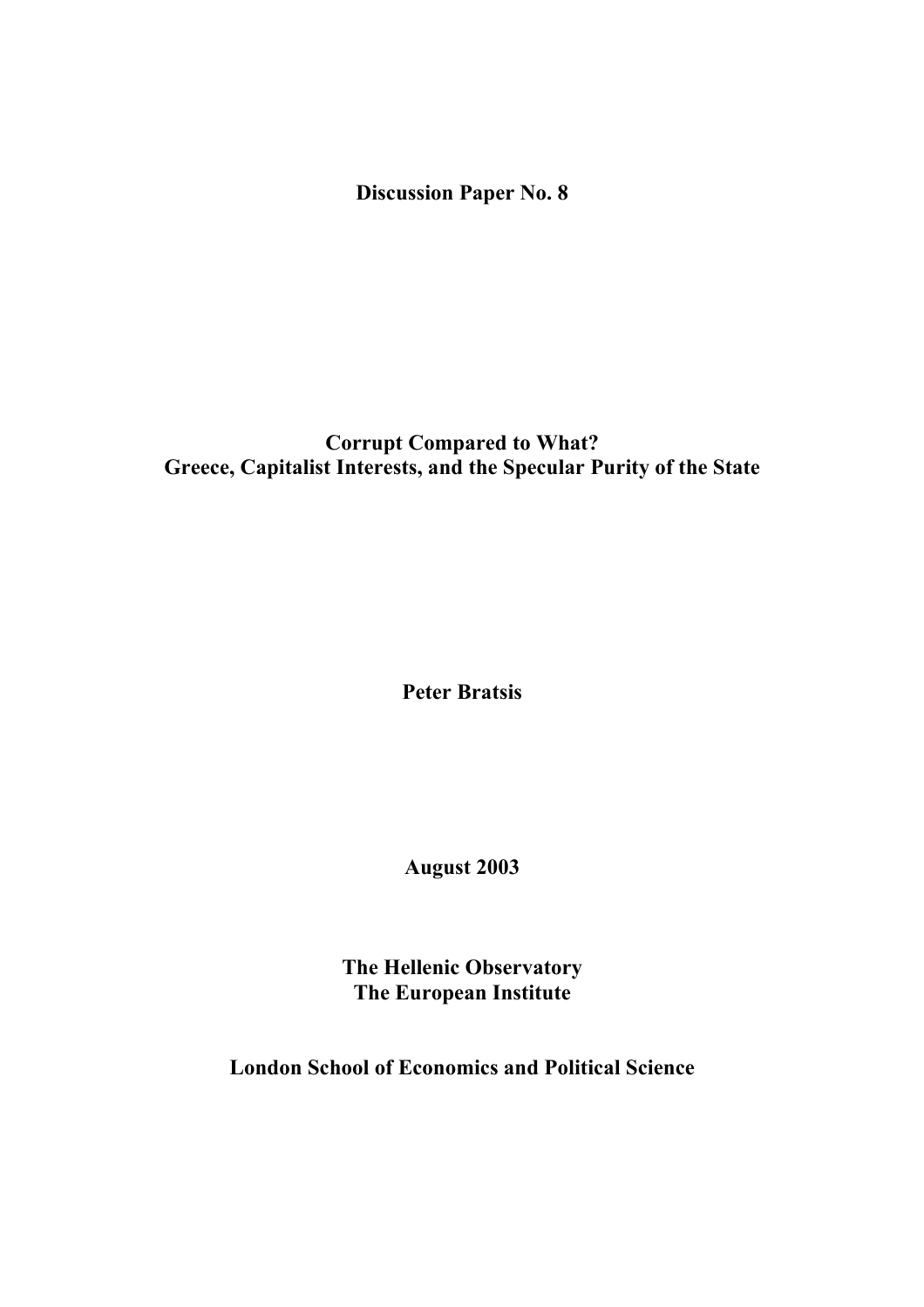**Discussion Paper No. 8**

# Corrupt Compared to What?
# Greece, Capitalist Interests, and the Specular Purity of the State

**Peter Bratsis**

**August 2003**

**The Hellenic Observatory**
**The European Institute**

**London School of Economics and Political Science**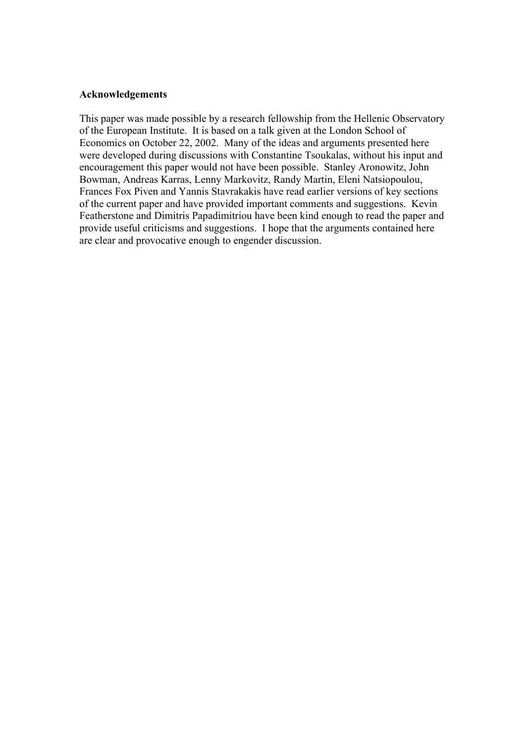**Acknowledgements**

This paper was made possible by a research fellowship from the Hellenic Observatory of the European Institute. It is based on a talk given at the London School of Economics on October 22, 2002. Many of the ideas and arguments presented here were developed during discussions with Constantine Tsoukalas, without his input and encouragement this paper would not have been possible. Stanley Aronowitz, John Bowman, Andreas Karras, Lenny Markovitz, Randy Martin, Eleni Natsiopoulou, Frances Fox Piven and Yannis Stavrakakis have read earlier versions of key sections of the current paper and have provided important comments and suggestions. Kevin Featherstone and Dimitris Papadimitriou have been kind enough to read the paper and provide useful criticisms and suggestions. I hope that the arguments contained here are clear and provocative enough to engender discussion.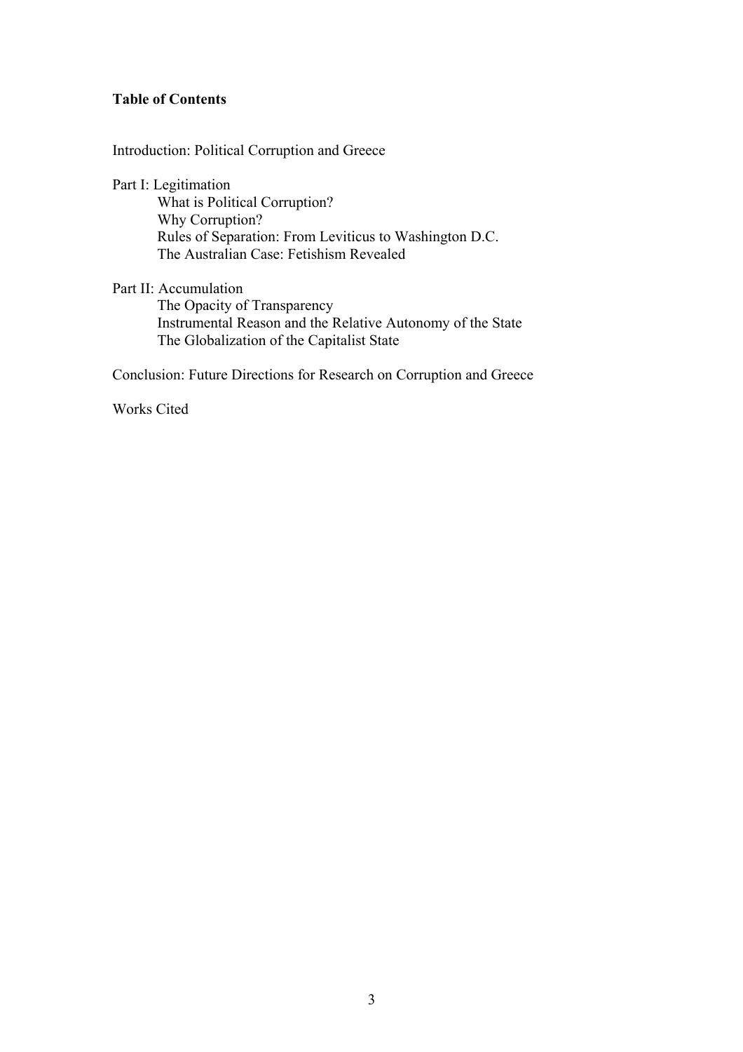**Table of Contents**

Introduction: Political Corruption and Greece

Part I: Legitimation

- What is Political Corruption?
- Why Corruption?
- Rules of Separation: From Leviticus to Washington D.C.
- The Australian Case: Fetishism Revealed

Part II: Accumulation

- The Opacity of Transparency
- Instrumental Reason and the Relative Autonomy of the State
- The Globalization of the Capitalist State

Conclusion: Future Directions for Research on Corruption and Greece

Works Cited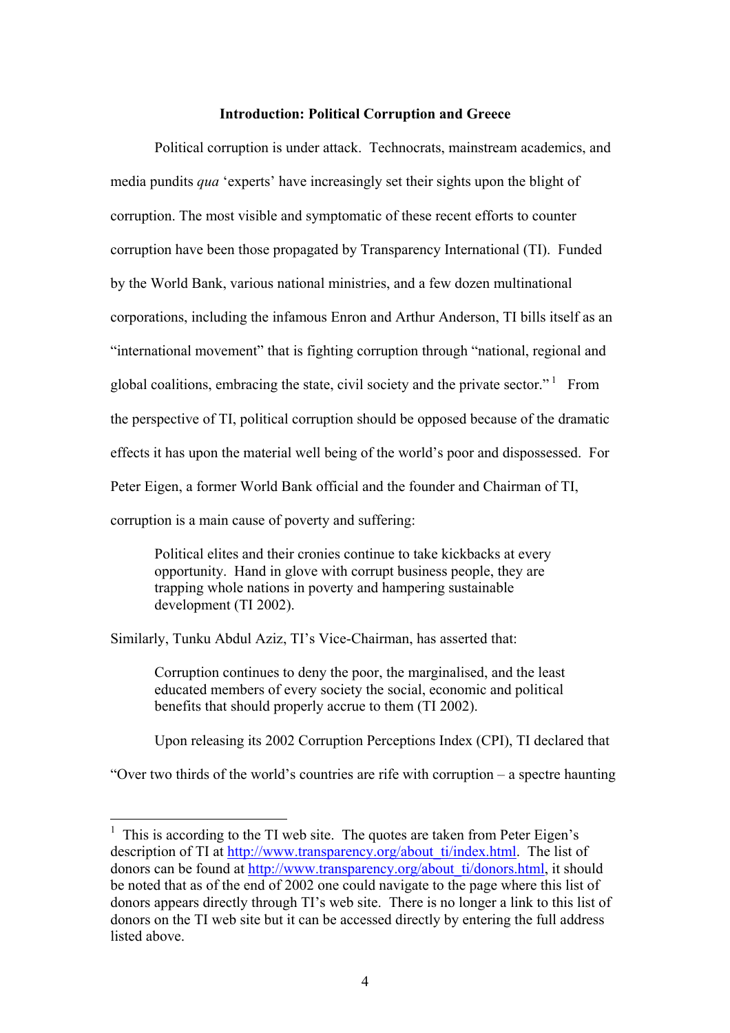**Introduction: Political Corruption and Greece**

Political corruption is under attack. Technocrats, mainstream academics, and media pundits *qua* 'experts' have increasingly set their sights upon the blight of corruption. The most visible and symptomatic of these recent efforts to counter corruption have been those propagated by Transparency International (TI). Funded by the World Bank, various national ministries, and a few dozen multinational corporations, including the infamous Enron and Arthur Anderson, TI bills itself as an "international movement" that is fighting corruption through "national, regional and global coalitions, embracing the state, civil society and the private sector."[1] From the perspective of TI, political corruption should be opposed because of the dramatic effects it has upon the material well being of the world's poor and dispossessed. For Peter Eigen, a former World Bank official and the founder and Chairman of TI, corruption is a main cause of poverty and suffering:

> Political elites and their cronies continue to take kickbacks at every opportunity. Hand in glove with corrupt business people, they are trapping whole nations in poverty and hampering sustainable development (TI 2002).

Similarly, Tunku Abdul Aziz, TI's Vice-Chairman, has asserted that:

> Corruption continues to deny the poor, the marginalised, and the least educated members of every society the social, economic and political benefits that should properly accrue to them (TI 2002).

Upon releasing its 2002 Corruption Perceptions Index (CPI), TI declared that "Over two thirds of the world's countries are rife with corruption – a spectre haunting

---

[1] This is according to the TI web site. The quotes are taken from Peter Eigen's description of TI at http://www.transparency.org/about_ti/index.html. The list of donors can be found at http://www.transparency.org/about_ti/donors.html, it should be noted that as of the end of 2002 one could navigate to the page where this list of donors appears directly through TI's web site. There is no longer a link to this list of donors on the TI web site but it can be accessed directly by entering the full address listed above.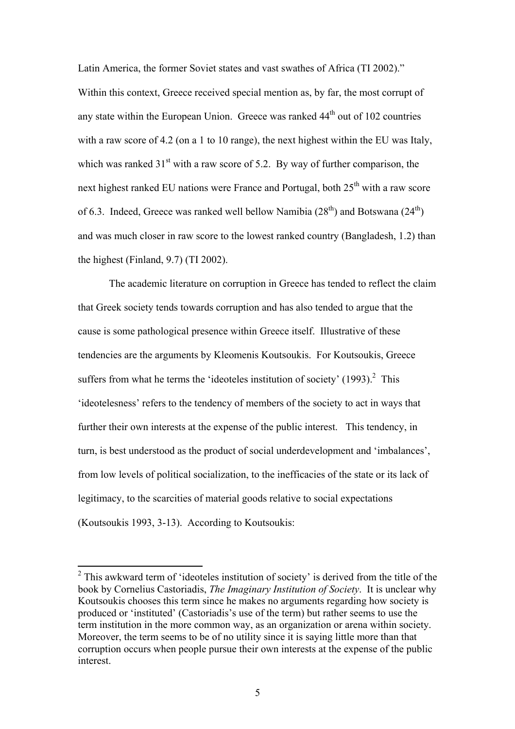Latin America, the former Soviet states and vast swathes of Africa (TI 2002)." Within this context, Greece received special mention as, by far, the most corrupt of any state within the European Union. Greece was ranked 44th out of 102 countries with a raw score of 4.2 (on a 1 to 10 range), the next highest within the EU was Italy, which was ranked 31st with a raw score of 5.2. By way of further comparison, the next highest ranked EU nations were France and Portugal, both 25th with a raw score of 6.3. Indeed, Greece was ranked well bellow Namibia (28th) and Botswana (24th) and was much closer in raw score to the lowest ranked country (Bangladesh, 1.2) than the highest (Finland, 9.7) (TI 2002).

The academic literature on corruption in Greece has tended to reflect the claim that Greek society tends towards corruption and has also tended to argue that the cause is some pathological presence within Greece itself. Illustrative of these tendencies are the arguments by Kleomenis Koutsoukis. For Koutsoukis, Greece suffers from what he terms the 'ideoteles institution of society' (1993).[2] This 'ideotelesness' refers to the tendency of members of the society to act in ways that further their own interests at the expense of the public interest. This tendency, in turn, is best understood as the product of social underdevelopment and 'imbalances', from low levels of political socialization, to the inefficacies of the state or its lack of legitimacy, to the scarcities of material goods relative to social expectations (Koutsoukis 1993, 3-13). According to Koutsoukis:

---

[2] This awkward term of 'ideoteles institution of society' is derived from the title of the book by Cornelius Castoriadis, *The Imaginary Institution of Society*. It is unclear why Koutsoukis chooses this term since he makes no arguments regarding how society is produced or 'instituted' (Castoriadis's use of the term) but rather seems to use the term institution in the more common way, as an organization or arena within society. Moreover, the term seems to be of no utility since it is saying little more than that corruption occurs when people pursue their own interests at the expense of the public interest.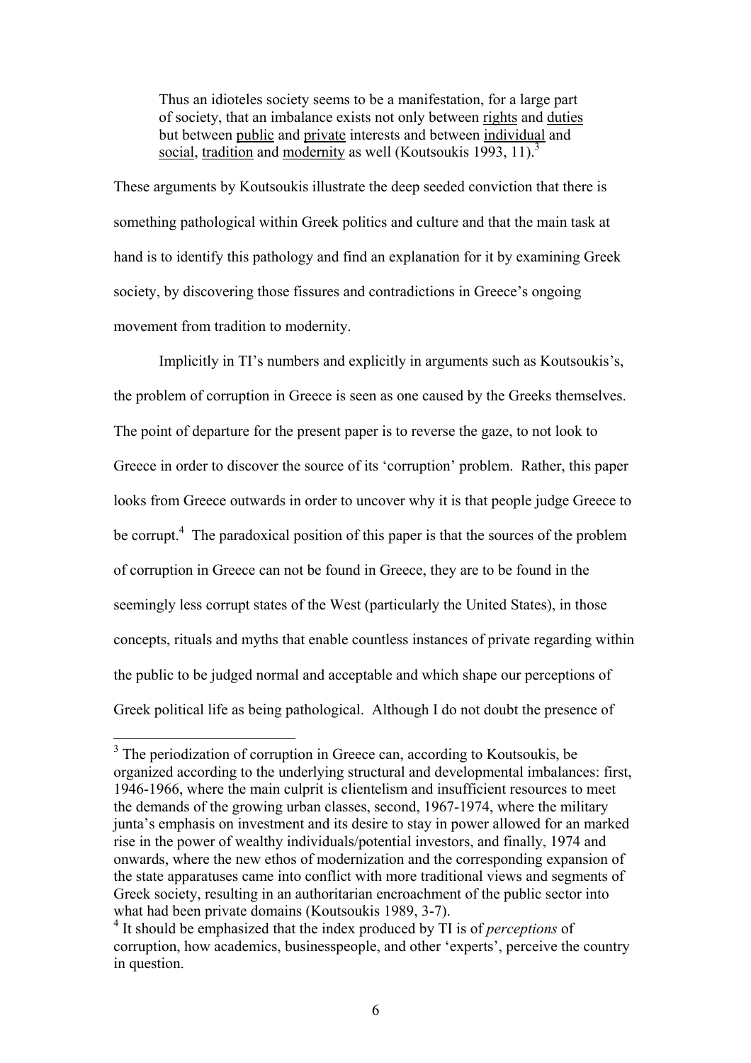> Thus an idioteles society seems to be a manifestation, for a large part of society, that an imbalance exists not only between rights and duties but between public and private interests and between individual and social, tradition and modernity as well (Koutsoukis 1993, 11).[3]

These arguments by Koutsoukis illustrate the deep seeded conviction that there is something pathological within Greek politics and culture and that the main task at hand is to identify this pathology and find an explanation for it by examining Greek society, by discovering those fissures and contradictions in Greece's ongoing movement from tradition to modernity.

Implicitly in TI's numbers and explicitly in arguments such as Koutsoukis's, the problem of corruption in Greece is seen as one caused by the Greeks themselves. The point of departure for the present paper is to reverse the gaze, to not look to Greece in order to discover the source of its 'corruption' problem. Rather, this paper looks from Greece outwards in order to uncover why it is that people judge Greece to be corrupt.[4] The paradoxical position of this paper is that the sources of the problem of corruption in Greece can not be found in Greece, they are to be found in the seemingly less corrupt states of the West (particularly the United States), in those concepts, rituals and myths that enable countless instances of private regarding within the public to be judged normal and acceptable and which shape our perceptions of Greek political life as being pathological. Although I do not doubt the presence of

---

[3] The periodization of corruption in Greece can, according to Koutsoukis, be organized according to the underlying structural and developmental imbalances: first, 1946-1966, where the main culprit is clientelism and insufficient resources to meet the demands of the growing urban classes, second, 1967-1974, where the military junta's emphasis on investment and its desire to stay in power allowed for an marked rise in the power of wealthy individuals/potential investors, and finally, 1974 and onwards, where the new ethos of modernization and the corresponding expansion of the state apparatuses came into conflict with more traditional views and segments of Greek society, resulting in an authoritarian encroachment of the public sector into what had been private domains (Koutsoukis 1989, 3-7).

[4] It should be emphasized that the index produced by TI is of *perceptions* of corruption, how academics, businesspeople, and other 'experts', perceive the country in question.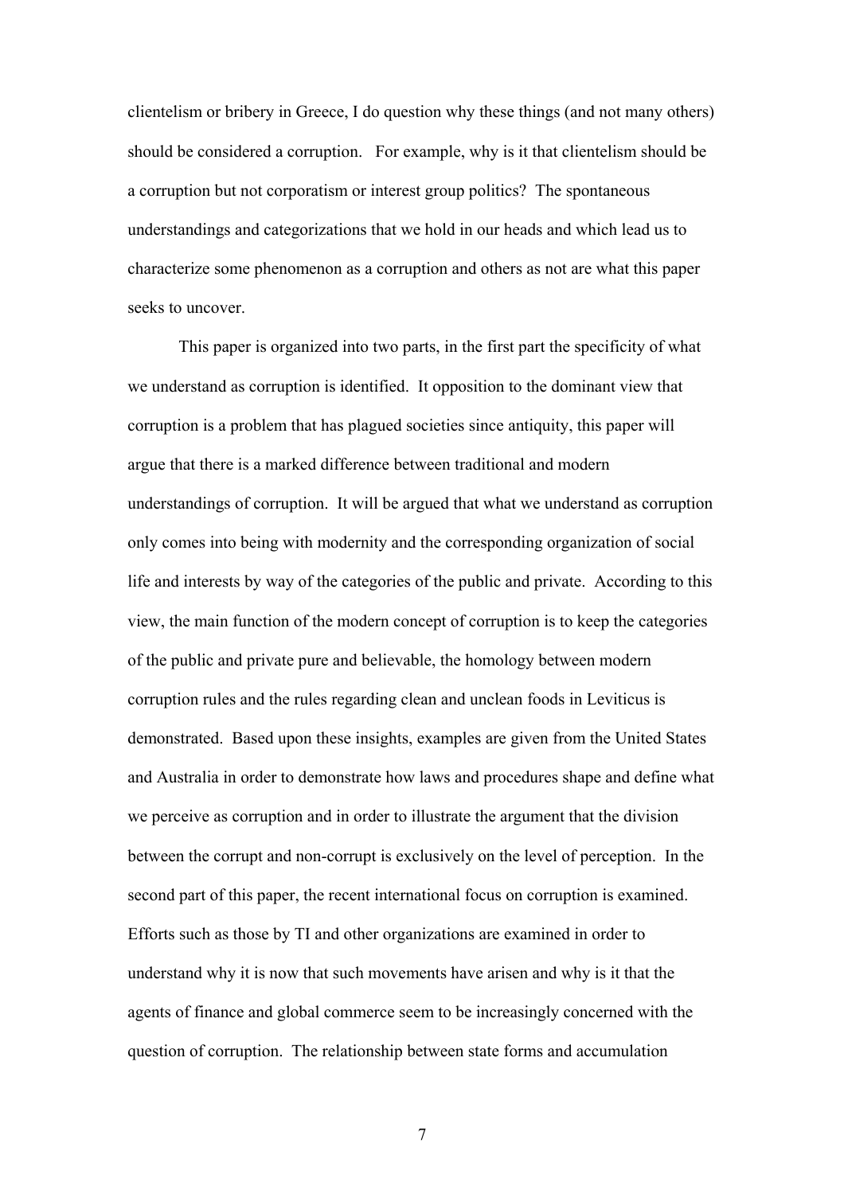clientelism or bribery in Greece, I do question why these things (and not many others) should be considered a corruption. For example, why is it that clientelism should be a corruption but not corporatism or interest group politics? The spontaneous understandings and categorizations that we hold in our heads and which lead us to characterize some phenomenon as a corruption and others as not are what this paper seeks to uncover.

This paper is organized into two parts, in the first part the specificity of what we understand as corruption is identified. It opposition to the dominant view that corruption is a problem that has plagued societies since antiquity, this paper will argue that there is a marked difference between traditional and modern understandings of corruption. It will be argued that what we understand as corruption only comes into being with modernity and the corresponding organization of social life and interests by way of the categories of the public and private. According to this view, the main function of the modern concept of corruption is to keep the categories of the public and private pure and believable, the homology between modern corruption rules and the rules regarding clean and unclean foods in Leviticus is demonstrated. Based upon these insights, examples are given from the United States and Australia in order to demonstrate how laws and procedures shape and define what we perceive as corruption and in order to illustrate the argument that the division between the corrupt and non-corrupt is exclusively on the level of perception. In the second part of this paper, the recent international focus on corruption is examined. Efforts such as those by TI and other organizations are examined in order to understand why it is now that such movements have arisen and why is it that the agents of finance and global commerce seem to be increasingly concerned with the question of corruption. The relationship between state forms and accumulation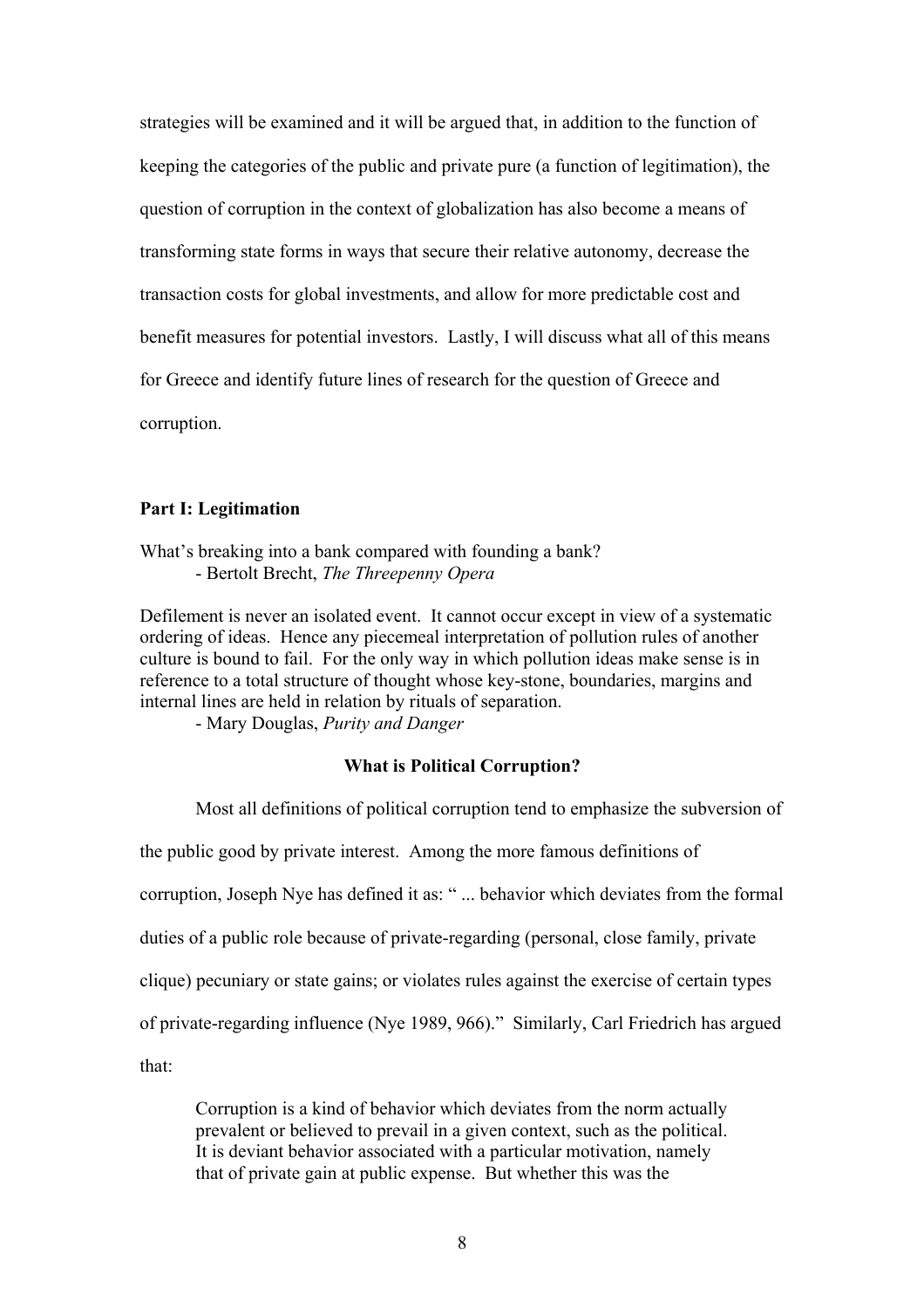strategies will be examined and it will be argued that, in addition to the function of keeping the categories of the public and private pure (a function of legitimation), the question of corruption in the context of globalization has also become a means of transforming state forms in ways that secure their relative autonomy, decrease the transaction costs for global investments, and allow for more predictable cost and benefit measures for potential investors. Lastly, I will discuss what all of this means for Greece and identify future lines of research for the question of Greece and corruption.

## Part I: Legitimation

> What's breaking into a bank compared with founding a bank?
> - Bertolt Brecht, *The Threepenny Opera*

> Defilement is never an isolated event. It cannot occur except in view of a systematic ordering of ideas. Hence any piecemeal interpretation of pollution rules of another culture is bound to fail. For the only way in which pollution ideas make sense is in reference to a total structure of thought whose key-stone, boundaries, margins and internal lines are held in relation by rituals of separation.
> - Mary Douglas, *Purity and Danger*

### What is Political Corruption?

Most all definitions of political corruption tend to emphasize the subversion of the public good by private interest. Among the more famous definitions of corruption, Joseph Nye has defined it as: " ... behavior which deviates from the formal duties of a public role because of private-regarding (personal, close family, private clique) pecuniary or state gains; or violates rules against the exercise of certain types of private-regarding influence (Nye 1989, 966)." Similarly, Carl Friedrich has argued that:

> Corruption is a kind of behavior which deviates from the norm actually prevalent or believed to prevail in a given context, such as the political. It is deviant behavior associated with a particular motivation, namely that of private gain at public expense. But whether this was the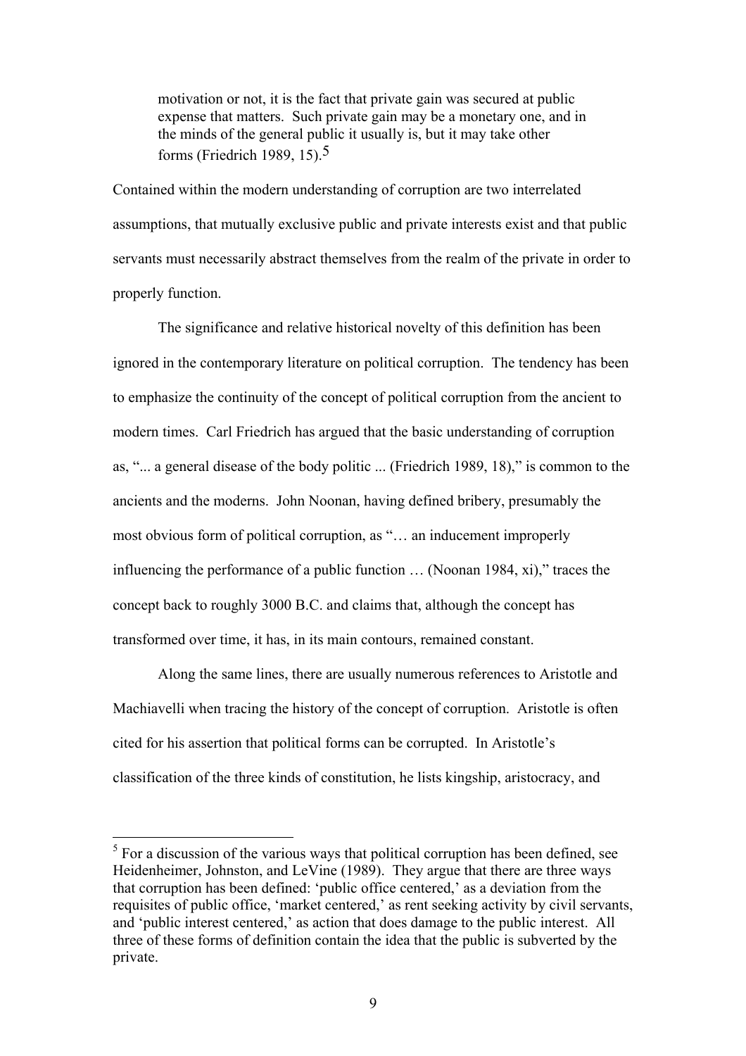> motivation or not, it is the fact that private gain was secured at public expense that matters. Such private gain may be a monetary one, and in the minds of the general public it usually is, but it may take other forms (Friedrich 1989, 15).[5]

Contained within the modern understanding of corruption are two interrelated assumptions, that mutually exclusive public and private interests exist and that public servants must necessarily abstract themselves from the realm of the private in order to properly function.

The significance and relative historical novelty of this definition has been ignored in the contemporary literature on political corruption. The tendency has been to emphasize the continuity of the concept of political corruption from the ancient to modern times. Carl Friedrich has argued that the basic understanding of corruption as, "... a general disease of the body politic ... (Friedrich 1989, 18)," is common to the ancients and the moderns. John Noonan, having defined bribery, presumably the most obvious form of political corruption, as "… an inducement improperly influencing the performance of a public function … (Noonan 1984, xi)," traces the concept back to roughly 3000 B.C. and claims that, although the concept has transformed over time, it has, in its main contours, remained constant.

Along the same lines, there are usually numerous references to Aristotle and Machiavelli when tracing the history of the concept of corruption. Aristotle is often cited for his assertion that political forms can be corrupted. In Aristotle's classification of the three kinds of constitution, he lists kingship, aristocracy, and

[5] For a discussion of the various ways that political corruption has been defined, see Heidenheimer, Johnston, and LeVine (1989). They argue that there are three ways that corruption has been defined: 'public office centered,' as a deviation from the requisites of public office, 'market centered,' as rent seeking activity by civil servants, and 'public interest centered,' as action that does damage to the public interest. All three of these forms of definition contain the idea that the public is subverted by the private.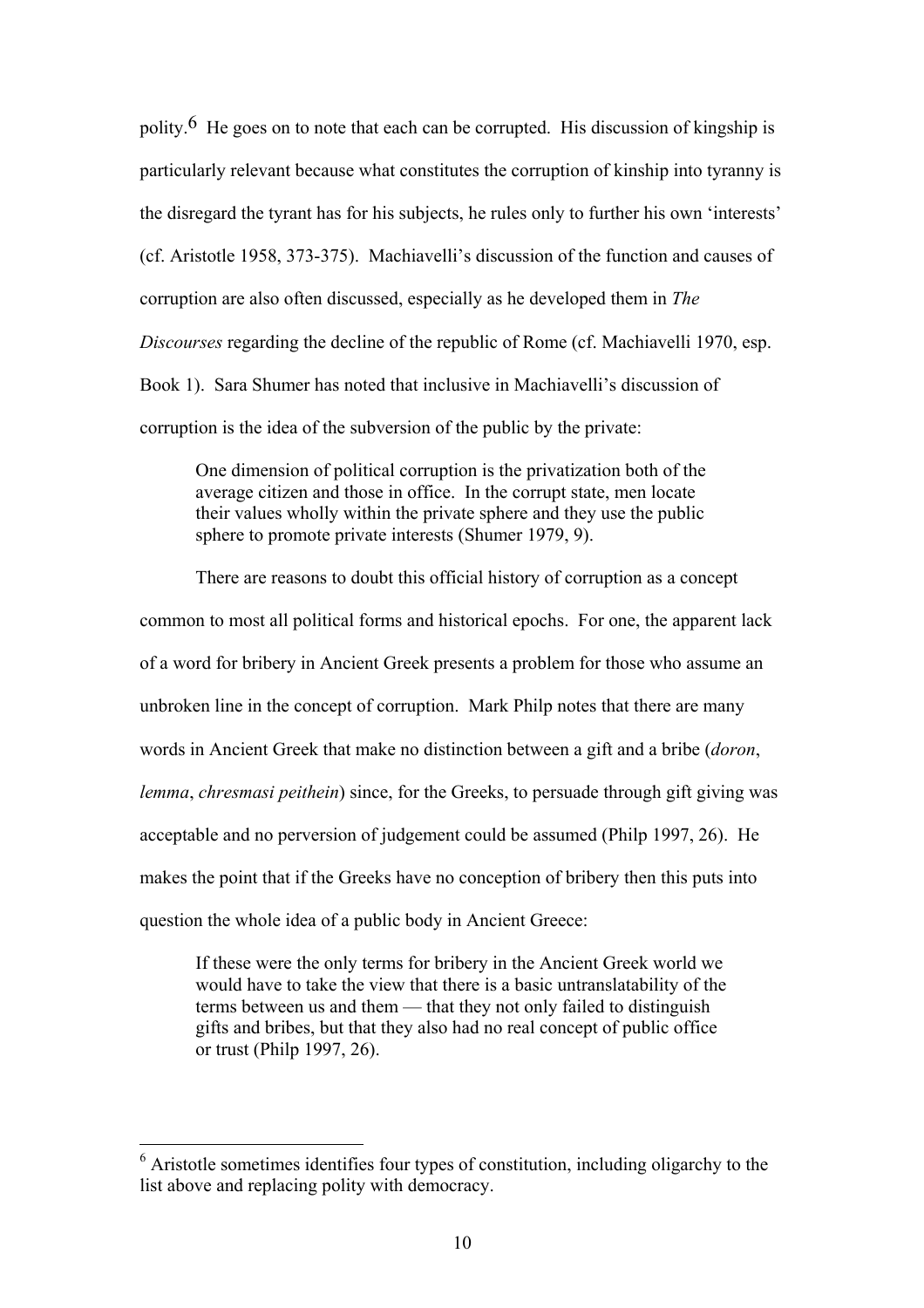polity.[6] He goes on to note that each can be corrupted. His discussion of kingship is particularly relevant because what constitutes the corruption of kinship into tyranny is the disregard the tyrant has for his subjects, he rules only to further his own 'interests' (cf. Aristotle 1958, 373-375). Machiavelli's discussion of the function and causes of corruption are also often discussed, especially as he developed them in *The Discourses* regarding the decline of the republic of Rome (cf. Machiavelli 1970, esp. Book 1). Sara Shumer has noted that inclusive in Machiavelli's discussion of corruption is the idea of the subversion of the public by the private:

> One dimension of political corruption is the privatization both of the average citizen and those in office. In the corrupt state, men locate their values wholly within the private sphere and they use the public sphere to promote private interests (Shumer 1979, 9).

There are reasons to doubt this official history of corruption as a concept common to most all political forms and historical epochs. For one, the apparent lack of a word for bribery in Ancient Greek presents a problem for those who assume an unbroken line in the concept of corruption. Mark Philp notes that there are many words in Ancient Greek that make no distinction between a gift and a bribe (*doron*, *lemma*, *chresmasi peithein*) since, for the Greeks, to persuade through gift giving was acceptable and no perversion of judgement could be assumed (Philp 1997, 26). He makes the point that if the Greeks have no conception of bribery then this puts into question the whole idea of a public body in Ancient Greece:

> If these were the only terms for bribery in the Ancient Greek world we would have to take the view that there is a basic untranslatability of the terms between us and them — that they not only failed to distinguish gifts and bribes, but that they also had no real concept of public office or trust (Philp 1997, 26).

[6] Aristotle sometimes identifies four types of constitution, including oligarchy to the list above and replacing polity with democracy.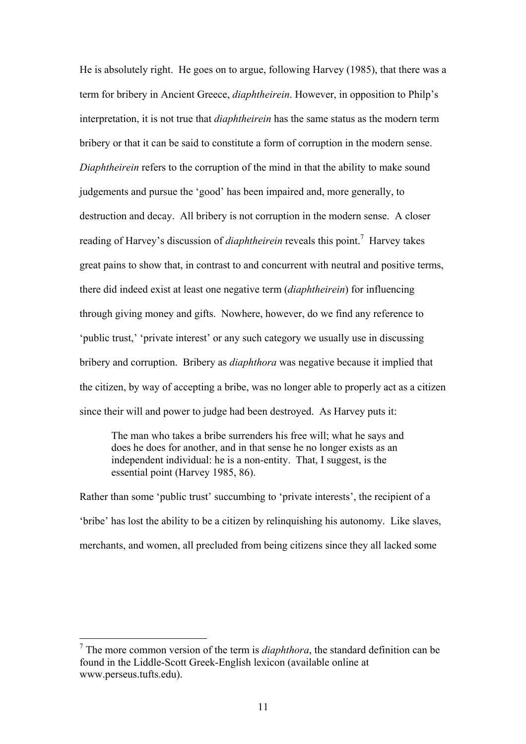He is absolutely right. He goes on to argue, following Harvey (1985), that there was a term for bribery in Ancient Greece, *diaphtheirein*. However, in opposition to Philp's interpretation, it is not true that *diaphtheirein* has the same status as the modern term bribery or that it can be said to constitute a form of corruption in the modern sense. *Diaphtheirein* refers to the corruption of the mind in that the ability to make sound judgements and pursue the 'good' has been impaired and, more generally, to destruction and decay. All bribery is not corruption in the modern sense. A closer reading of Harvey's discussion of *diaphtheirein* reveals this point.[7] Harvey takes great pains to show that, in contrast to and concurrent with neutral and positive terms, there did indeed exist at least one negative term (*diaphtheirein*) for influencing through giving money and gifts. Nowhere, however, do we find any reference to 'public trust,' 'private interest' or any such category we usually use in discussing bribery and corruption. Bribery as *diaphthora* was negative because it implied that the citizen, by way of accepting a bribe, was no longer able to properly act as a citizen since their will and power to judge had been destroyed. As Harvey puts it:

> The man who takes a bribe surrenders his free will; what he says and does he does for another, and in that sense he no longer exists as an independent individual: he is a non-entity. That, I suggest, is the essential point (Harvey 1985, 86).

Rather than some 'public trust' succumbing to 'private interests', the recipient of a 'bribe' has lost the ability to be a citizen by relinquishing his autonomy. Like slaves, merchants, and women, all precluded from being citizens since they all lacked some

---

[7] The more common version of the term is *diaphthora*, the standard definition can be found in the Liddle-Scott Greek-English lexicon (available online at www.perseus.tufts.edu).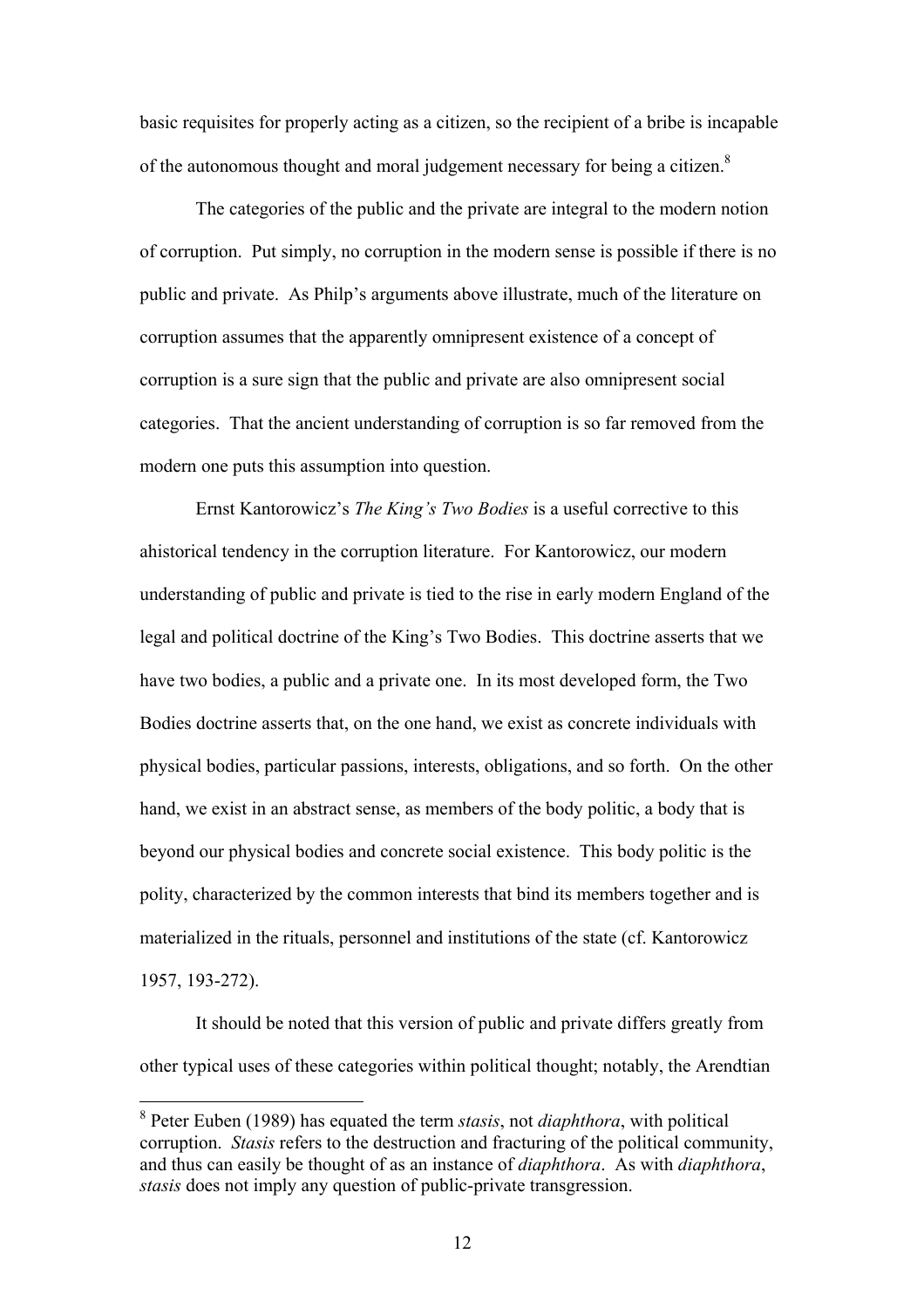basic requisites for properly acting as a citizen, so the recipient of a bribe is incapable of the autonomous thought and moral judgement necessary for being a citizen.[8]

The categories of the public and the private are integral to the modern notion of corruption. Put simply, no corruption in the modern sense is possible if there is no public and private. As Philp's arguments above illustrate, much of the literature on corruption assumes that the apparently omnipresent existence of a concept of corruption is a sure sign that the public and private are also omnipresent social categories. That the ancient understanding of corruption is so far removed from the modern one puts this assumption into question.

Ernst Kantorowicz's *The King's Two Bodies* is a useful corrective to this ahistorical tendency in the corruption literature. For Kantorowicz, our modern understanding of public and private is tied to the rise in early modern England of the legal and political doctrine of the King's Two Bodies. This doctrine asserts that we have two bodies, a public and a private one. In its most developed form, the Two Bodies doctrine asserts that, on the one hand, we exist as concrete individuals with physical bodies, particular passions, interests, obligations, and so forth. On the other hand, we exist in an abstract sense, as members of the body politic, a body that is beyond our physical bodies and concrete social existence. This body politic is the polity, characterized by the common interests that bind its members together and is materialized in the rituals, personnel and institutions of the state (cf. Kantorowicz 1957, 193-272).

It should be noted that this version of public and private differs greatly from other typical uses of these categories within political thought; notably, the Arendtian

---

[8] Peter Euben (1989) has equated the term *stasis*, not *diaphthora*, with political corruption. *Stasis* refers to the destruction and fracturing of the political community, and thus can easily be thought of as an instance of *diaphthora*. As with *diaphthora*, *stasis* does not imply any question of public-private transgression.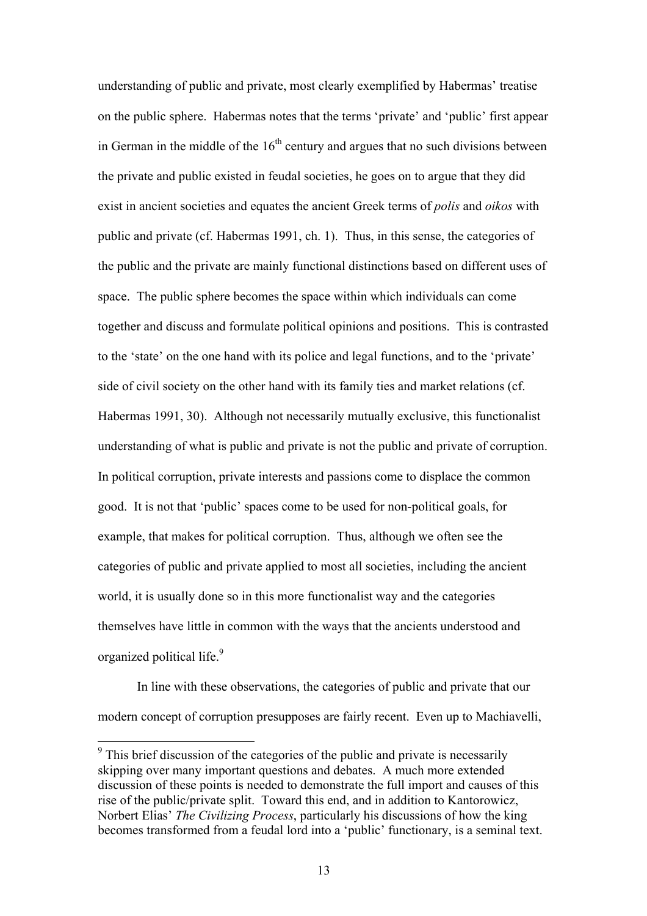understanding of public and private, most clearly exemplified by Habermas' treatise on the public sphere. Habermas notes that the terms 'private' and 'public' first appear in German in the middle of the $16^{th}$ century and argues that no such divisions between the private and public existed in feudal societies, he goes on to argue that they did exist in ancient societies and equates the ancient Greek terms of *polis* and *oikos* with public and private (cf. Habermas 1991, ch. 1). Thus, in this sense, the categories of the public and the private are mainly functional distinctions based on different uses of space. The public sphere becomes the space within which individuals can come together and discuss and formulate political opinions and positions. This is contrasted to the 'state' on the one hand with its police and legal functions, and to the 'private' side of civil society on the other hand with its family ties and market relations (cf. Habermas 1991, 30). Although not necessarily mutually exclusive, this functionalist understanding of what is public and private is not the public and private of corruption. In political corruption, private interests and passions come to displace the common good. It is not that 'public' spaces come to be used for non-political goals, for example, that makes for political corruption. Thus, although we often see the categories of public and private applied to most all societies, including the ancient world, it is usually done so in this more functionalist way and the categories themselves have little in common with the ways that the ancients understood and organized political life.[9]

In line with these observations, the categories of public and private that our modern concept of corruption presupposes are fairly recent. Even up to Machiavelli,

---

[9] This brief discussion of the categories of the public and private is necessarily skipping over many important questions and debates. A much more extended discussion of these points is needed to demonstrate the full import and causes of this rise of the public/private split. Toward this end, and in addition to Kantorowicz, Norbert Elias' *The Civilizing Process*, particularly his discussions of how the king becomes transformed from a feudal lord into a 'public' functionary, is a seminal text.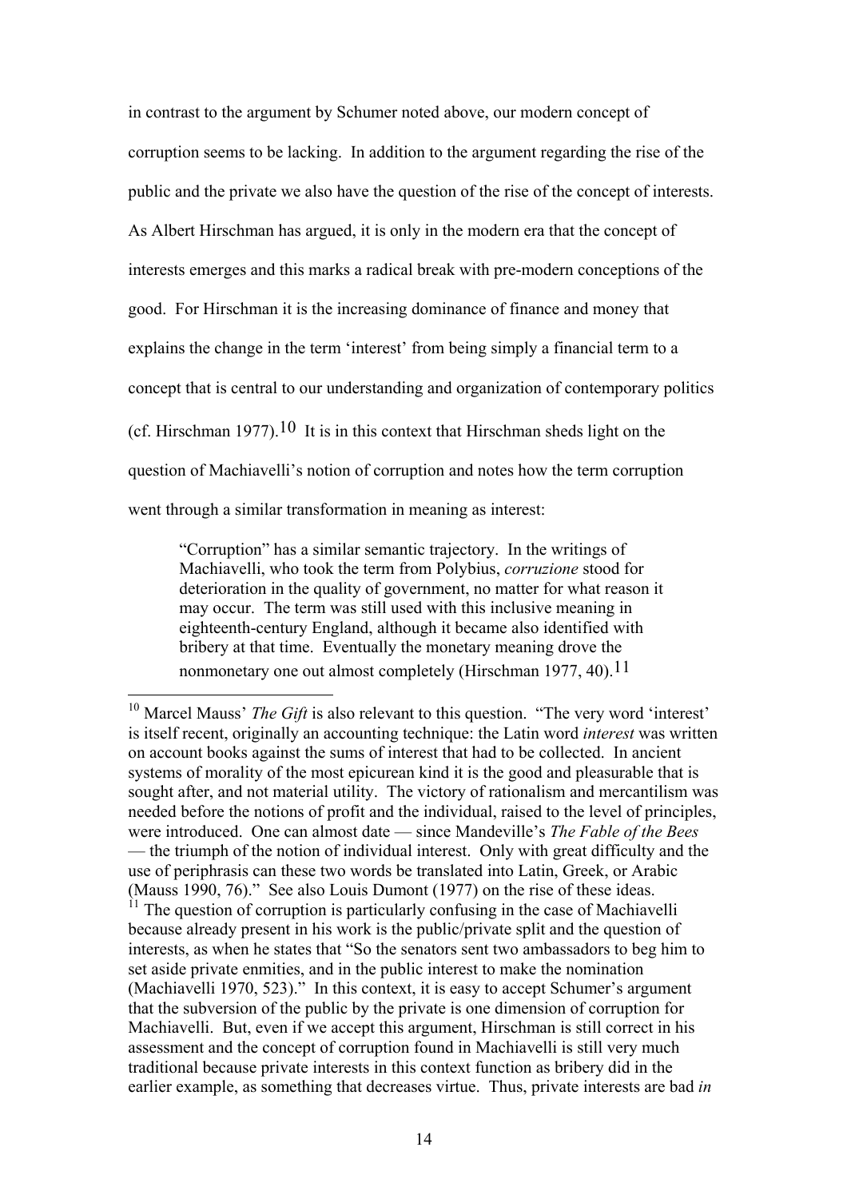in contrast to the argument by Schumer noted above, our modern concept of corruption seems to be lacking. In addition to the argument regarding the rise of the public and the private we also have the question of the rise of the concept of interests. As Albert Hirschman has argued, it is only in the modern era that the concept of interests emerges and this marks a radical break with pre-modern conceptions of the good. For Hirschman it is the increasing dominance of finance and money that explains the change in the term 'interest' from being simply a financial term to a concept that is central to our understanding and organization of contemporary politics (cf. Hirschman 1977).[10] It is in this context that Hirschman sheds light on the question of Machiavelli's notion of corruption and notes how the term corruption went through a similar transformation in meaning as interest:

> "Corruption" has a similar semantic trajectory. In the writings of Machiavelli, who took the term from Polybius, *corruzione* stood for deterioration in the quality of government, no matter for what reason it may occur. The term was still used with this inclusive meaning in eighteenth-century England, although it became also identified with bribery at that time. Eventually the monetary meaning drove the nonmonetary one out almost completely (Hirschman 1977, 40).[11]

---

[10] Marcel Mauss' *The Gift* is also relevant to this question. "The very word 'interest' is itself recent, originally an accounting technique: the Latin word *interest* was written on account books against the sums of interest that had to be collected. In ancient systems of morality of the most epicurean kind it is the good and pleasurable that is sought after, and not material utility. The victory of rationalism and mercantilism was needed before the notions of profit and the individual, raised to the level of principles, were introduced. One can almost date — since Mandeville's *The Fable of the Bees* — the triumph of the notion of individual interest. Only with great difficulty and the use of periphrasis can these two words be translated into Latin, Greek, or Arabic (Mauss 1990, 76)." See also Louis Dumont (1977) on the rise of these ideas.

[11] The question of corruption is particularly confusing in the case of Machiavelli because already present in his work is the public/private split and the question of interests, as when he states that "So the senators sent two ambassadors to beg him to set aside private enmities, and in the public interest to make the nomination (Machiavelli 1970, 523)." In this context, it is easy to accept Schumer's argument that the subversion of the public by the private is one dimension of corruption for Machiavelli. But, even if we accept this argument, Hirschman is still correct in his assessment and the concept of corruption found in Machiavelli is still very much traditional because private interests in this context function as bribery did in the earlier example, as something that decreases virtue. Thus, private interests are bad *in*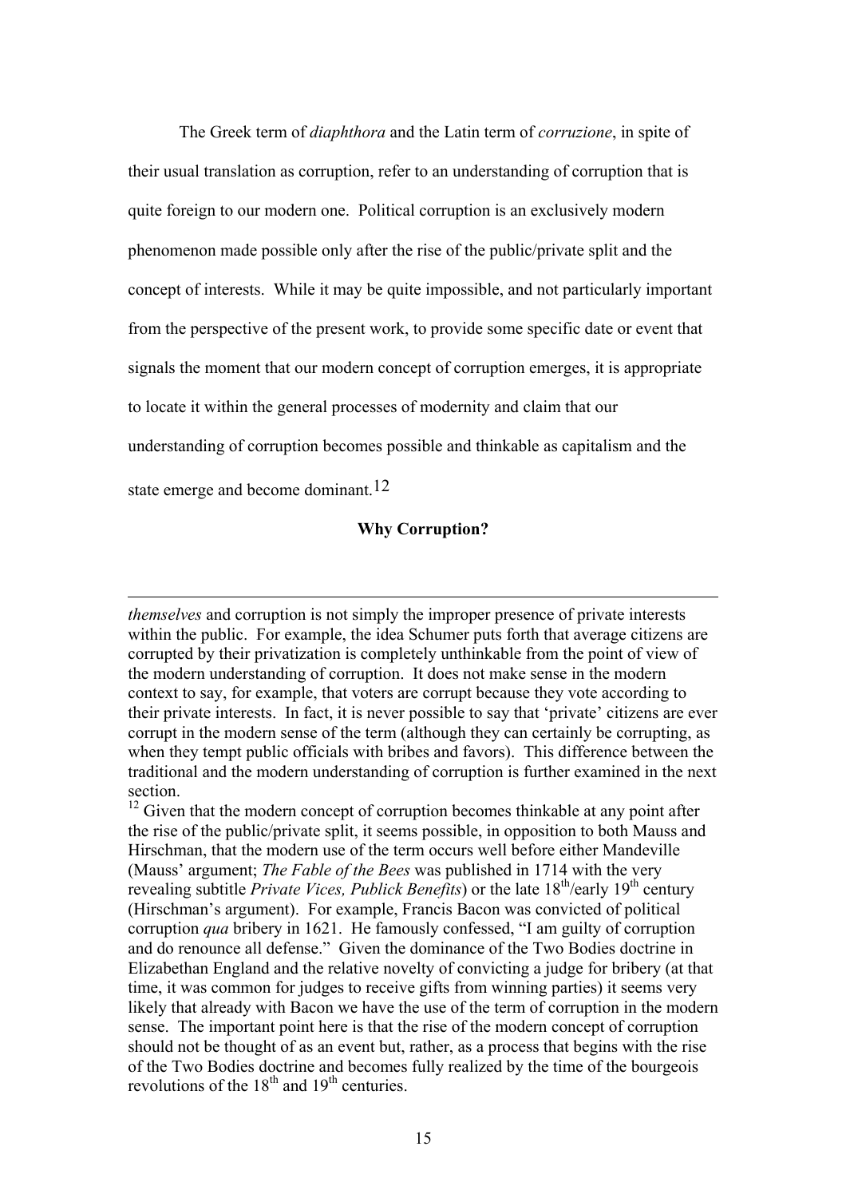The Greek term of *diaphthora* and the Latin term of *corruzione*, in spite of their usual translation as corruption, refer to an understanding of corruption that is quite foreign to our modern one. Political corruption is an exclusively modern phenomenon made possible only after the rise of the public/private split and the concept of interests. While it may be quite impossible, and not particularly important from the perspective of the present work, to provide some specific date or event that signals the moment that our modern concept of corruption emerges, it is appropriate to locate it within the general processes of modernity and claim that our understanding of corruption becomes possible and thinkable as capitalism and the state emerge and become dominant.[12]

### Why Corruption?

---

*themselves* and corruption is not simply the improper presence of private interests within the public. For example, the idea Schumer puts forth that average citizens are corrupted by their privatization is completely unthinkable from the point of view of the modern understanding of corruption. It does not make sense in the modern context to say, for example, that voters are corrupt because they vote according to their private interests. In fact, it is never possible to say that 'private' citizens are ever corrupt in the modern sense of the term (although they can certainly be corrupting, as when they tempt public officials with bribes and favors). This difference between the traditional and the modern understanding of corruption is further examined in the next section.

[12] Given that the modern concept of corruption becomes thinkable at any point after the rise of the public/private split, it seems possible, in opposition to both Mauss and Hirschman, that the modern use of the term occurs well before either Mandeville (Mauss' argument; *The Fable of the Bees* was published in 1714 with the very revealing subtitle *Private Vices, Publick Benefits*) or the late 18th/early 19th century (Hirschman's argument). For example, Francis Bacon was convicted of political corruption *qua* bribery in 1621. He famously confessed, "I am guilty of corruption and do renounce all defense." Given the dominance of the Two Bodies doctrine in Elizabethan England and the relative novelty of convicting a judge for bribery (at that time, it was common for judges to receive gifts from winning parties) it seems very likely that already with Bacon we have the use of the term of corruption in the modern sense. The important point here is that the rise of the modern concept of corruption should not be thought of as an event but, rather, as a process that begins with the rise of the Two Bodies doctrine and becomes fully realized by the time of the bourgeois revolutions of the 18th and 19th centuries.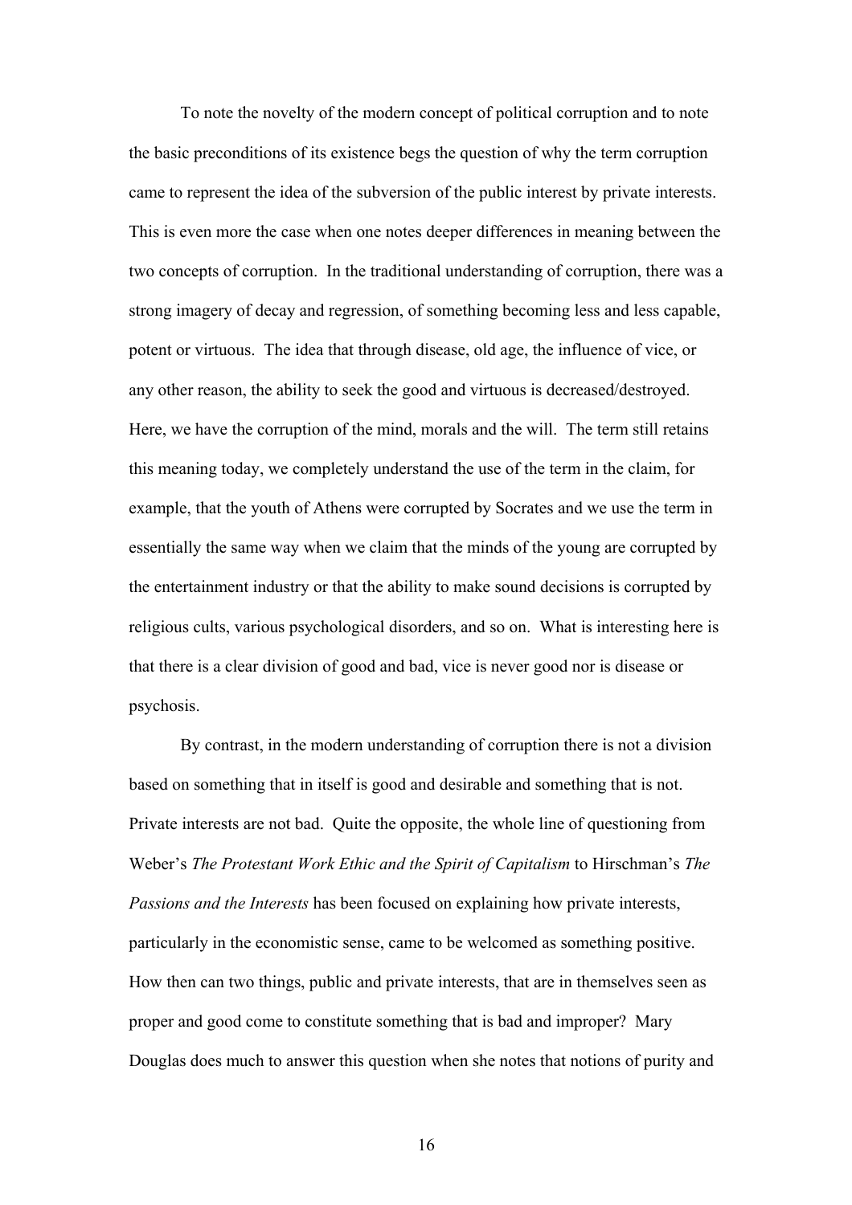To note the novelty of the modern concept of political corruption and to note the basic preconditions of its existence begs the question of why the term corruption came to represent the idea of the subversion of the public interest by private interests. This is even more the case when one notes deeper differences in meaning between the two concepts of corruption. In the traditional understanding of corruption, there was a strong imagery of decay and regression, of something becoming less and less capable, potent or virtuous. The idea that through disease, old age, the influence of vice, or any other reason, the ability to seek the good and virtuous is decreased/destroyed. Here, we have the corruption of the mind, morals and the will. The term still retains this meaning today, we completely understand the use of the term in the claim, for example, that the youth of Athens were corrupted by Socrates and we use the term in essentially the same way when we claim that the minds of the young are corrupted by the entertainment industry or that the ability to make sound decisions is corrupted by religious cults, various psychological disorders, and so on. What is interesting here is that there is a clear division of good and bad, vice is never good nor is disease or psychosis.

By contrast, in the modern understanding of corruption there is not a division based on something that in itself is good and desirable and something that is not. Private interests are not bad. Quite the opposite, the whole line of questioning from Weber's *The Protestant Work Ethic and the Spirit of Capitalism* to Hirschman's *The Passions and the Interests* has been focused on explaining how private interests, particularly in the economistic sense, came to be welcomed as something positive. How then can two things, public and private interests, that are in themselves seen as proper and good come to constitute something that is bad and improper? Mary Douglas does much to answer this question when she notes that notions of purity and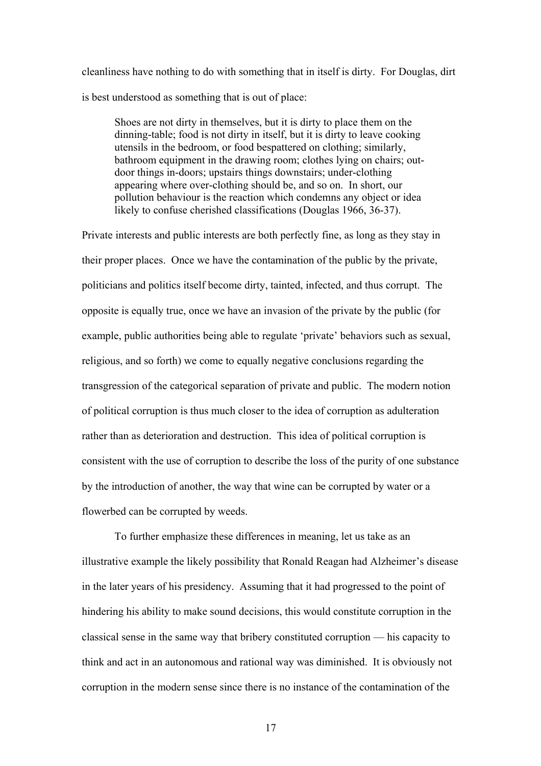cleanliness have nothing to do with something that in itself is dirty. For Douglas, dirt is best understood as something that is out of place:

> Shoes are not dirty in themselves, but it is dirty to place them on the dinning-table; food is not dirty in itself, but it is dirty to leave cooking utensils in the bedroom, or food bespattered on clothing; similarly, bathroom equipment in the drawing room; clothes lying on chairs; out-door things in-doors; upstairs things downstairs; under-clothing appearing where over-clothing should be, and so on. In short, our pollution behaviour is the reaction which condemns any object or idea likely to confuse cherished classifications (Douglas 1966, 36-37).

Private interests and public interests are both perfectly fine, as long as they stay in their proper places. Once we have the contamination of the public by the private, politicians and politics itself become dirty, tainted, infected, and thus corrupt. The opposite is equally true, once we have an invasion of the private by the public (for example, public authorities being able to regulate 'private' behaviors such as sexual, religious, and so forth) we come to equally negative conclusions regarding the transgression of the categorical separation of private and public. The modern notion of political corruption is thus much closer to the idea of corruption as adulteration rather than as deterioration and destruction. This idea of political corruption is consistent with the use of corruption to describe the loss of the purity of one substance by the introduction of another, the way that wine can be corrupted by water or a flowerbed can be corrupted by weeds.

To further emphasize these differences in meaning, let us take as an illustrative example the likely possibility that Ronald Reagan had Alzheimer's disease in the later years of his presidency. Assuming that it had progressed to the point of hindering his ability to make sound decisions, this would constitute corruption in the classical sense in the same way that bribery constituted corruption — his capacity to think and act in an autonomous and rational way was diminished. It is obviously not corruption in the modern sense since there is no instance of the contamination of the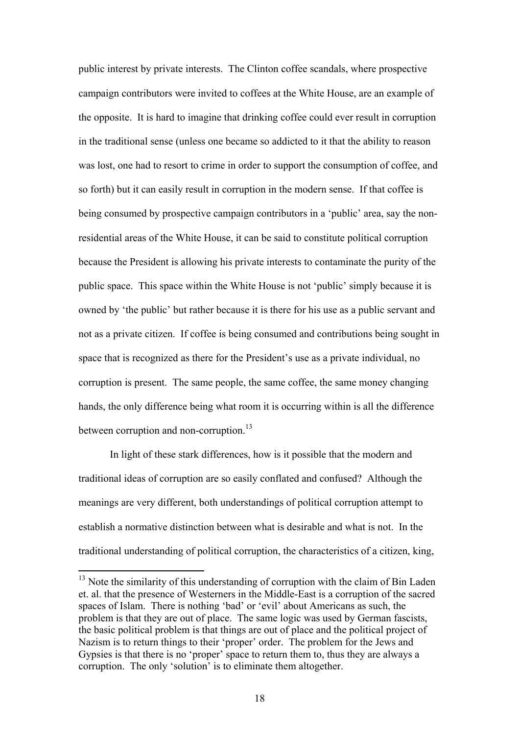public interest by private interests. The Clinton coffee scandals, where prospective campaign contributors were invited to coffees at the White House, are an example of the opposite. It is hard to imagine that drinking coffee could ever result in corruption in the traditional sense (unless one became so addicted to it that the ability to reason was lost, one had to resort to crime in order to support the consumption of coffee, and so forth) but it can easily result in corruption in the modern sense. If that coffee is being consumed by prospective campaign contributors in a 'public' area, say the non-residential areas of the White House, it can be said to constitute political corruption because the President is allowing his private interests to contaminate the purity of the public space. This space within the White House is not 'public' simply because it is owned by 'the public' but rather because it is there for his use as a public servant and not as a private citizen. If coffee is being consumed and contributions being sought in space that is recognized as there for the President's use as a private individual, no corruption is present. The same people, the same coffee, the same money changing hands, the only difference being what room it is occurring within is all the difference between corruption and non-corruption.[13]

In light of these stark differences, how is it possible that the modern and traditional ideas of corruption are so easily conflated and confused? Although the meanings are very different, both understandings of political corruption attempt to establish a normative distinction between what is desirable and what is not. In the traditional understanding of political corruption, the characteristics of a citizen, king,

---

[13] Note the similarity of this understanding of corruption with the claim of Bin Laden et. al. that the presence of Westerners in the Middle-East is a corruption of the sacred spaces of Islam. There is nothing 'bad' or 'evil' about Americans as such, the problem is that they are out of place. The same logic was used by German fascists, the basic political problem is that things are out of place and the political project of Nazism is to return things to their 'proper' order. The problem for the Jews and Gypsies is that there is no 'proper' space to return them to, thus they are always a corruption. The only 'solution' is to eliminate them altogether.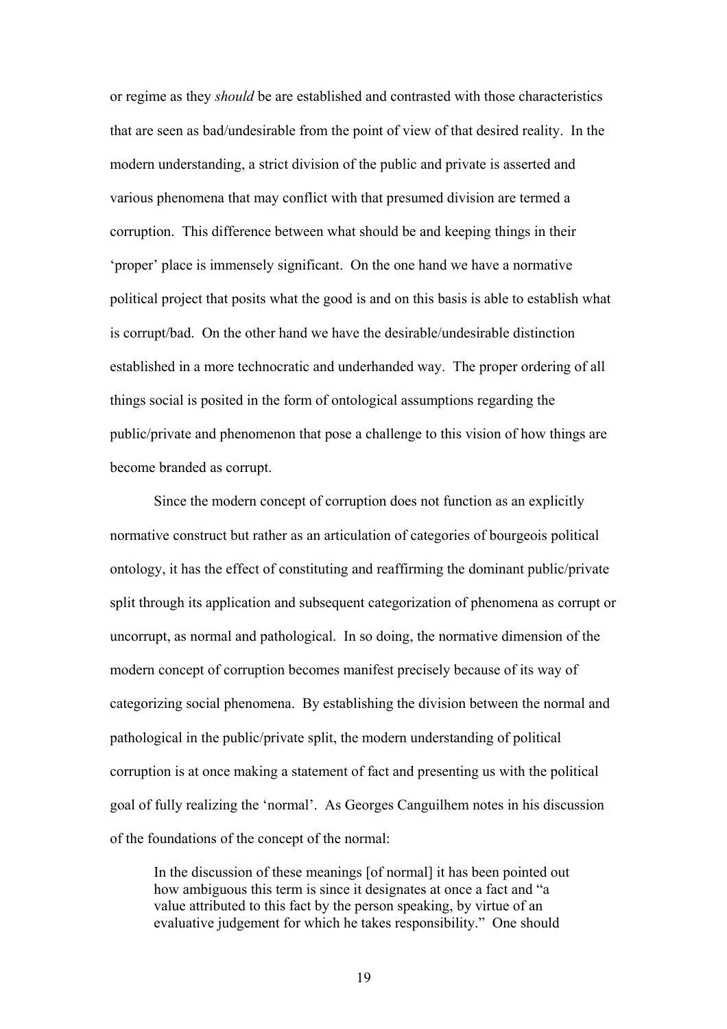or regime as they *should* be are established and contrasted with those characteristics that are seen as bad/undesirable from the point of view of that desired reality. In the modern understanding, a strict division of the public and private is asserted and various phenomena that may conflict with that presumed division are termed a corruption. This difference between what should be and keeping things in their 'proper' place is immensely significant. On the one hand we have a normative political project that posits what the good is and on this basis is able to establish what is corrupt/bad. On the other hand we have the desirable/undesirable distinction established in a more technocratic and underhanded way. The proper ordering of all things social is posited in the form of ontological assumptions regarding the public/private and phenomenon that pose a challenge to this vision of how things are become branded as corrupt.

Since the modern concept of corruption does not function as an explicitly normative construct but rather as an articulation of categories of bourgeois political ontology, it has the effect of constituting and reaffirming the dominant public/private split through its application and subsequent categorization of phenomena as corrupt or uncorrupt, as normal and pathological. In so doing, the normative dimension of the modern concept of corruption becomes manifest precisely because of its way of categorizing social phenomena. By establishing the division between the normal and pathological in the public/private split, the modern understanding of political corruption is at once making a statement of fact and presenting us with the political goal of fully realizing the 'normal'. As Georges Canguilhem notes in his discussion of the foundations of the concept of the normal:

> In the discussion of these meanings [of normal] it has been pointed out how ambiguous this term is since it designates at once a fact and "a value attributed to this fact by the person speaking, by virtue of an evaluative judgement for which he takes responsibility." One should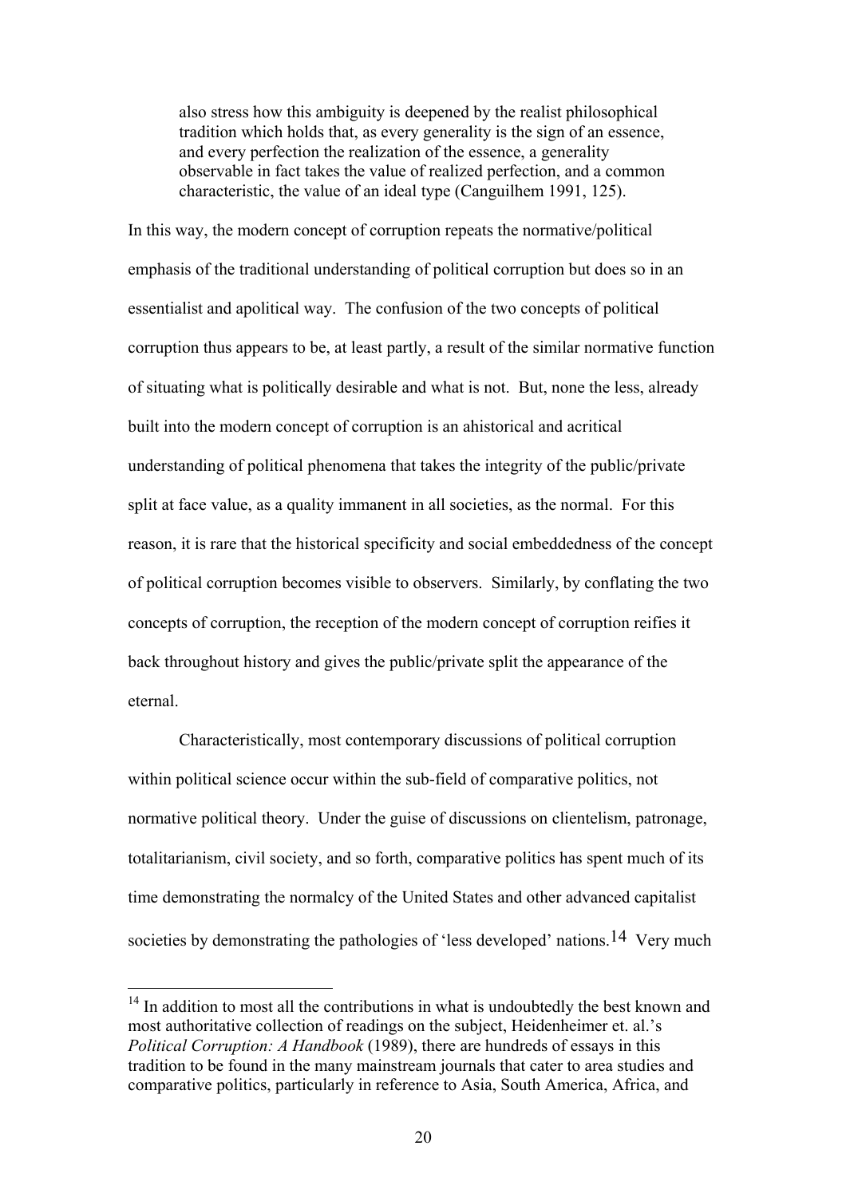> also stress how this ambiguity is deepened by the realist philosophical tradition which holds that, as every generality is the sign of an essence, and every perfection the realization of the essence, a generality observable in fact takes the value of realized perfection, and a common characteristic, the value of an ideal type (Canguilhem 1991, 125).

In this way, the modern concept of corruption repeats the normative/political emphasis of the traditional understanding of political corruption but does so in an essentialist and apolitical way. The confusion of the two concepts of political corruption thus appears to be, at least partly, a result of the similar normative function of situating what is politically desirable and what is not. But, none the less, already built into the modern concept of corruption is an ahistorical and acritical understanding of political phenomena that takes the integrity of the public/private split at face value, as a quality immanent in all societies, as the normal. For this reason, it is rare that the historical specificity and social embeddedness of the concept of political corruption becomes visible to observers. Similarly, by conflating the two concepts of corruption, the reception of the modern concept of corruption reifies it back throughout history and gives the public/private split the appearance of the eternal.

Characteristically, most contemporary discussions of political corruption within political science occur within the sub-field of comparative politics, not normative political theory. Under the guise of discussions on clientelism, patronage, totalitarianism, civil society, and so forth, comparative politics has spent much of its time demonstrating the normalcy of the United States and other advanced capitalist societies by demonstrating the pathologies of 'less developed' nations.[14] Very much

---

[14] In addition to most all the contributions in what is undoubtedly the best known and most authoritative collection of readings on the subject, Heidenheimer et. al.'s *Political Corruption: A Handbook* (1989), there are hundreds of essays in this tradition to be found in the many mainstream journals that cater to area studies and comparative politics, particularly in reference to Asia, South America, Africa, and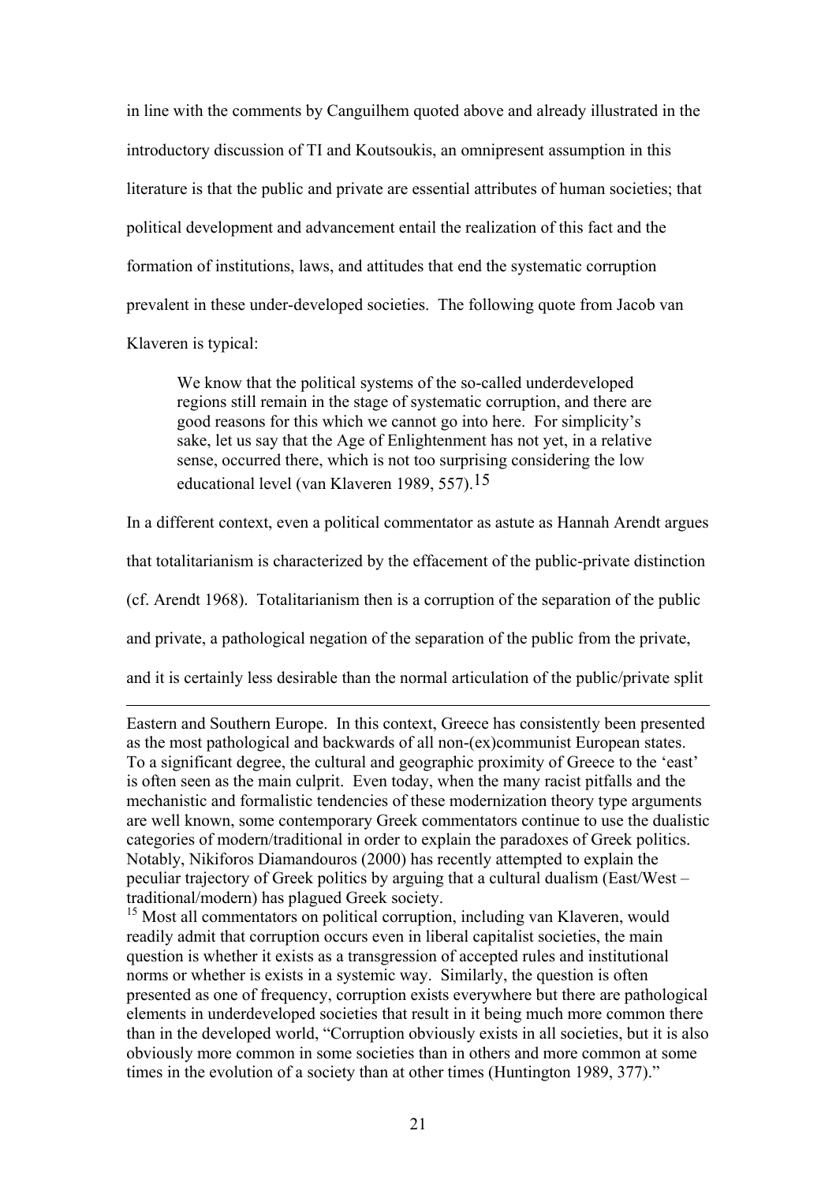in line with the comments by Canguilhem quoted above and already illustrated in the introductory discussion of TI and Koutsoukis, an omnipresent assumption in this literature is that the public and private are essential attributes of human societies; that political development and advancement entail the realization of this fact and the formation of institutions, laws, and attitudes that end the systematic corruption prevalent in these under-developed societies. The following quote from Jacob van Klaveren is typical:

> We know that the political systems of the so-called underdeveloped regions still remain in the stage of systematic corruption, and there are good reasons for this which we cannot go into here. For simplicity's sake, let us say that the Age of Enlightenment has not yet, in a relative sense, occurred there, which is not too surprising considering the low educational level (van Klaveren 1989, 557).[15]

In a different context, even a political commentator as astute as Hannah Arendt argues that totalitarianism is characterized by the effacement of the public-private distinction (cf. Arendt 1968). Totalitarianism then is a corruption of the separation of the public and private, a pathological negation of the separation of the public from the private, and it is certainly less desirable than the normal articulation of the public/private split

---

Eastern and Southern Europe. In this context, Greece has consistently been presented as the most pathological and backwards of all non-(ex)communist European states. To a significant degree, the cultural and geographic proximity of Greece to the 'east' is often seen as the main culprit. Even today, when the many racist pitfalls and the mechanistic and formalistic tendencies of these modernization theory type arguments are well known, some contemporary Greek commentators continue to use the dualistic categories of modern/traditional in order to explain the paradoxes of Greek politics. Notably, Nikiforos Diamandouros (2000) has recently attempted to explain the peculiar trajectory of Greek politics by arguing that a cultural dualism (East/West – traditional/modern) has plagued Greek society.

[15] Most all commentators on political corruption, including van Klaveren, would readily admit that corruption occurs even in liberal capitalist societies, the main question is whether it exists as a transgression of accepted rules and institutional norms or whether is exists in a systemic way. Similarly, the question is often presented as one of frequency, corruption exists everywhere but there are pathological elements in underdeveloped societies that result in it being much more common there than in the developed world, "Corruption obviously exists in all societies, but it is also obviously more common in some societies than in others and more common at some times in the evolution of a society than at other times (Huntington 1989, 377)."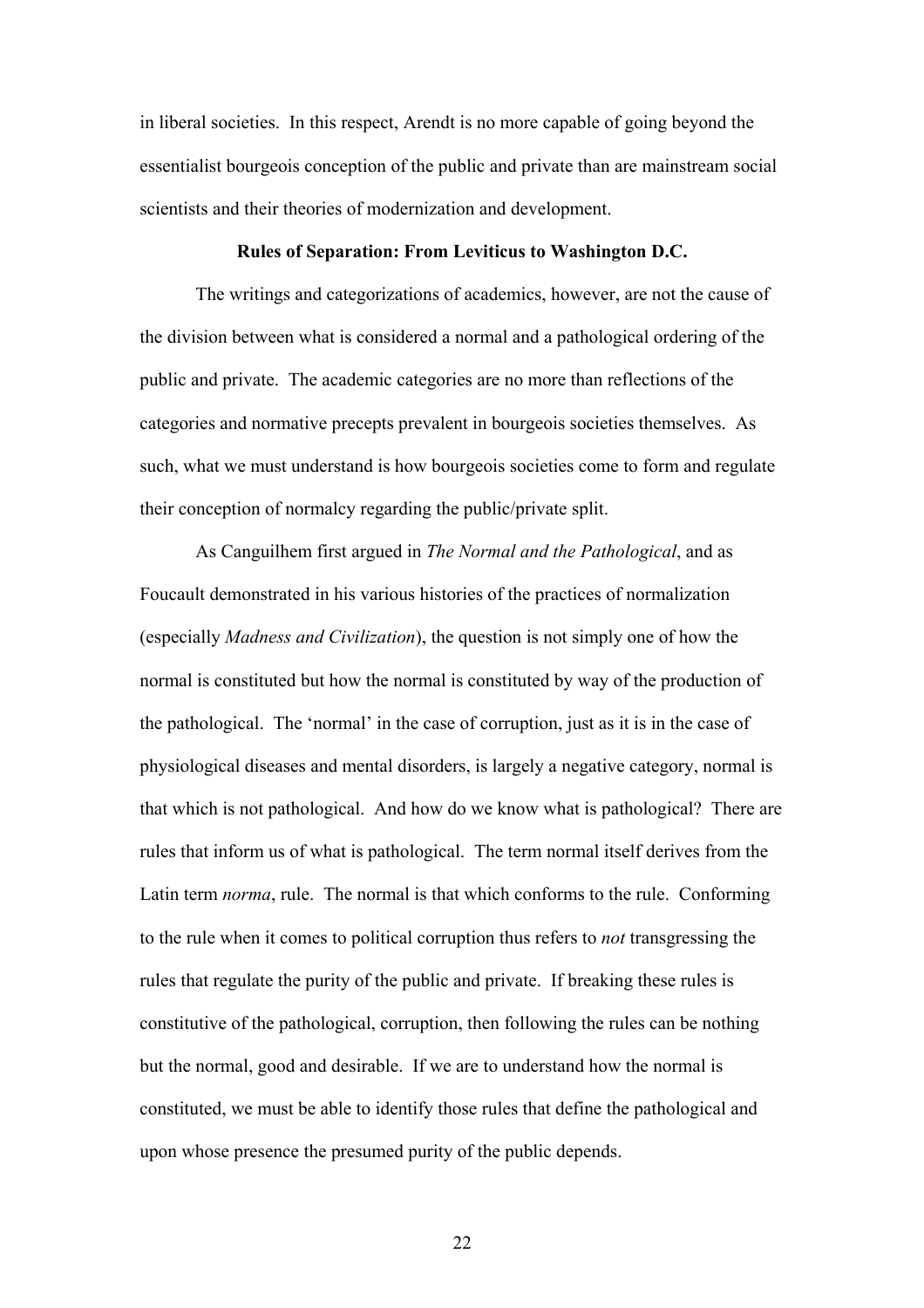in liberal societies. In this respect, Arendt is no more capable of going beyond the essentialist bourgeois conception of the public and private than are mainstream social scientists and their theories of modernization and development.

### Rules of Separation: From Leviticus to Washington D.C.

The writings and categorizations of academics, however, are not the cause of the division between what is considered a normal and a pathological ordering of the public and private. The academic categories are no more than reflections of the categories and normative precepts prevalent in bourgeois societies themselves. As such, what we must understand is how bourgeois societies come to form and regulate their conception of normalcy regarding the public/private split.

As Canguilhem first argued in *The Normal and the Pathological*, and as Foucault demonstrated in his various histories of the practices of normalization (especially *Madness and Civilization*), the question is not simply one of how the normal is constituted but how the normal is constituted by way of the production of the pathological. The 'normal' in the case of corruption, just as it is in the case of physiological diseases and mental disorders, is largely a negative category, normal is that which is not pathological. And how do we know what is pathological? There are rules that inform us of what is pathological. The term normal itself derives from the Latin term *norma*, rule. The normal is that which conforms to the rule. Conforming to the rule when it comes to political corruption thus refers to *not* transgressing the rules that regulate the purity of the public and private. If breaking these rules is constitutive of the pathological, corruption, then following the rules can be nothing but the normal, good and desirable. If we are to understand how the normal is constituted, we must be able to identify those rules that define the pathological and upon whose presence the presumed purity of the public depends.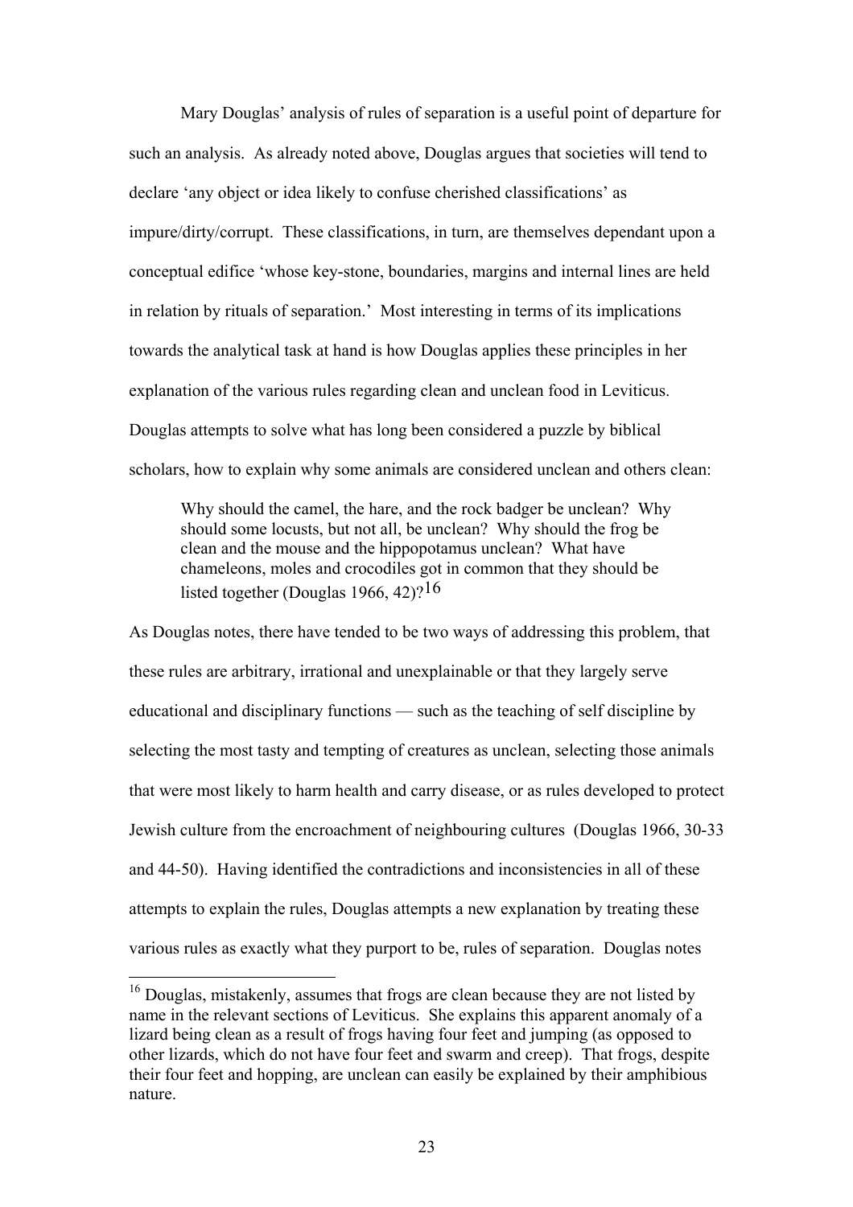Mary Douglas' analysis of rules of separation is a useful point of departure for such an analysis. As already noted above, Douglas argues that societies will tend to declare 'any object or idea likely to confuse cherished classifications' as impure/dirty/corrupt. These classifications, in turn, are themselves dependant upon a conceptual edifice 'whose key-stone, boundaries, margins and internal lines are held in relation by rituals of separation.' Most interesting in terms of its implications towards the analytical task at hand is how Douglas applies these principles in her explanation of the various rules regarding clean and unclean food in Leviticus. Douglas attempts to solve what has long been considered a puzzle by biblical scholars, how to explain why some animals are considered unclean and others clean:

> Why should the camel, the hare, and the rock badger be unclean? Why should some locusts, but not all, be unclean? Why should the frog be clean and the mouse and the hippopotamus unclean? What have chameleons, moles and crocodiles got in common that they should be listed together (Douglas 1966, 42)?[16]

As Douglas notes, there have tended to be two ways of addressing this problem, that these rules are arbitrary, irrational and unexplainable or that they largely serve educational and disciplinary functions — such as the teaching of self discipline by selecting the most tasty and tempting of creatures as unclean, selecting those animals that were most likely to harm health and carry disease, or as rules developed to protect Jewish culture from the encroachment of neighbouring cultures (Douglas 1966, 30-33 and 44-50). Having identified the contradictions and inconsistencies in all of these attempts to explain the rules, Douglas attempts a new explanation by treating these various rules as exactly what they purport to be, rules of separation. Douglas notes

---

[16] Douglas, mistakenly, assumes that frogs are clean because they are not listed by name in the relevant sections of Leviticus. She explains this apparent anomaly of a lizard being clean as a result of frogs having four feet and jumping (as opposed to other lizards, which do not have four feet and swarm and creep). That frogs, despite their four feet and hopping, are unclean can easily be explained by their amphibious nature.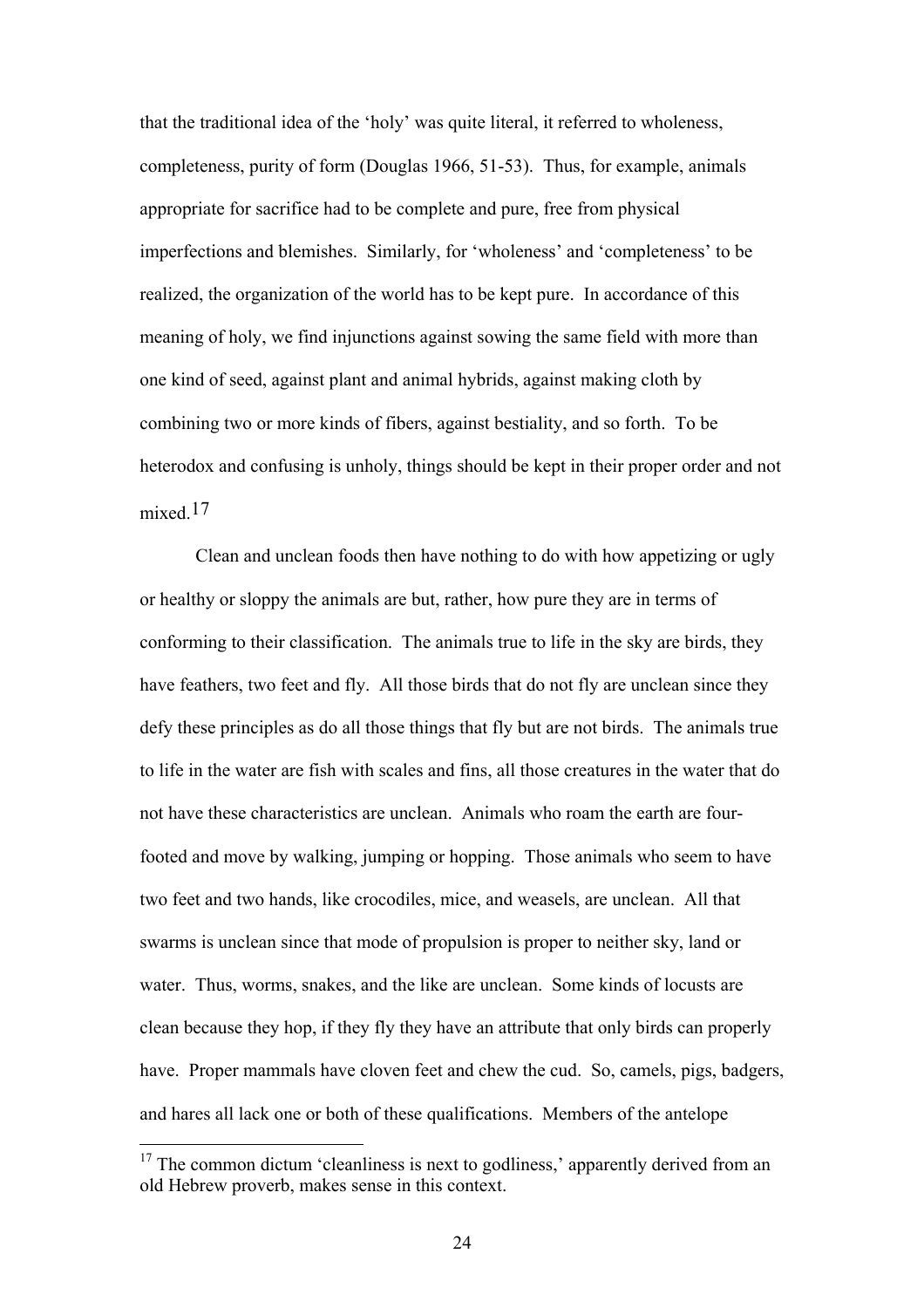that the traditional idea of the 'holy' was quite literal, it referred to wholeness, completeness, purity of form (Douglas 1966, 51-53). Thus, for example, animals appropriate for sacrifice had to be complete and pure, free from physical imperfections and blemishes. Similarly, for 'wholeness' and 'completeness' to be realized, the organization of the world has to be kept pure. In accordance of this meaning of holy, we find injunctions against sowing the same field with more than one kind of seed, against plant and animal hybrids, against making cloth by combining two or more kinds of fibers, against bestiality, and so forth. To be heterodox and confusing is unholy, things should be kept in their proper order and not mixed.[17]

Clean and unclean foods then have nothing to do with how appetizing or ugly or healthy or sloppy the animals are but, rather, how pure they are in terms of conforming to their classification. The animals true to life in the sky are birds, they have feathers, two feet and fly. All those birds that do not fly are unclean since they defy these principles as do all those things that fly but are not birds. The animals true to life in the water are fish with scales and fins, all those creatures in the water that do not have these characteristics are unclean. Animals who roam the earth are four-footed and move by walking, jumping or hopping. Those animals who seem to have two feet and two hands, like crocodiles, mice, and weasels, are unclean. All that swarms is unclean since that mode of propulsion is proper to neither sky, land or water. Thus, worms, snakes, and the like are unclean. Some kinds of locusts are clean because they hop, if they fly they have an attribute that only birds can properly have. Proper mammals have cloven feet and chew the cud. So, camels, pigs, badgers, and hares all lack one or both of these qualifications. Members of the antelope

[17] The common dictum 'cleanliness is next to godliness,' apparently derived from an old Hebrew proverb, makes sense in this context.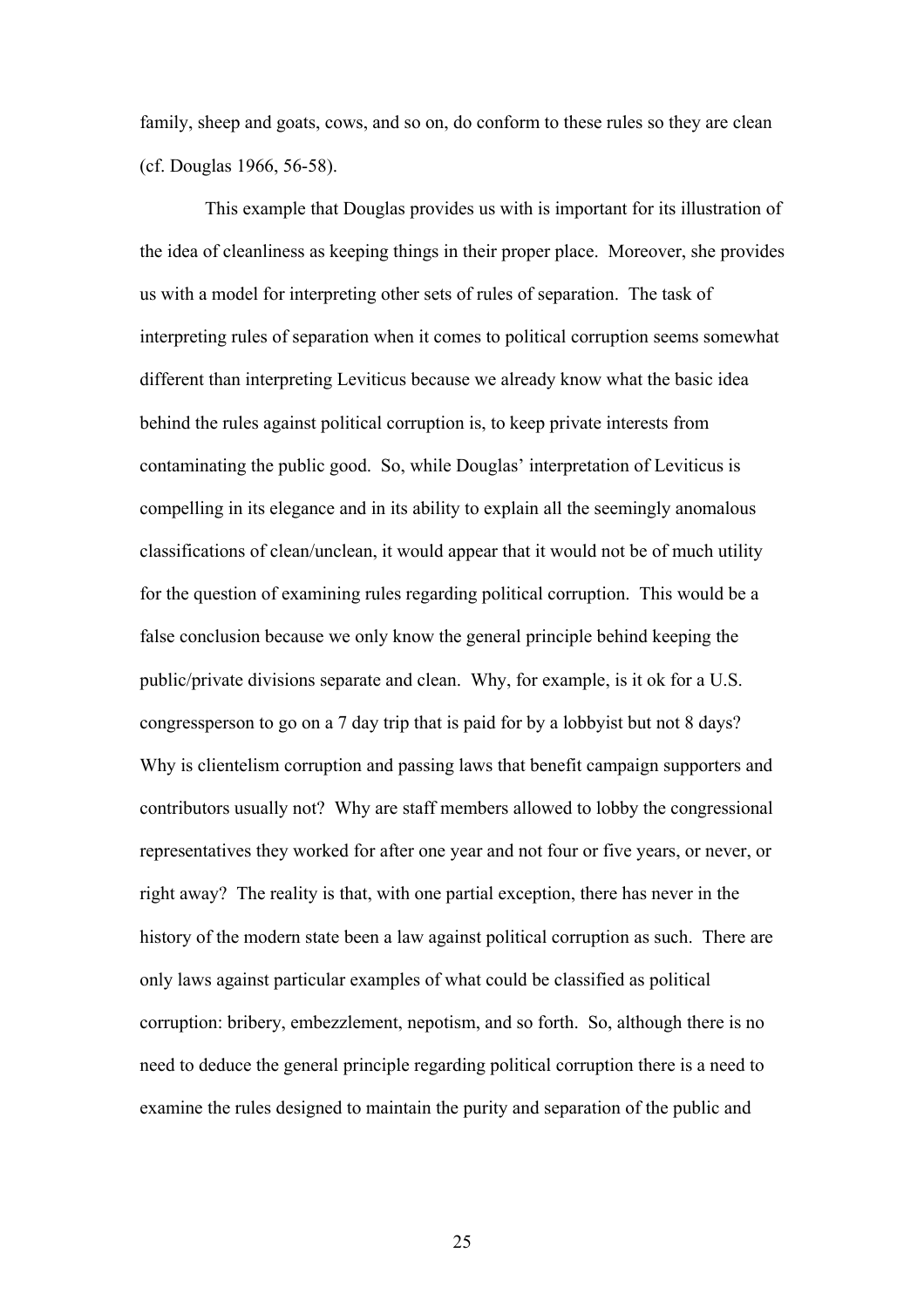family, sheep and goats, cows, and so on, do conform to these rules so they are clean (cf. Douglas 1966, 56-58).

This example that Douglas provides us with is important for its illustration of the idea of cleanliness as keeping things in their proper place. Moreover, she provides us with a model for interpreting other sets of rules of separation. The task of interpreting rules of separation when it comes to political corruption seems somewhat different than interpreting Leviticus because we already know what the basic idea behind the rules against political corruption is, to keep private interests from contaminating the public good. So, while Douglas' interpretation of Leviticus is compelling in its elegance and in its ability to explain all the seemingly anomalous classifications of clean/unclean, it would appear that it would not be of much utility for the question of examining rules regarding political corruption. This would be a false conclusion because we only know the general principle behind keeping the public/private divisions separate and clean. Why, for example, is it ok for a U.S. congressperson to go on a 7 day trip that is paid for by a lobbyist but not 8 days? Why is clientelism corruption and passing laws that benefit campaign supporters and contributors usually not? Why are staff members allowed to lobby the congressional representatives they worked for after one year and not four or five years, or never, or right away? The reality is that, with one partial exception, there has never in the history of the modern state been a law against political corruption as such. There are only laws against particular examples of what could be classified as political corruption: bribery, embezzlement, nepotism, and so forth. So, although there is no need to deduce the general principle regarding political corruption there is a need to examine the rules designed to maintain the purity and separation of the public and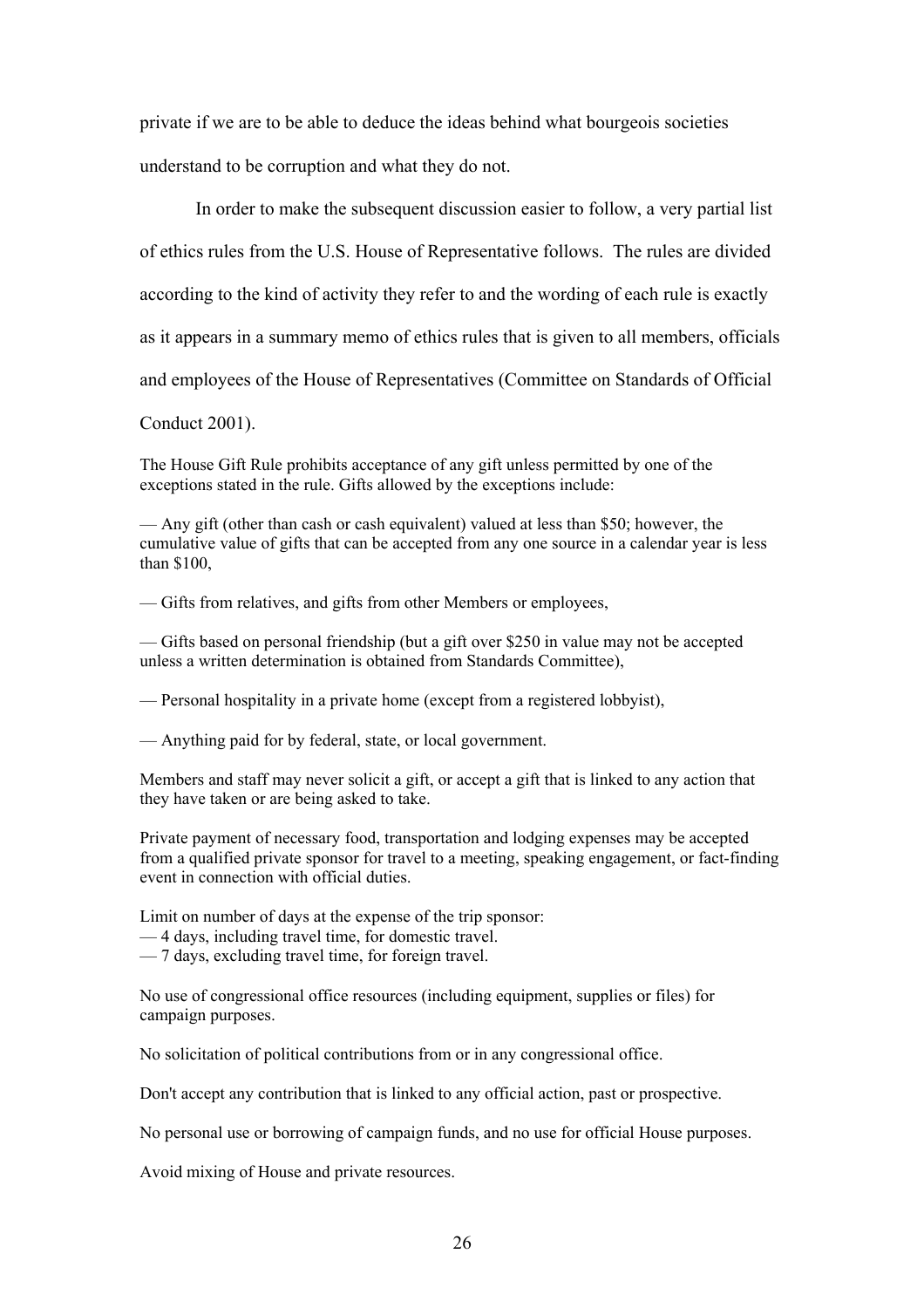private if we are to be able to deduce the ideas behind what bourgeois societies understand to be corruption and what they do not.

In order to make the subsequent discussion easier to follow, a very partial list of ethics rules from the U.S. House of Representative follows. The rules are divided according to the kind of activity they refer to and the wording of each rule is exactly as it appears in a summary memo of ethics rules that is given to all members, officials and employees of the House of Representatives (Committee on Standards of Official Conduct 2001).

The House Gift Rule prohibits acceptance of any gift unless permitted by one of the exceptions stated in the rule. Gifts allowed by the exceptions include:

— Any gift (other than cash or cash equivalent) valued at less than $50; however, the cumulative value of gifts that can be accepted from any one source in a calendar year is less than $100,

— Gifts from relatives, and gifts from other Members or employees,

— Gifts based on personal friendship (but a gift over $250 in value may not be accepted unless a written determination is obtained from Standards Committee),

— Personal hospitality in a private home (except from a registered lobbyist),

— Anything paid for by federal, state, or local government.

Members and staff may never solicit a gift, or accept a gift that is linked to any action that they have taken or are being asked to take.

Private payment of necessary food, transportation and lodging expenses may be accepted from a qualified private sponsor for travel to a meeting, speaking engagement, or fact-finding event in connection with official duties.

Limit on number of days at the expense of the trip sponsor:
— 4 days, including travel time, for domestic travel.
— 7 days, excluding travel time, for foreign travel.

No use of congressional office resources (including equipment, supplies or files) for campaign purposes.

No solicitation of political contributions from or in any congressional office.

Don't accept any contribution that is linked to any official action, past or prospective.

No personal use or borrowing of campaign funds, and no use for official House purposes.

Avoid mixing of House and private resources.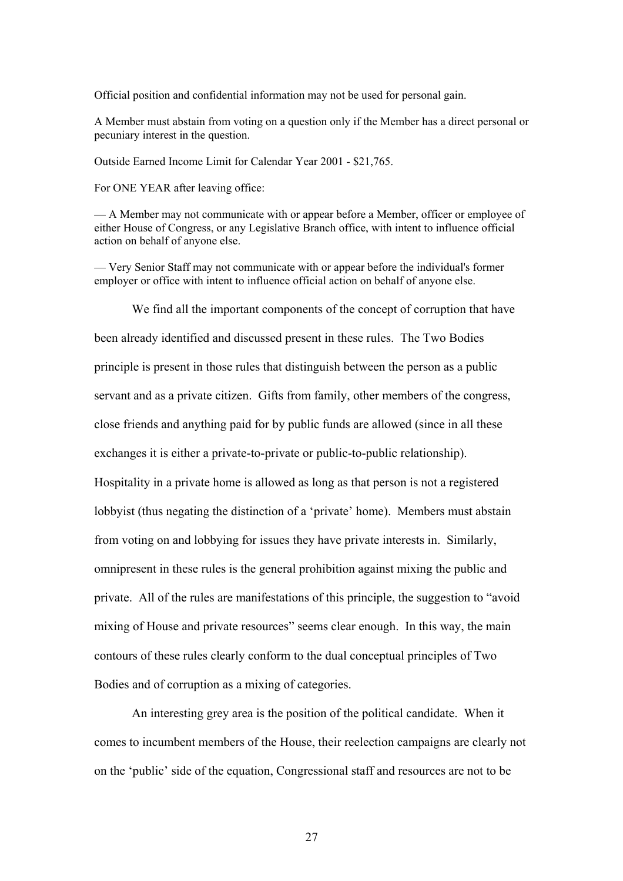Official position and confidential information may not be used for personal gain.

A Member must abstain from voting on a question only if the Member has a direct personal or pecuniary interest in the question.

Outside Earned Income Limit for Calendar Year 2001 - $21,765.

For ONE YEAR after leaving office:

— A Member may not communicate with or appear before a Member, officer or employee of either House of Congress, or any Legislative Branch office, with intent to influence official action on behalf of anyone else.

— Very Senior Staff may not communicate with or appear before the individual's former employer or office with intent to influence official action on behalf of anyone else.

We find all the important components of the concept of corruption that have been already identified and discussed present in these rules. The Two Bodies principle is present in those rules that distinguish between the person as a public servant and as a private citizen. Gifts from family, other members of the congress, close friends and anything paid for by public funds are allowed (since in all these exchanges it is either a private-to-private or public-to-public relationship). Hospitality in a private home is allowed as long as that person is not a registered lobbyist (thus negating the distinction of a 'private' home). Members must abstain from voting on and lobbying for issues they have private interests in. Similarly, omnipresent in these rules is the general prohibition against mixing the public and private. All of the rules are manifestations of this principle, the suggestion to "avoid mixing of House and private resources" seems clear enough. In this way, the main contours of these rules clearly conform to the dual conceptual principles of Two Bodies and of corruption as a mixing of categories.

An interesting grey area is the position of the political candidate. When it comes to incumbent members of the House, their reelection campaigns are clearly not on the 'public' side of the equation, Congressional staff and resources are not to be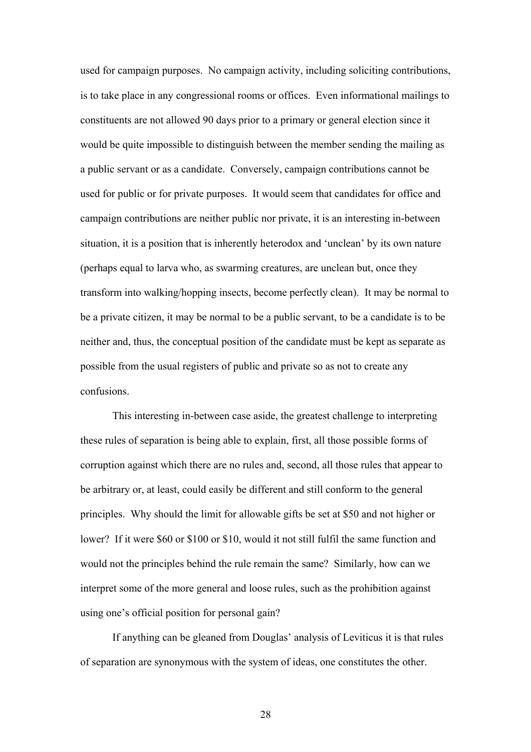used for campaign purposes. No campaign activity, including soliciting contributions, is to take place in any congressional rooms or offices. Even informational mailings to constituents are not allowed 90 days prior to a primary or general election since it would be quite impossible to distinguish between the member sending the mailing as a public servant or as a candidate. Conversely, campaign contributions cannot be used for public or for private purposes. It would seem that candidates for office and campaign contributions are neither public nor private, it is an interesting in-between situation, it is a position that is inherently heterodox and 'unclean' by its own nature (perhaps equal to larva who, as swarming creatures, are unclean but, once they transform into walking/hopping insects, become perfectly clean). It may be normal to be a private citizen, it may be normal to be a public servant, to be a candidate is to be neither and, thus, the conceptual position of the candidate must be kept as separate as possible from the usual registers of public and private so as not to create any confusions.

This interesting in-between case aside, the greatest challenge to interpreting these rules of separation is being able to explain, first, all those possible forms of corruption against which there are no rules and, second, all those rules that appear to be arbitrary or, at least, could easily be different and still conform to the general principles. Why should the limit for allowable gifts be set at $50 and not higher or lower? If it were $60 or $100 or $10, would it not still fulfil the same function and would not the principles behind the rule remain the same? Similarly, how can we interpret some of the more general and loose rules, such as the prohibition against using one's official position for personal gain?

If anything can be gleaned from Douglas' analysis of Leviticus it is that rules of separation are synonymous with the system of ideas, one constitutes the other.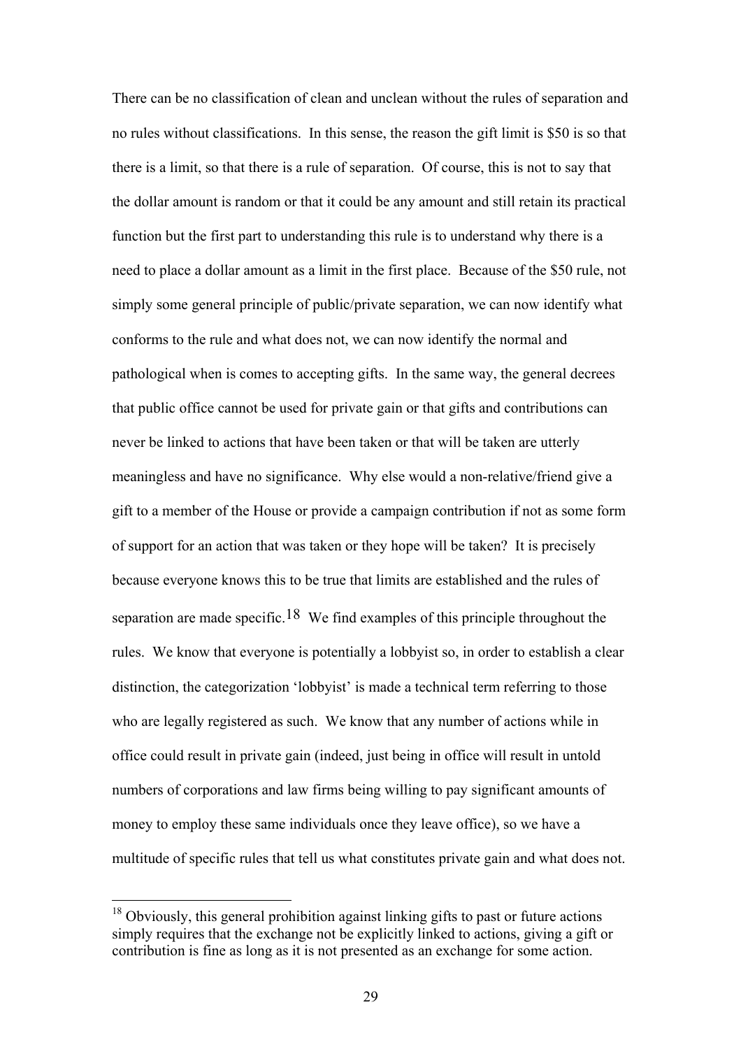There can be no classification of clean and unclean without the rules of separation and no rules without classifications. In this sense, the reason the gift limit is $50 is so that there is a limit, so that there is a rule of separation. Of course, this is not to say that the dollar amount is random or that it could be any amount and still retain its practical function but the first part to understanding this rule is to understand why there is a need to place a dollar amount as a limit in the first place. Because of the $50 rule, not simply some general principle of public/private separation, we can now identify what conforms to the rule and what does not, we can now identify the normal and pathological when is comes to accepting gifts. In the same way, the general decrees that public office cannot be used for private gain or that gifts and contributions can never be linked to actions that have been taken or that will be taken are utterly meaningless and have no significance. Why else would a non-relative/friend give a gift to a member of the House or provide a campaign contribution if not as some form of support for an action that was taken or they hope will be taken? It is precisely because everyone knows this to be true that limits are established and the rules of separation are made specific.[18] We find examples of this principle throughout the rules. We know that everyone is potentially a lobbyist so, in order to establish a clear distinction, the categorization 'lobbyist' is made a technical term referring to those who are legally registered as such. We know that any number of actions while in office could result in private gain (indeed, just being in office will result in untold numbers of corporations and law firms being willing to pay significant amounts of money to employ these same individuals once they leave office), so we have a multitude of specific rules that tell us what constitutes private gain and what does not.

[18] Obviously, this general prohibition against linking gifts to past or future actions simply requires that the exchange not be explicitly linked to actions, giving a gift or contribution is fine as long as it is not presented as an exchange for some action.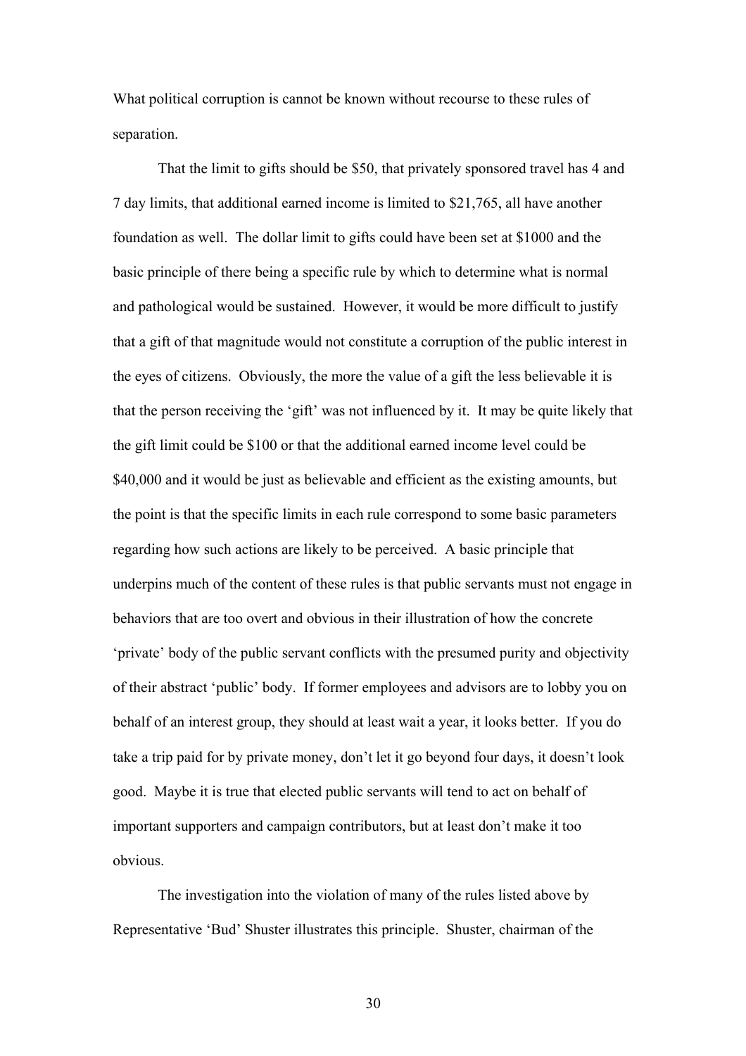What political corruption is cannot be known without recourse to these rules of separation.

That the limit to gifts should be $50, that privately sponsored travel has 4 and 7 day limits, that additional earned income is limited to $21,765, all have another foundation as well. The dollar limit to gifts could have been set at $1000 and the basic principle of there being a specific rule by which to determine what is normal and pathological would be sustained. However, it would be more difficult to justify that a gift of that magnitude would not constitute a corruption of the public interest in the eyes of citizens. Obviously, the more the value of a gift the less believable it is that the person receiving the 'gift' was not influenced by it. It may be quite likely that the gift limit could be $100 or that the additional earned income level could be $40,000 and it would be just as believable and efficient as the existing amounts, but the point is that the specific limits in each rule correspond to some basic parameters regarding how such actions are likely to be perceived. A basic principle that underpins much of the content of these rules is that public servants must not engage in behaviors that are too overt and obvious in their illustration of how the concrete 'private' body of the public servant conflicts with the presumed purity and objectivity of their abstract 'public' body. If former employees and advisors are to lobby you on behalf of an interest group, they should at least wait a year, it looks better. If you do take a trip paid for by private money, don't let it go beyond four days, it doesn't look good. Maybe it is true that elected public servants will tend to act on behalf of important supporters and campaign contributors, but at least don't make it too obvious.

The investigation into the violation of many of the rules listed above by Representative 'Bud' Shuster illustrates this principle. Shuster, chairman of the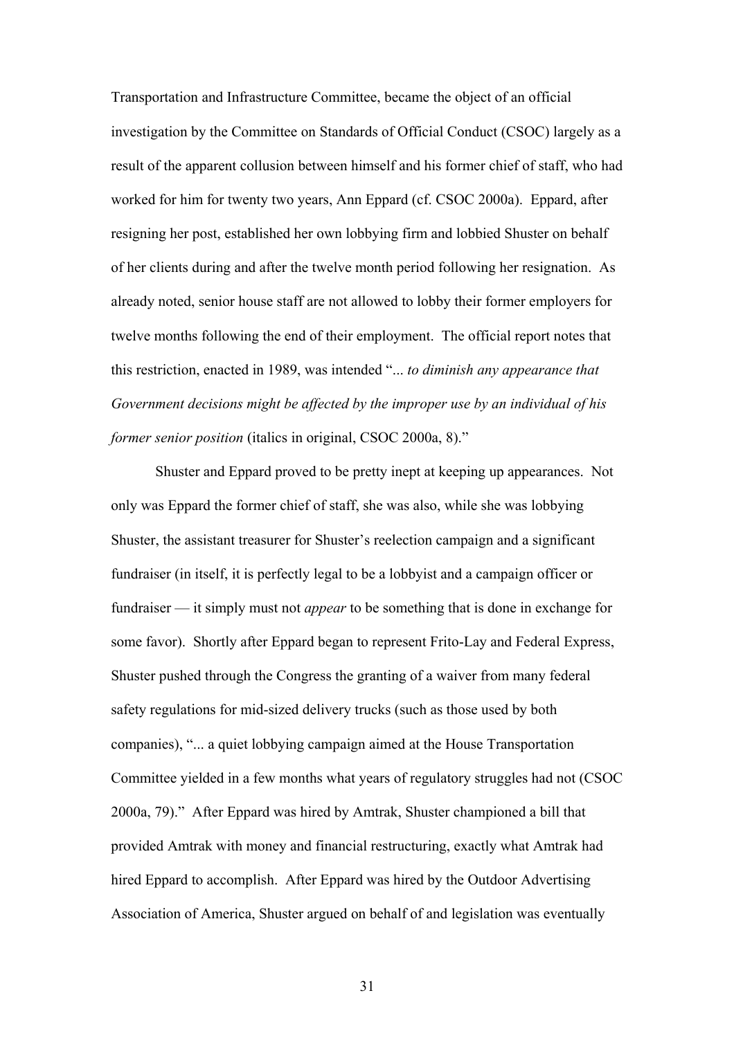Transportation and Infrastructure Committee, became the object of an official investigation by the Committee on Standards of Official Conduct (CSOC) largely as a result of the apparent collusion between himself and his former chief of staff, who had worked for him for twenty two years, Ann Eppard (cf. CSOC 2000a). Eppard, after resigning her post, established her own lobbying firm and lobbied Shuster on behalf of her clients during and after the twelve month period following her resignation. As already noted, senior house staff are not allowed to lobby their former employers for twelve months following the end of their employment. The official report notes that this restriction, enacted in 1989, was intended "... *to diminish any appearance that Government decisions might be affected by the improper use by an individual of his former senior position* (italics in original, CSOC 2000a, 8)."

Shuster and Eppard proved to be pretty inept at keeping up appearances. Not only was Eppard the former chief of staff, she was also, while she was lobbying Shuster, the assistant treasurer for Shuster's reelection campaign and a significant fundraiser (in itself, it is perfectly legal to be a lobbyist and a campaign officer or fundraiser — it simply must not *appear* to be something that is done in exchange for some favor). Shortly after Eppard began to represent Frito-Lay and Federal Express, Shuster pushed through the Congress the granting of a waiver from many federal safety regulations for mid-sized delivery trucks (such as those used by both companies), "... a quiet lobbying campaign aimed at the House Transportation Committee yielded in a few months what years of regulatory struggles had not (CSOC 2000a, 79)." After Eppard was hired by Amtrak, Shuster championed a bill that provided Amtrak with money and financial restructuring, exactly what Amtrak had hired Eppard to accomplish. After Eppard was hired by the Outdoor Advertising Association of America, Shuster argued on behalf of and legislation was eventually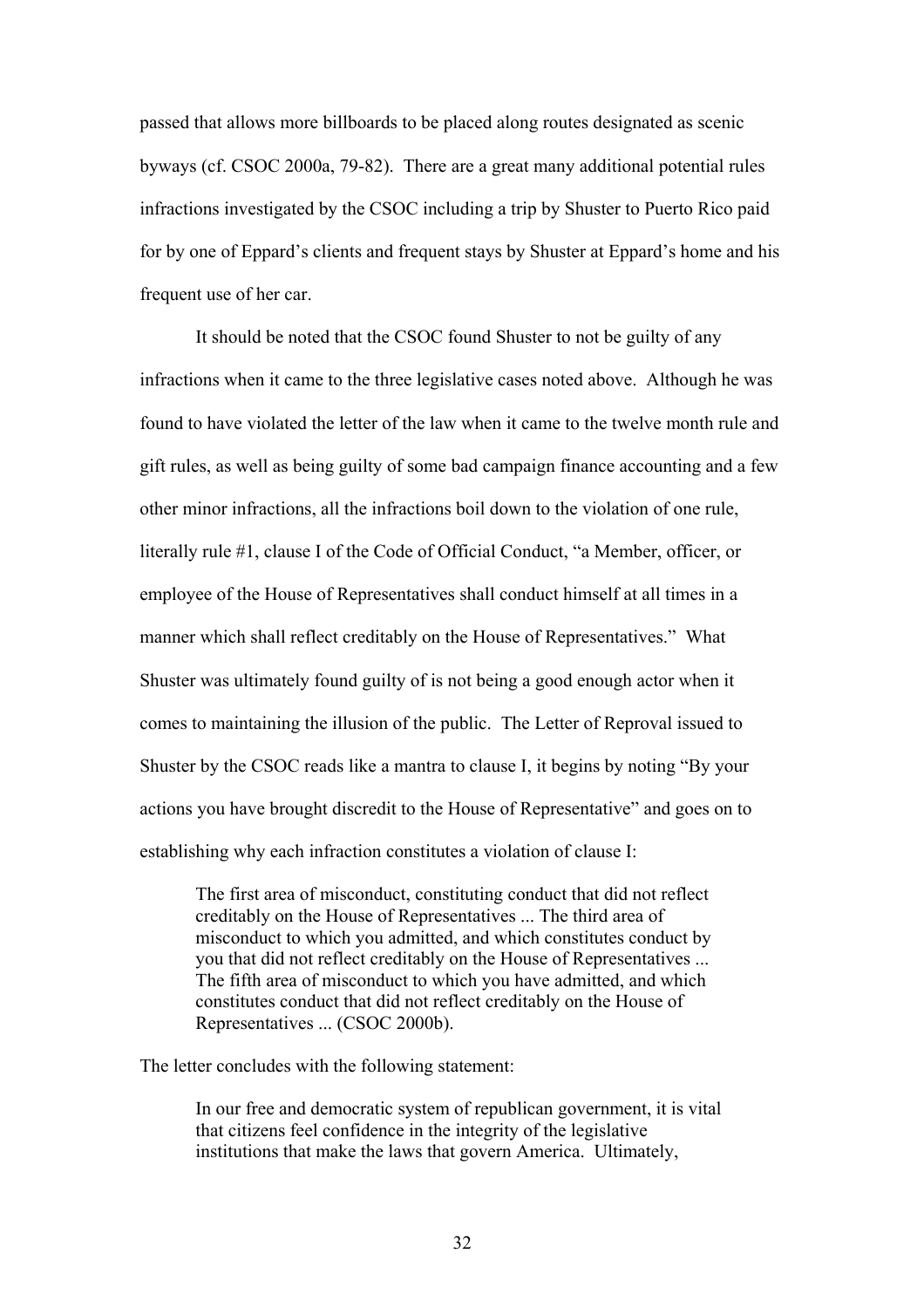passed that allows more billboards to be placed along routes designated as scenic byways (cf. CSOC 2000a, 79-82). There are a great many additional potential rules infractions investigated by the CSOC including a trip by Shuster to Puerto Rico paid for by one of Eppard's clients and frequent stays by Shuster at Eppard's home and his frequent use of her car.

It should be noted that the CSOC found Shuster to not be guilty of any infractions when it came to the three legislative cases noted above. Although he was found to have violated the letter of the law when it came to the twelve month rule and gift rules, as well as being guilty of some bad campaign finance accounting and a few other minor infractions, all the infractions boil down to the violation of one rule, literally rule #1, clause I of the Code of Official Conduct, "a Member, officer, or employee of the House of Representatives shall conduct himself at all times in a manner which shall reflect creditably on the House of Representatives." What Shuster was ultimately found guilty of is not being a good enough actor when it comes to maintaining the illusion of the public. The Letter of Reproval issued to Shuster by the CSOC reads like a mantra to clause I, it begins by noting "By your actions you have brought discredit to the House of Representative" and goes on to establishing why each infraction constitutes a violation of clause I:

> The first area of misconduct, constituting conduct that did not reflect creditably on the House of Representatives ... The third area of misconduct to which you admitted, and which constitutes conduct by you that did not reflect creditably on the House of Representatives ... The fifth area of misconduct to which you have admitted, and which constitutes conduct that did not reflect creditably on the House of Representatives ... (CSOC 2000b).

The letter concludes with the following statement:

> In our free and democratic system of republican government, it is vital that citizens feel confidence in the integrity of the legislative institutions that make the laws that govern America. Ultimately,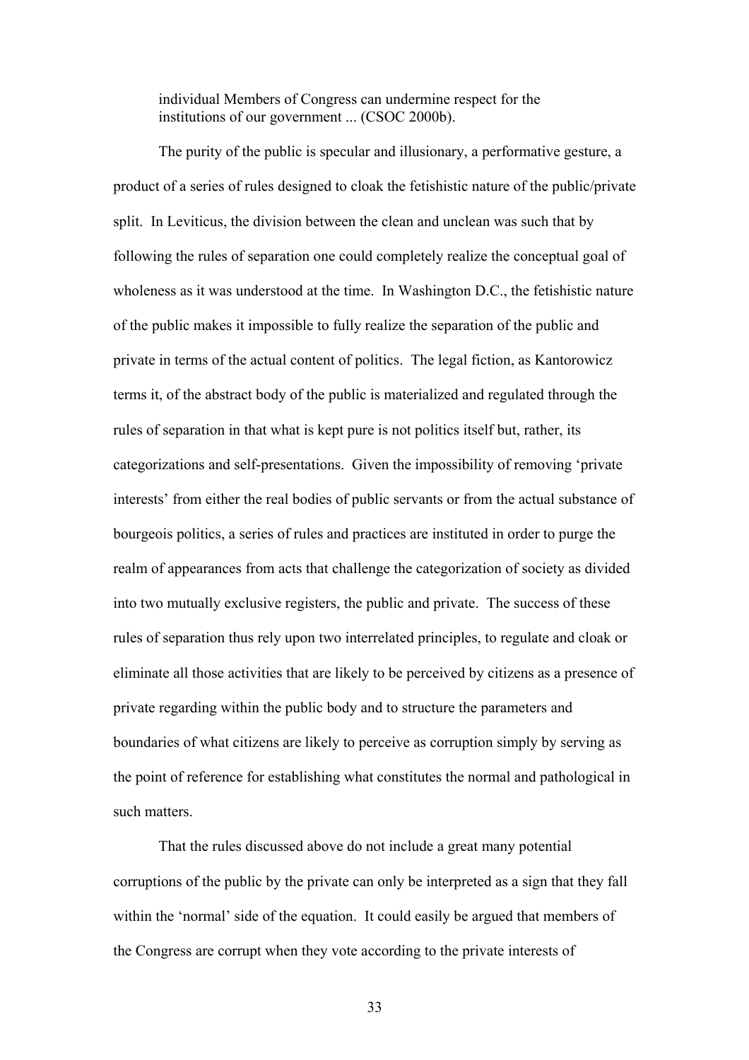> individual Members of Congress can undermine respect for the institutions of our government ... (CSOC 2000b).

The purity of the public is specular and illusionary, a performative gesture, a product of a series of rules designed to cloak the fetishistic nature of the public/private split. In Leviticus, the division between the clean and unclean was such that by following the rules of separation one could completely realize the conceptual goal of wholeness as it was understood at the time. In Washington D.C., the fetishistic nature of the public makes it impossible to fully realize the separation of the public and private in terms of the actual content of politics. The legal fiction, as Kantorowicz terms it, of the abstract body of the public is materialized and regulated through the rules of separation in that what is kept pure is not politics itself but, rather, its categorizations and self-presentations. Given the impossibility of removing 'private interests' from either the real bodies of public servants or from the actual substance of bourgeois politics, a series of rules and practices are instituted in order to purge the realm of appearances from acts that challenge the categorization of society as divided into two mutually exclusive registers, the public and private. The success of these rules of separation thus rely upon two interrelated principles, to regulate and cloak or eliminate all those activities that are likely to be perceived by citizens as a presence of private regarding within the public body and to structure the parameters and boundaries of what citizens are likely to perceive as corruption simply by serving as the point of reference for establishing what constitutes the normal and pathological in such matters.

That the rules discussed above do not include a great many potential corruptions of the public by the private can only be interpreted as a sign that they fall within the 'normal' side of the equation. It could easily be argued that members of the Congress are corrupt when they vote according to the private interests of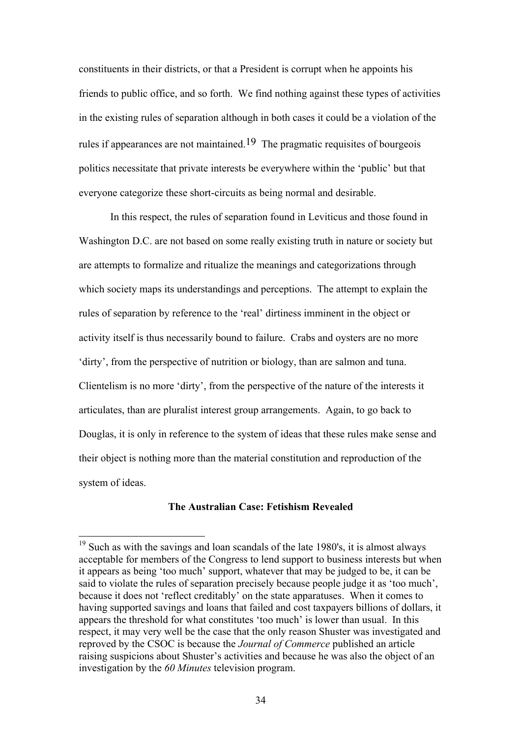constituents in their districts, or that a President is corrupt when he appoints his friends to public office, and so forth. We find nothing against these types of activities in the existing rules of separation although in both cases it could be a violation of the rules if appearances are not maintained.[19] The pragmatic requisites of bourgeois politics necessitate that private interests be everywhere within the 'public' but that everyone categorize these short-circuits as being normal and desirable.

In this respect, the rules of separation found in Leviticus and those found in Washington D.C. are not based on some really existing truth in nature or society but are attempts to formalize and ritualize the meanings and categorizations through which society maps its understandings and perceptions. The attempt to explain the rules of separation by reference to the 'real' dirtiness imminent in the object or activity itself is thus necessarily bound to failure. Crabs and oysters are no more 'dirty', from the perspective of nutrition or biology, than are salmon and tuna. Clientelism is no more 'dirty', from the perspective of the nature of the interests it articulates, than are pluralist interest group arrangements. Again, to go back to Douglas, it is only in reference to the system of ideas that these rules make sense and their object is nothing more than the material constitution and reproduction of the system of ideas.

**The Australian Case: Fetishism Revealed**

---

[19] Such as with the savings and loan scandals of the late 1980's, it is almost always acceptable for members of the Congress to lend support to business interests but when it appears as being 'too much' support, whatever that may be judged to be, it can be said to violate the rules of separation precisely because people judge it as 'too much', because it does not 'reflect creditably' on the state apparatuses. When it comes to having supported savings and loans that failed and cost taxpayers billions of dollars, it appears the threshold for what constitutes 'too much' is lower than usual. In this respect, it may very well be the case that the only reason Shuster was investigated and reproved by the CSOC is because the *Journal of Commerce* published an article raising suspicions about Shuster's activities and because he was also the object of an investigation by the *60 Minutes* television program.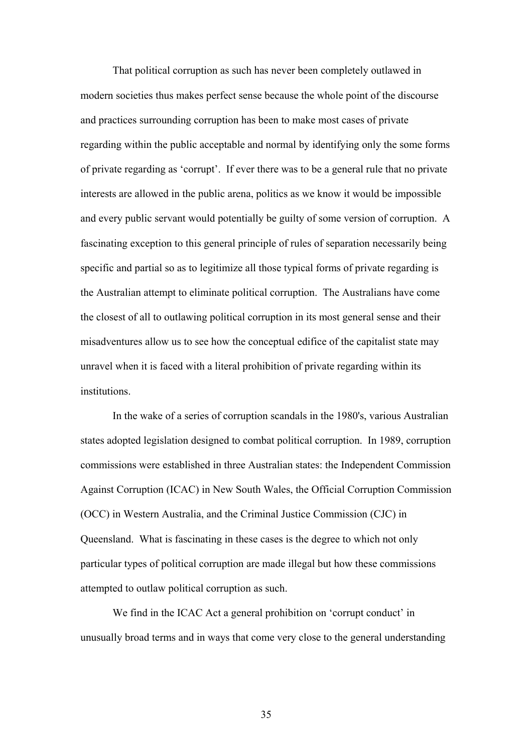That political corruption as such has never been completely outlawed in modern societies thus makes perfect sense because the whole point of the discourse and practices surrounding corruption has been to make most cases of private regarding within the public acceptable and normal by identifying only the some forms of private regarding as 'corrupt'. If ever there was to be a general rule that no private interests are allowed in the public arena, politics as we know it would be impossible and every public servant would potentially be guilty of some version of corruption. A fascinating exception to this general principle of rules of separation necessarily being specific and partial so as to legitimize all those typical forms of private regarding is the Australian attempt to eliminate political corruption. The Australians have come the closest of all to outlawing political corruption in its most general sense and their misadventures allow us to see how the conceptual edifice of the capitalist state may unravel when it is faced with a literal prohibition of private regarding within its institutions.

In the wake of a series of corruption scandals in the 1980's, various Australian states adopted legislation designed to combat political corruption. In 1989, corruption commissions were established in three Australian states: the Independent Commission Against Corruption (ICAC) in New South Wales, the Official Corruption Commission (OCC) in Western Australia, and the Criminal Justice Commission (CJC) in Queensland. What is fascinating in these cases is the degree to which not only particular types of political corruption are made illegal but how these commissions attempted to outlaw political corruption as such.

We find in the ICAC Act a general prohibition on 'corrupt conduct' in unusually broad terms and in ways that come very close to the general understanding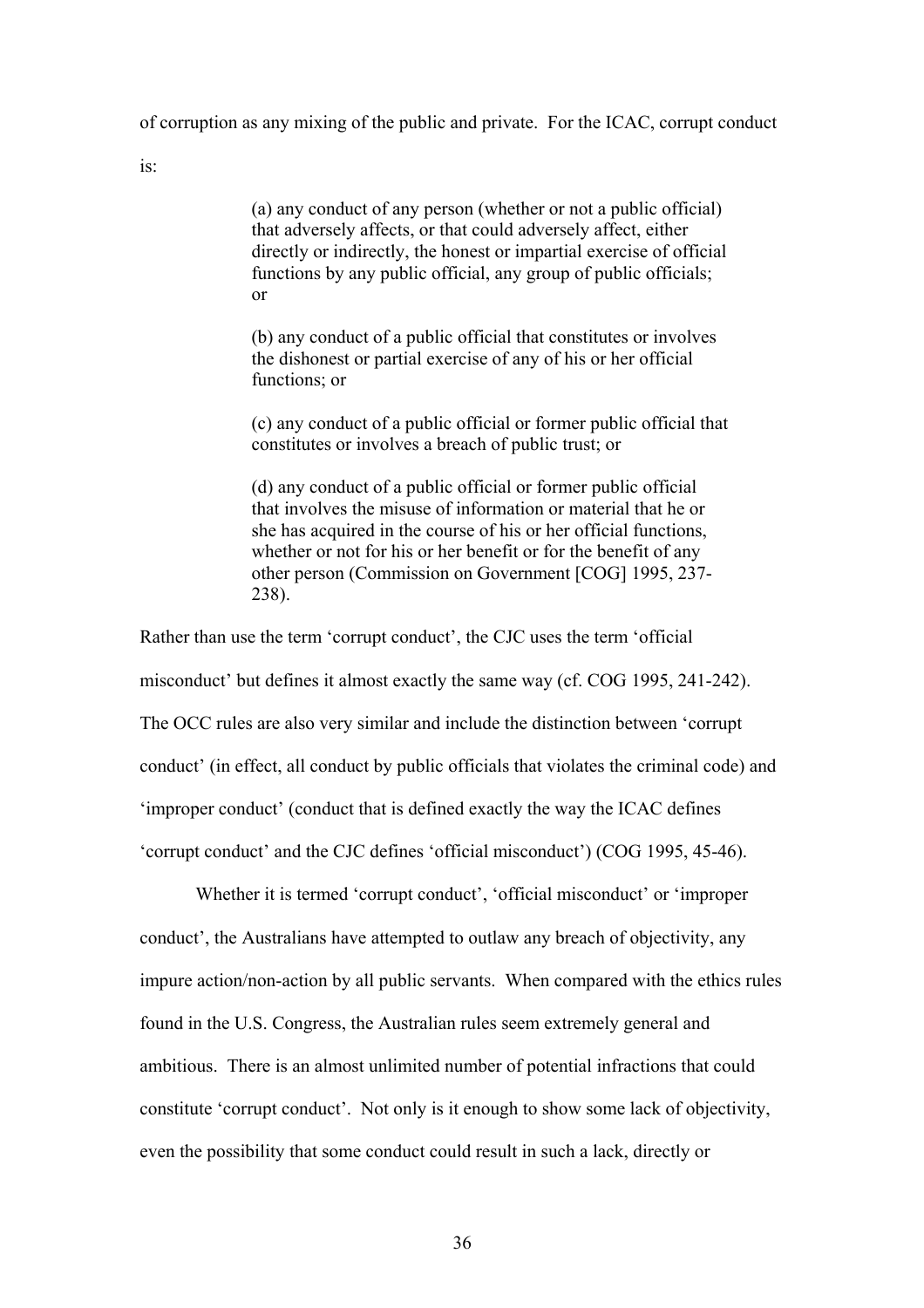of corruption as any mixing of the public and private. For the ICAC, corrupt conduct is:

> (a) any conduct of any person (whether or not a public official) that adversely affects, or that could adversely affect, either directly or indirectly, the honest or impartial exercise of official functions by any public official, any group of public officials; or
>
> (b) any conduct of a public official that constitutes or involves the dishonest or partial exercise of any of his or her official functions; or
>
> (c) any conduct of a public official or former public official that constitutes or involves a breach of public trust; or
>
> (d) any conduct of a public official or former public official that involves the misuse of information or material that he or she has acquired in the course of his or her official functions, whether or not for his or her benefit or for the benefit of any other person (Commission on Government [COG] 1995, 237-238).

Rather than use the term 'corrupt conduct', the CJC uses the term 'official misconduct' but defines it almost exactly the same way (cf. COG 1995, 241-242). The OCC rules are also very similar and include the distinction between 'corrupt conduct' (in effect, all conduct by public officials that violates the criminal code) and 'improper conduct' (conduct that is defined exactly the way the ICAC defines 'corrupt conduct' and the CJC defines 'official misconduct') (COG 1995, 45-46).

Whether it is termed 'corrupt conduct', 'official misconduct' or 'improper conduct', the Australians have attempted to outlaw any breach of objectivity, any impure action/non-action by all public servants. When compared with the ethics rules found in the U.S. Congress, the Australian rules seem extremely general and ambitious. There is an almost unlimited number of potential infractions that could constitute 'corrupt conduct'. Not only is it enough to show some lack of objectivity, even the possibility that some conduct could result in such a lack, directly or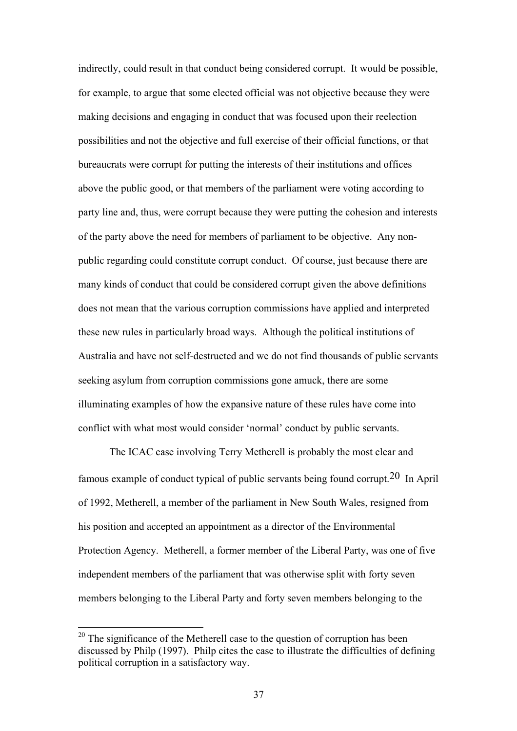indirectly, could result in that conduct being considered corrupt. It would be possible, for example, to argue that some elected official was not objective because they were making decisions and engaging in conduct that was focused upon their reelection possibilities and not the objective and full exercise of their official functions, or that bureaucrats were corrupt for putting the interests of their institutions and offices above the public good, or that members of the parliament were voting according to party line and, thus, were corrupt because they were putting the cohesion and interests of the party above the need for members of parliament to be objective. Any non-public regarding could constitute corrupt conduct. Of course, just because there are many kinds of conduct that could be considered corrupt given the above definitions does not mean that the various corruption commissions have applied and interpreted these new rules in particularly broad ways. Although the political institutions of Australia and have not self-destructed and we do not find thousands of public servants seeking asylum from corruption commissions gone amuck, there are some illuminating examples of how the expansive nature of these rules have come into conflict with what most would consider 'normal' conduct by public servants.

The ICAC case involving Terry Metherell is probably the most clear and famous example of conduct typical of public servants being found corrupt.[20] In April of 1992, Metherell, a member of the parliament in New South Wales, resigned from his position and accepted an appointment as a director of the Environmental Protection Agency. Metherell, a former member of the Liberal Party, was one of five independent members of the parliament that was otherwise split with forty seven members belonging to the Liberal Party and forty seven members belonging to the

---

[20] The significance of the Metherell case to the question of corruption has been discussed by Philp (1997). Philp cites the case to illustrate the difficulties of defining political corruption in a satisfactory way.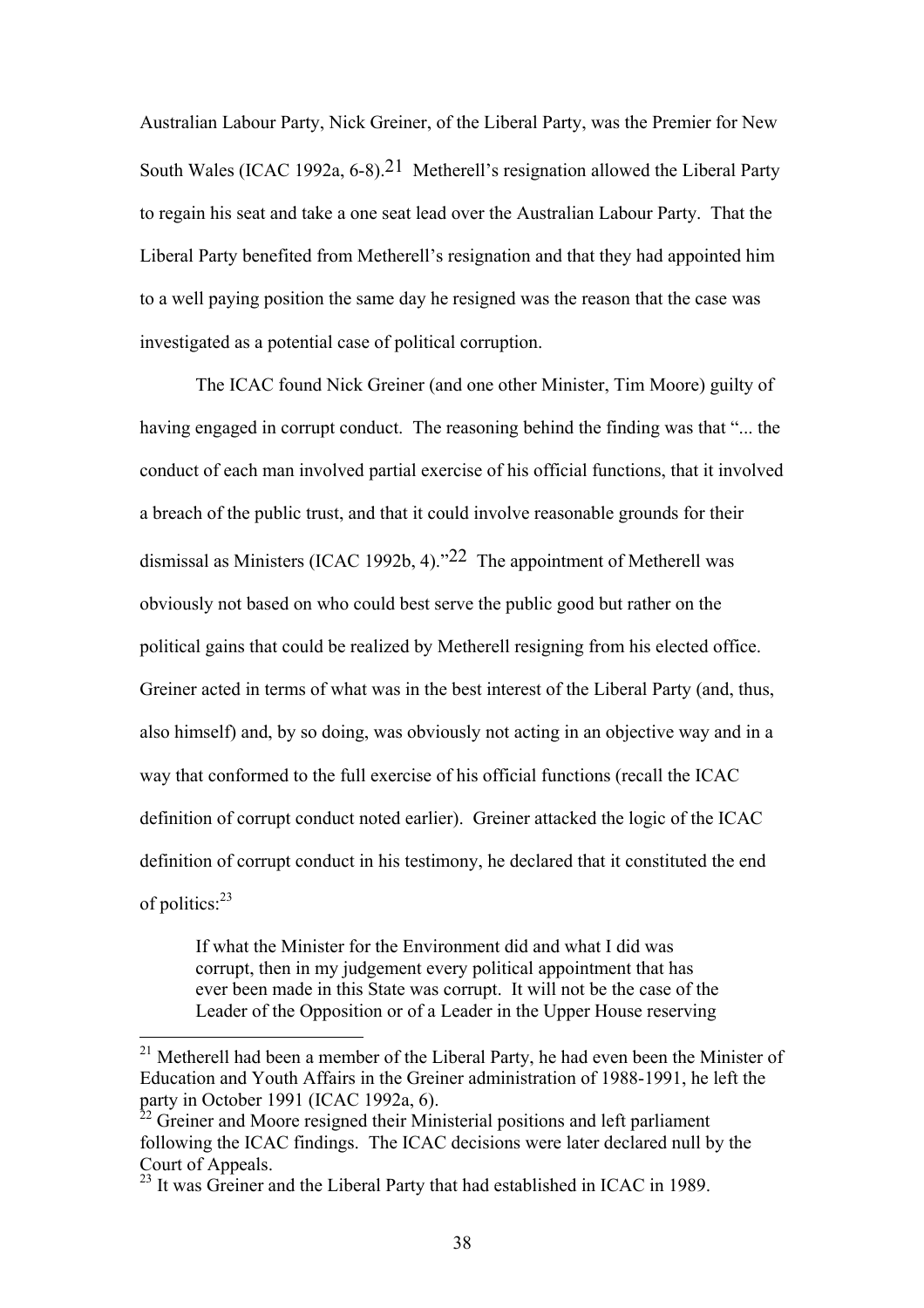Australian Labour Party, Nick Greiner, of the Liberal Party, was the Premier for New South Wales (ICAC 1992a, 6-8).[21] Metherell's resignation allowed the Liberal Party to regain his seat and take a one seat lead over the Australian Labour Party. That the Liberal Party benefited from Metherell's resignation and that they had appointed him to a well paying position the same day he resigned was the reason that the case was investigated as a potential case of political corruption.

The ICAC found Nick Greiner (and one other Minister, Tim Moore) guilty of having engaged in corrupt conduct. The reasoning behind the finding was that "... the conduct of each man involved partial exercise of his official functions, that it involved a breach of the public trust, and that it could involve reasonable grounds for their dismissal as Ministers (ICAC 1992b, 4)."[22] The appointment of Metherell was obviously not based on who could best serve the public good but rather on the political gains that could be realized by Metherell resigning from his elected office. Greiner acted in terms of what was in the best interest of the Liberal Party (and, thus, also himself) and, by so doing, was obviously not acting in an objective way and in a way that conformed to the full exercise of his official functions (recall the ICAC definition of corrupt conduct noted earlier). Greiner attacked the logic of the ICAC definition of corrupt conduct in his testimony, he declared that it constituted the end of politics:[23]

> If what the Minister for the Environment did and what I did was corrupt, then in my judgement every political appointment that has ever been made in this State was corrupt. It will not be the case of the Leader of the Opposition or of a Leader in the Upper House reserving

---

[21] Metherell had been a member of the Liberal Party, he had even been the Minister of Education and Youth Affairs in the Greiner administration of 1988-1991, he left the party in October 1991 (ICAC 1992a, 6).

[22] Greiner and Moore resigned their Ministerial positions and left parliament following the ICAC findings. The ICAC decisions were later declared null by the Court of Appeals.

[23] It was Greiner and the Liberal Party that had established in ICAC in 1989.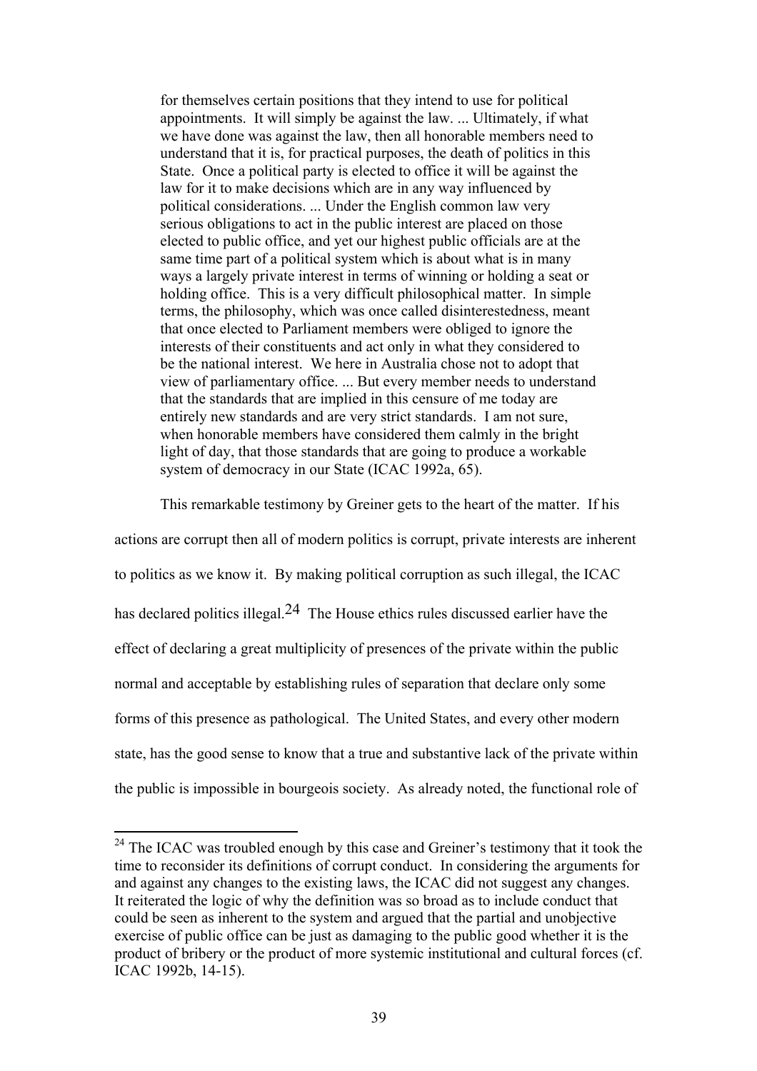> for themselves certain positions that they intend to use for political appointments. It will simply be against the law. ... Ultimately, if what we have done was against the law, then all honorable members need to understand that it is, for practical purposes, the death of politics in this State. Once a political party is elected to office it will be against the law for it to make decisions which are in any way influenced by political considerations. ... Under the English common law very serious obligations to act in the public interest are placed on those elected to public office, and yet our highest public officials are at the same time part of a political system which is about what is in many ways a largely private interest in terms of winning or holding a seat or holding office. This is a very difficult philosophical matter. In simple terms, the philosophy, which was once called disinterestedness, meant that once elected to Parliament members were obliged to ignore the interests of their constituents and act only in what they considered to be the national interest. We here in Australia chose not to adopt that view of parliamentary office. ... But every member needs to understand that the standards that are implied in this censure of me today are entirely new standards and are very strict standards. I am not sure, when honorable members have considered them calmly in the bright light of day, that those standards that are going to produce a workable system of democracy in our State (ICAC 1992a, 65).

This remarkable testimony by Greiner gets to the heart of the matter. If his actions are corrupt then all of modern politics is corrupt, private interests are inherent to politics as we know it. By making political corruption as such illegal, the ICAC has declared politics illegal.[24] The House ethics rules discussed earlier have the effect of declaring a great multiplicity of presences of the private within the public normal and acceptable by establishing rules of separation that declare only some forms of this presence as pathological. The United States, and every other modern state, has the good sense to know that a true and substantive lack of the private within the public is impossible in bourgeois society. As already noted, the functional role of

---

[24] The ICAC was troubled enough by this case and Greiner's testimony that it took the time to reconsider its definitions of corrupt conduct. In considering the arguments for and against any changes to the existing laws, the ICAC did not suggest any changes. It reiterated the logic of why the definition was so broad as to include conduct that could be seen as inherent to the system and argued that the partial and unobjective exercise of public office can be just as damaging to the public good whether it is the product of bribery or the product of more systemic institutional and cultural forces (cf. ICAC 1992b, 14-15).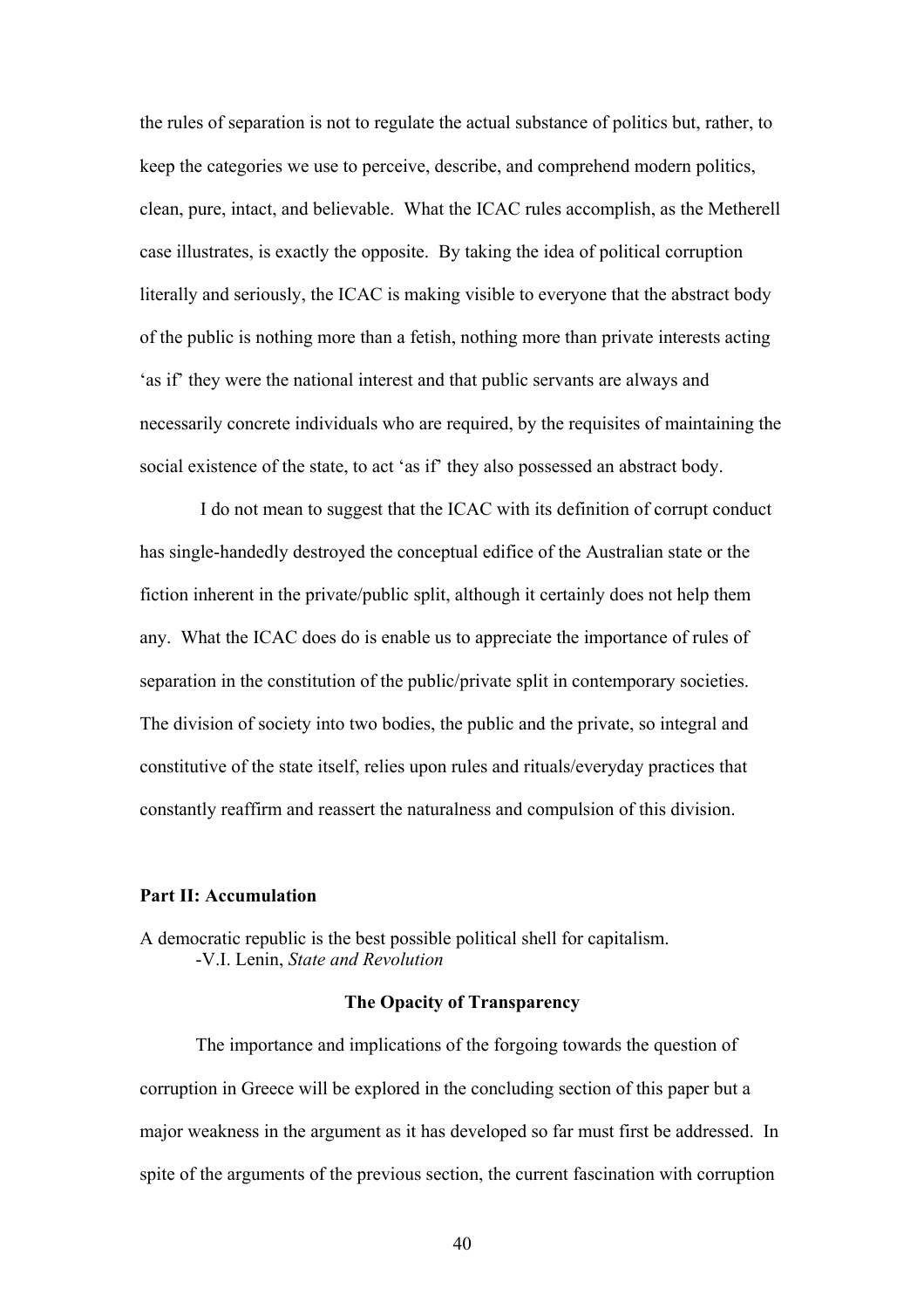the rules of separation is not to regulate the actual substance of politics but, rather, to keep the categories we use to perceive, describe, and comprehend modern politics, clean, pure, intact, and believable. What the ICAC rules accomplish, as the Metherell case illustrates, is exactly the opposite. By taking the idea of political corruption literally and seriously, the ICAC is making visible to everyone that the abstract body of the public is nothing more than a fetish, nothing more than private interests acting 'as if' they were the national interest and that public servants are always and necessarily concrete individuals who are required, by the requisites of maintaining the social existence of the state, to act 'as if' they also possessed an abstract body.

I do not mean to suggest that the ICAC with its definition of corrupt conduct has single-handedly destroyed the conceptual edifice of the Australian state or the fiction inherent in the private/public split, although it certainly does not help them any. What the ICAC does do is enable us to appreciate the importance of rules of separation in the constitution of the public/private split in contemporary societies. The division of society into two bodies, the public and the private, so integral and constitutive of the state itself, relies upon rules and rituals/everyday practices that constantly reaffirm and reassert the naturalness and compulsion of this division.

## Part II: Accumulation

A democratic republic is the best possible political shell for capitalism.
-V.I. Lenin, *State and Revolution*

### The Opacity of Transparency

The importance and implications of the forgoing towards the question of corruption in Greece will be explored in the concluding section of this paper but a major weakness in the argument as it has developed so far must first be addressed. In spite of the arguments of the previous section, the current fascination with corruption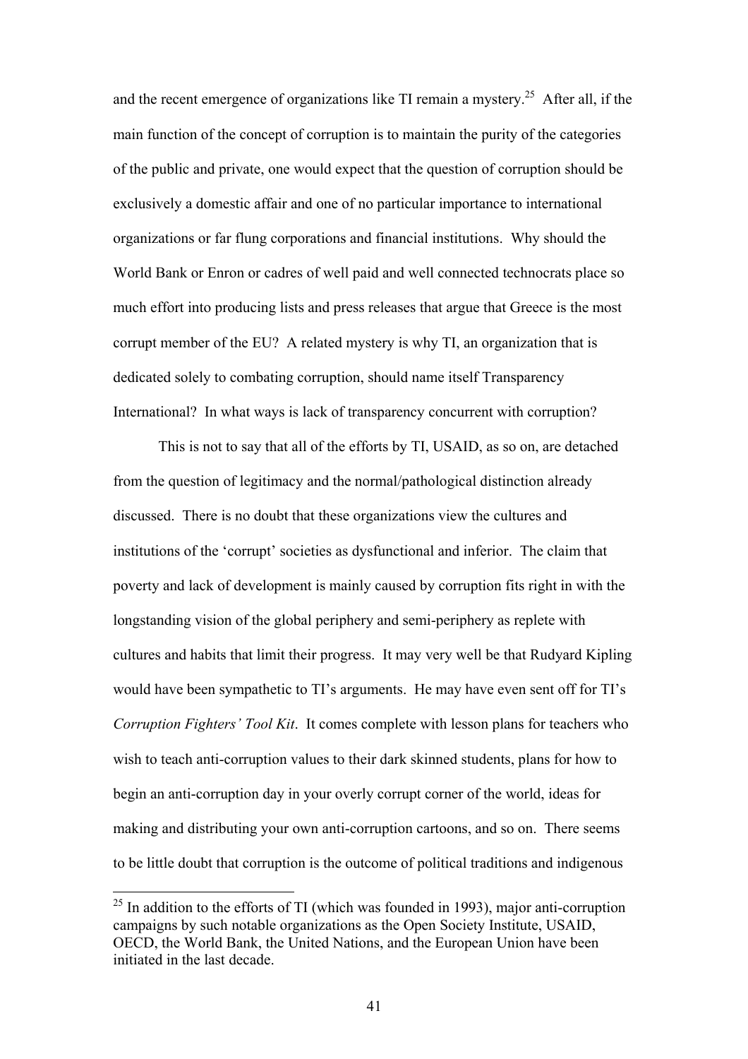and the recent emergence of organizations like TI remain a mystery.[25] After all, if the main function of the concept of corruption is to maintain the purity of the categories of the public and private, one would expect that the question of corruption should be exclusively a domestic affair and one of no particular importance to international organizations or far flung corporations and financial institutions. Why should the World Bank or Enron or cadres of well paid and well connected technocrats place so much effort into producing lists and press releases that argue that Greece is the most corrupt member of the EU? A related mystery is why TI, an organization that is dedicated solely to combating corruption, should name itself Transparency International? In what ways is lack of transparency concurrent with corruption?

This is not to say that all of the efforts by TI, USAID, as so on, are detached from the question of legitimacy and the normal/pathological distinction already discussed. There is no doubt that these organizations view the cultures and institutions of the 'corrupt' societies as dysfunctional and inferior. The claim that poverty and lack of development is mainly caused by corruption fits right in with the longstanding vision of the global periphery and semi-periphery as replete with cultures and habits that limit their progress. It may very well be that Rudyard Kipling would have been sympathetic to TI's arguments. He may have even sent off for TI's *Corruption Fighters' Tool Kit*. It comes complete with lesson plans for teachers who wish to teach anti-corruption values to their dark skinned students, plans for how to begin an anti-corruption day in your overly corrupt corner of the world, ideas for making and distributing your own anti-corruption cartoons, and so on. There seems to be little doubt that corruption is the outcome of political traditions and indigenous

[25] In addition to the efforts of TI (which was founded in 1993), major anti-corruption campaigns by such notable organizations as the Open Society Institute, USAID, OECD, the World Bank, the United Nations, and the European Union have been initiated in the last decade.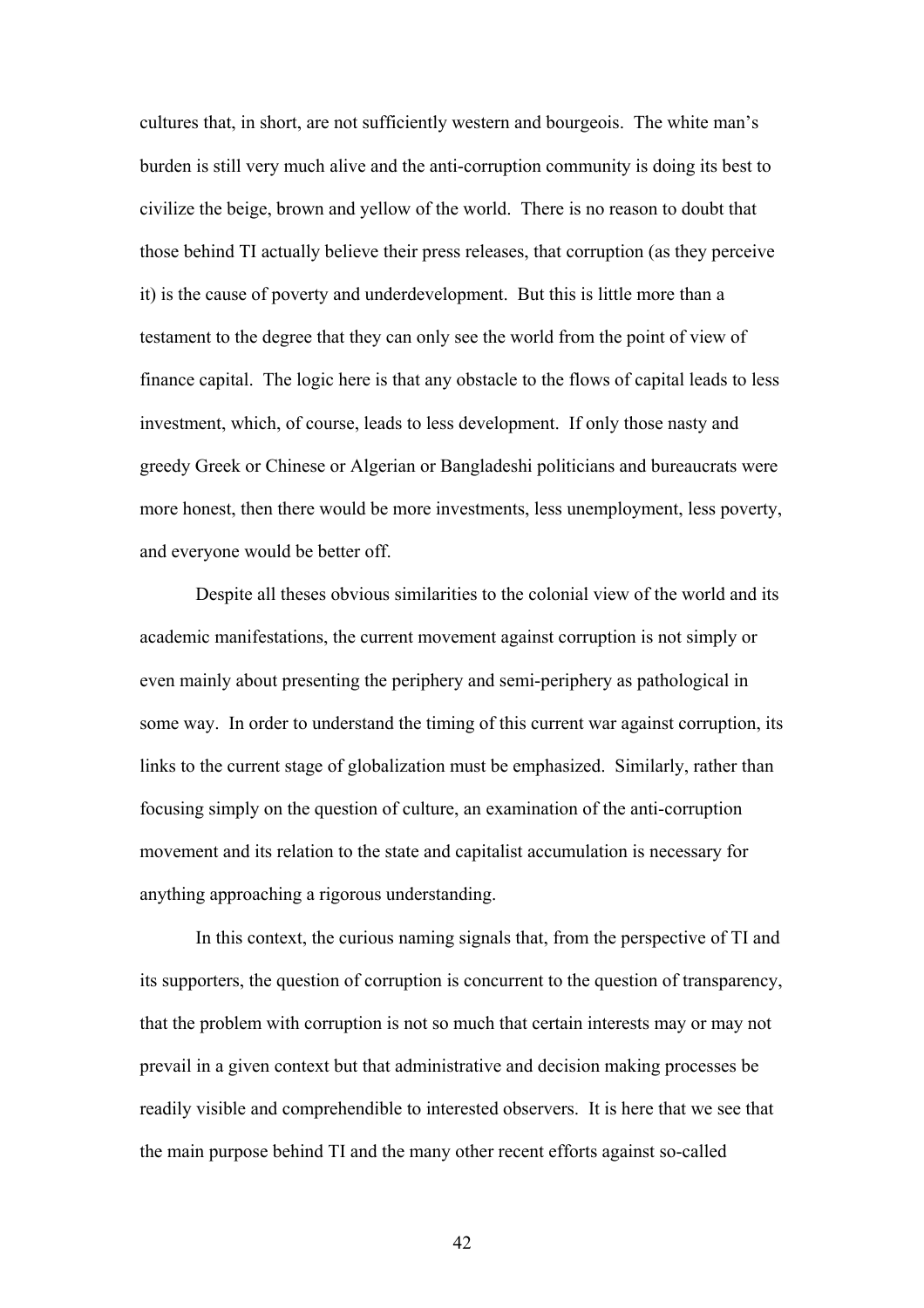cultures that, in short, are not sufficiently western and bourgeois. The white man's burden is still very much alive and the anti-corruption community is doing its best to civilize the beige, brown and yellow of the world. There is no reason to doubt that those behind TI actually believe their press releases, that corruption (as they perceive it) is the cause of poverty and underdevelopment. But this is little more than a testament to the degree that they can only see the world from the point of view of finance capital. The logic here is that any obstacle to the flows of capital leads to less investment, which, of course, leads to less development. If only those nasty and greedy Greek or Chinese or Algerian or Bangladeshi politicians and bureaucrats were more honest, then there would be more investments, less unemployment, less poverty, and everyone would be better off.

Despite all theses obvious similarities to the colonial view of the world and its academic manifestations, the current movement against corruption is not simply or even mainly about presenting the periphery and semi-periphery as pathological in some way. In order to understand the timing of this current war against corruption, its links to the current stage of globalization must be emphasized. Similarly, rather than focusing simply on the question of culture, an examination of the anti-corruption movement and its relation to the state and capitalist accumulation is necessary for anything approaching a rigorous understanding.

In this context, the curious naming signals that, from the perspective of TI and its supporters, the question of corruption is concurrent to the question of transparency, that the problem with corruption is not so much that certain interests may or may not prevail in a given context but that administrative and decision making processes be readily visible and comprehendible to interested observers. It is here that we see that the main purpose behind TI and the many other recent efforts against so-called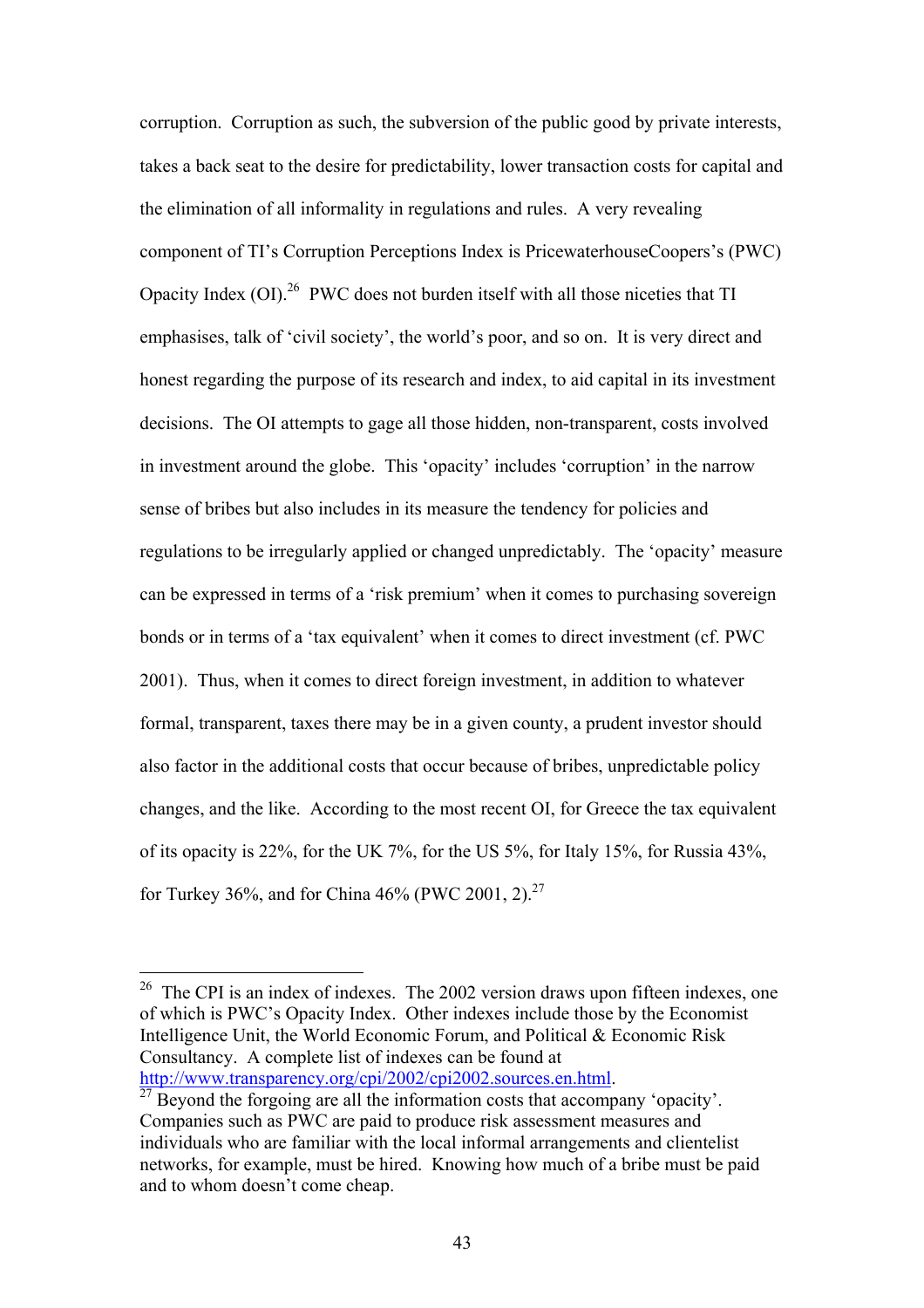corruption. Corruption as such, the subversion of the public good by private interests, takes a back seat to the desire for predictability, lower transaction costs for capital and the elimination of all informality in regulations and rules. A very revealing component of TI's Corruption Perceptions Index is PricewaterhouseCoopers's (PWC) Opacity Index (OI).[26] PWC does not burden itself with all those niceties that TI emphasises, talk of 'civil society', the world's poor, and so on. It is very direct and honest regarding the purpose of its research and index, to aid capital in its investment decisions. The OI attempts to gage all those hidden, non-transparent, costs involved in investment around the globe. This 'opacity' includes 'corruption' in the narrow sense of bribes but also includes in its measure the tendency for policies and regulations to be irregularly applied or changed unpredictably. The 'opacity' measure can be expressed in terms of a 'risk premium' when it comes to purchasing sovereign bonds or in terms of a 'tax equivalent' when it comes to direct investment (cf. PWC 2001). Thus, when it comes to direct foreign investment, in addition to whatever formal, transparent, taxes there may be in a given county, a prudent investor should also factor in the additional costs that occur because of bribes, unpredictable policy changes, and the like. According to the most recent OI, for Greece the tax equivalent of its opacity is 22%, for the UK 7%, for the US 5%, for Italy 15%, for Russia 43%, for Turkey 36%, and for China 46% (PWC 2001, 2).[27]

---

[26] The CPI is an index of indexes. The 2002 version draws upon fifteen indexes, one of which is PWC's Opacity Index. Other indexes include those by the Economist Intelligence Unit, the World Economic Forum, and Political & Economic Risk Consultancy. A complete list of indexes can be found at http://www.transparency.org/cpi/2002/cpi2002.sources.en.html.

[27] Beyond the forgoing are all the information costs that accompany 'opacity'. Companies such as PWC are paid to produce risk assessment measures and individuals who are familiar with the local informal arrangements and clientelist networks, for example, must be hired. Knowing how much of a bribe must be paid and to whom doesn't come cheap.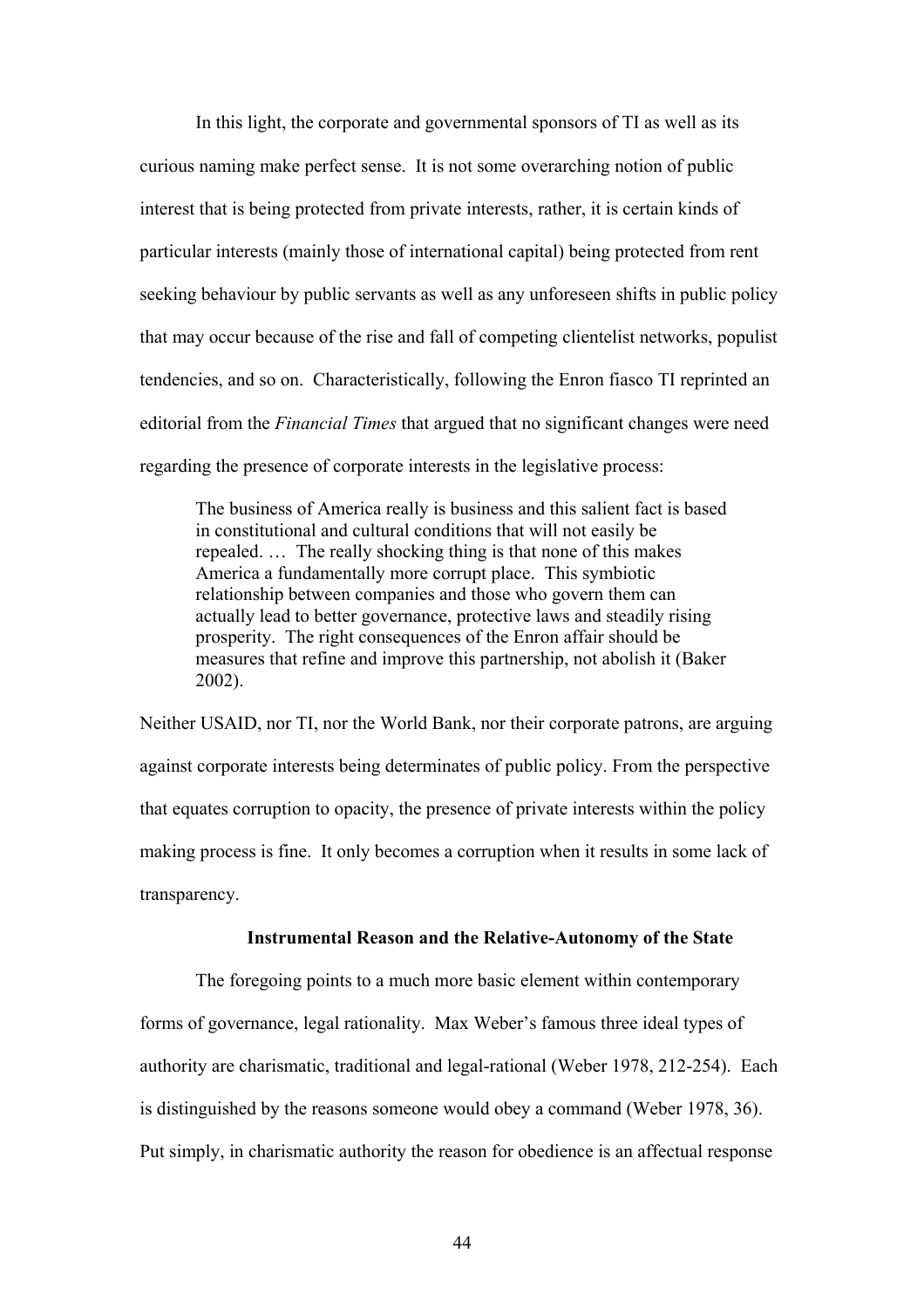In this light, the corporate and governmental sponsors of TI as well as its curious naming make perfect sense. It is not some overarching notion of public interest that is being protected from private interests, rather, it is certain kinds of particular interests (mainly those of international capital) being protected from rent seeking behaviour by public servants as well as any unforeseen shifts in public policy that may occur because of the rise and fall of competing clientelist networks, populist tendencies, and so on. Characteristically, following the Enron fiasco TI reprinted an editorial from the *Financial Times* that argued that no significant changes were need regarding the presence of corporate interests in the legislative process:

> The business of America really is business and this salient fact is based in constitutional and cultural conditions that will not easily be repealed. … The really shocking thing is that none of this makes America a fundamentally more corrupt place. This symbiotic relationship between companies and those who govern them can actually lead to better governance, protective laws and steadily rising prosperity. The right consequences of the Enron affair should be measures that refine and improve this partnership, not abolish it (Baker 2002).

Neither USAID, nor TI, nor the World Bank, nor their corporate patrons, are arguing against corporate interests being determinates of public policy. From the perspective that equates corruption to opacity, the presence of private interests within the policy making process is fine. It only becomes a corruption when it results in some lack of transparency.

### Instrumental Reason and the Relative-Autonomy of the State

The foregoing points to a much more basic element within contemporary forms of governance, legal rationality. Max Weber's famous three ideal types of authority are charismatic, traditional and legal-rational (Weber 1978, 212-254). Each is distinguished by the reasons someone would obey a command (Weber 1978, 36). Put simply, in charismatic authority the reason for obedience is an affectual response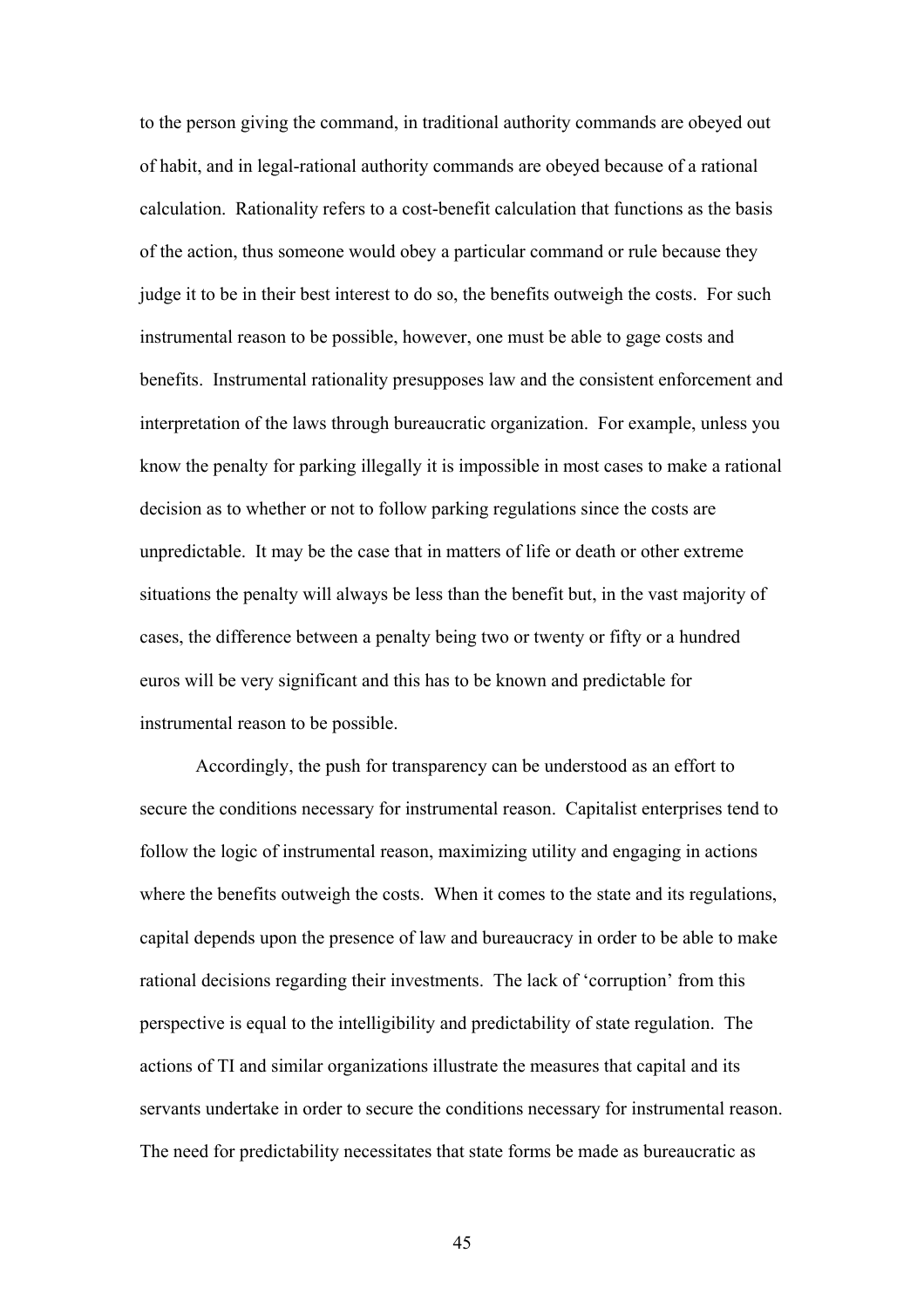to the person giving the command, in traditional authority commands are obeyed out of habit, and in legal-rational authority commands are obeyed because of a rational calculation. Rationality refers to a cost-benefit calculation that functions as the basis of the action, thus someone would obey a particular command or rule because they judge it to be in their best interest to do so, the benefits outweigh the costs. For such instrumental reason to be possible, however, one must be able to gage costs and benefits. Instrumental rationality presupposes law and the consistent enforcement and interpretation of the laws through bureaucratic organization. For example, unless you know the penalty for parking illegally it is impossible in most cases to make a rational decision as to whether or not to follow parking regulations since the costs are unpredictable. It may be the case that in matters of life or death or other extreme situations the penalty will always be less than the benefit but, in the vast majority of cases, the difference between a penalty being two or twenty or fifty or a hundred euros will be very significant and this has to be known and predictable for instrumental reason to be possible.

Accordingly, the push for transparency can be understood as an effort to secure the conditions necessary for instrumental reason. Capitalist enterprises tend to follow the logic of instrumental reason, maximizing utility and engaging in actions where the benefits outweigh the costs. When it comes to the state and its regulations, capital depends upon the presence of law and bureaucracy in order to be able to make rational decisions regarding their investments. The lack of 'corruption' from this perspective is equal to the intelligibility and predictability of state regulation. The actions of TI and similar organizations illustrate the measures that capital and its servants undertake in order to secure the conditions necessary for instrumental reason. The need for predictability necessitates that state forms be made as bureaucratic as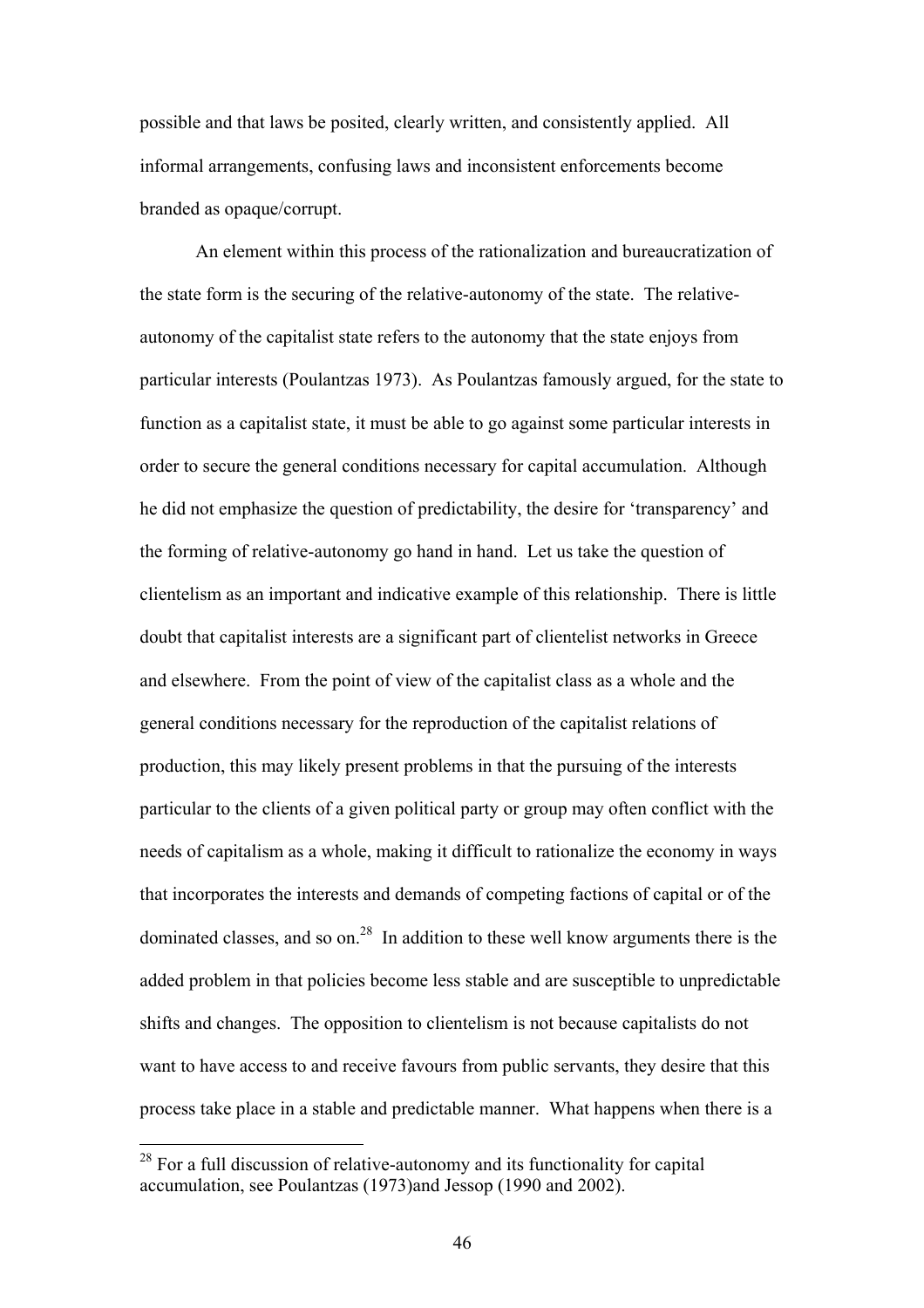possible and that laws be posited, clearly written, and consistently applied. All informal arrangements, confusing laws and inconsistent enforcements become branded as opaque/corrupt.

An element within this process of the rationalization and bureaucratization of the state form is the securing of the relative-autonomy of the state. The relative-autonomy of the capitalist state refers to the autonomy that the state enjoys from particular interests (Poulantzas 1973). As Poulantzas famously argued, for the state to function as a capitalist state, it must be able to go against some particular interests in order to secure the general conditions necessary for capital accumulation. Although he did not emphasize the question of predictability, the desire for 'transparency' and the forming of relative-autonomy go hand in hand. Let us take the question of clientelism as an important and indicative example of this relationship. There is little doubt that capitalist interests are a significant part of clientelist networks in Greece and elsewhere. From the point of view of the capitalist class as a whole and the general conditions necessary for the reproduction of the capitalist relations of production, this may likely present problems in that the pursuing of the interests particular to the clients of a given political party or group may often conflict with the needs of capitalism as a whole, making it difficult to rationalize the economy in ways that incorporates the interests and demands of competing factions of capital or of the dominated classes, and so on.[28] In addition to these well know arguments there is the added problem in that policies become less stable and are susceptible to unpredictable shifts and changes. The opposition to clientelism is not because capitalists do not want to have access to and receive favours from public servants, they desire that this process take place in a stable and predictable manner. What happens when there is a

[28] For a full discussion of relative-autonomy and its functionality for capital accumulation, see Poulantzas (1973)and Jessop (1990 and 2002).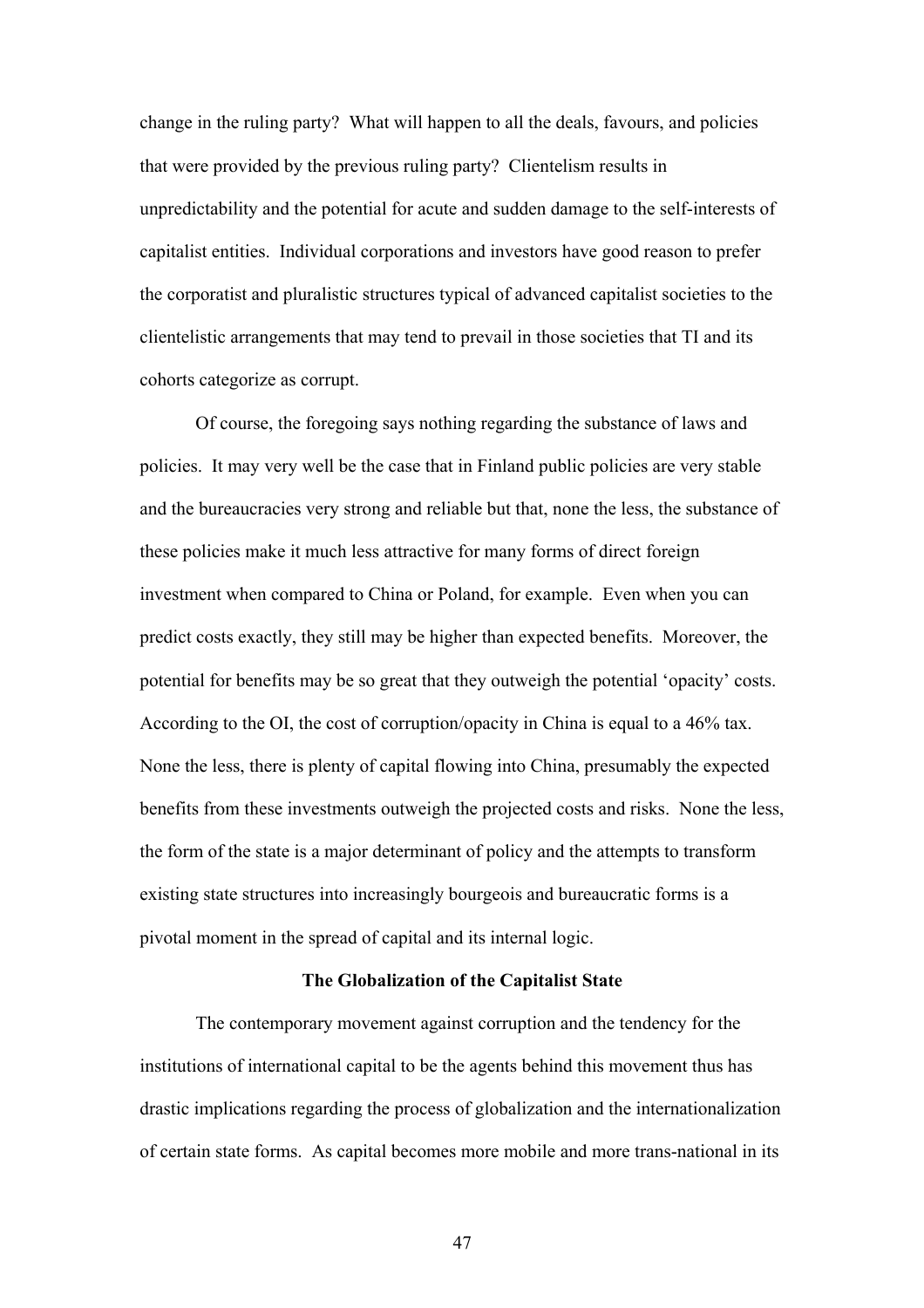change in the ruling party? What will happen to all the deals, favours, and policies that were provided by the previous ruling party? Clientelism results in unpredictability and the potential for acute and sudden damage to the self-interests of capitalist entities. Individual corporations and investors have good reason to prefer the corporatist and pluralistic structures typical of advanced capitalist societies to the clientelistic arrangements that may tend to prevail in those societies that TI and its cohorts categorize as corrupt.

Of course, the foregoing says nothing regarding the substance of laws and policies. It may very well be the case that in Finland public policies are very stable and the bureaucracies very strong and reliable but that, none the less, the substance of these policies make it much less attractive for many forms of direct foreign investment when compared to China or Poland, for example. Even when you can predict costs exactly, they still may be higher than expected benefits. Moreover, the potential for benefits may be so great that they outweigh the potential 'opacity' costs. According to the OI, the cost of corruption/opacity in China is equal to a 46% tax. None the less, there is plenty of capital flowing into China, presumably the expected benefits from these investments outweigh the projected costs and risks. None the less, the form of the state is a major determinant of policy and the attempts to transform existing state structures into increasingly bourgeois and bureaucratic forms is a pivotal moment in the spread of capital and its internal logic.

## The Globalization of the Capitalist State

The contemporary movement against corruption and the tendency for the institutions of international capital to be the agents behind this movement thus has drastic implications regarding the process of globalization and the internationalization of certain state forms. As capital becomes more mobile and more trans-national in its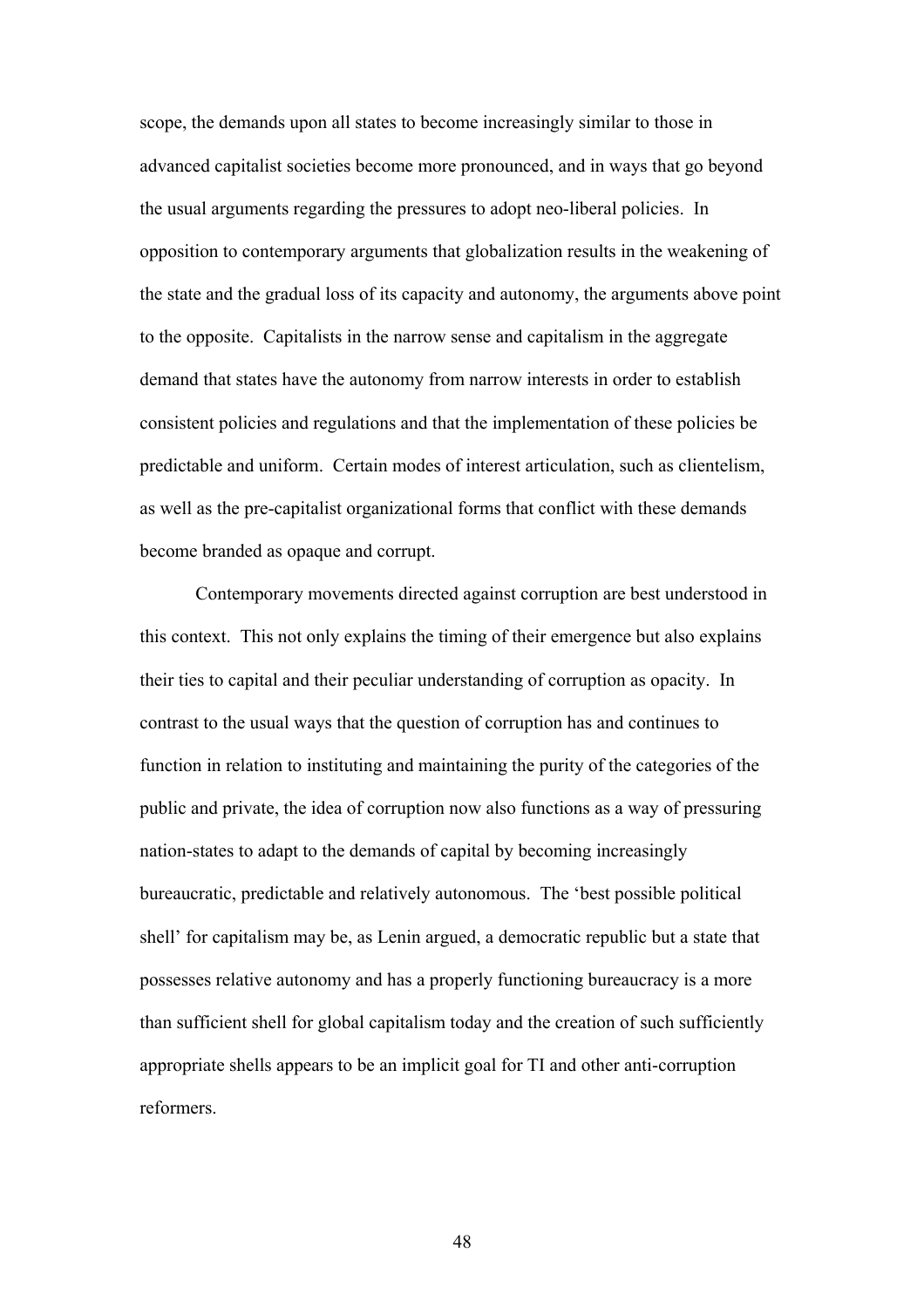scope, the demands upon all states to become increasingly similar to those in advanced capitalist societies become more pronounced, and in ways that go beyond the usual arguments regarding the pressures to adopt neo-liberal policies. In opposition to contemporary arguments that globalization results in the weakening of the state and the gradual loss of its capacity and autonomy, the arguments above point to the opposite. Capitalists in the narrow sense and capitalism in the aggregate demand that states have the autonomy from narrow interests in order to establish consistent policies and regulations and that the implementation of these policies be predictable and uniform. Certain modes of interest articulation, such as clientelism, as well as the pre-capitalist organizational forms that conflict with these demands become branded as opaque and corrupt.

Contemporary movements directed against corruption are best understood in this context. This not only explains the timing of their emergence but also explains their ties to capital and their peculiar understanding of corruption as opacity. In contrast to the usual ways that the question of corruption has and continues to function in relation to instituting and maintaining the purity of the categories of the public and private, the idea of corruption now also functions as a way of pressuring nation-states to adapt to the demands of capital by becoming increasingly bureaucratic, predictable and relatively autonomous. The 'best possible political shell' for capitalism may be, as Lenin argued, a democratic republic but a state that possesses relative autonomy and has a properly functioning bureaucracy is a more than sufficient shell for global capitalism today and the creation of such sufficiently appropriate shells appears to be an implicit goal for TI and other anti-corruption reformers.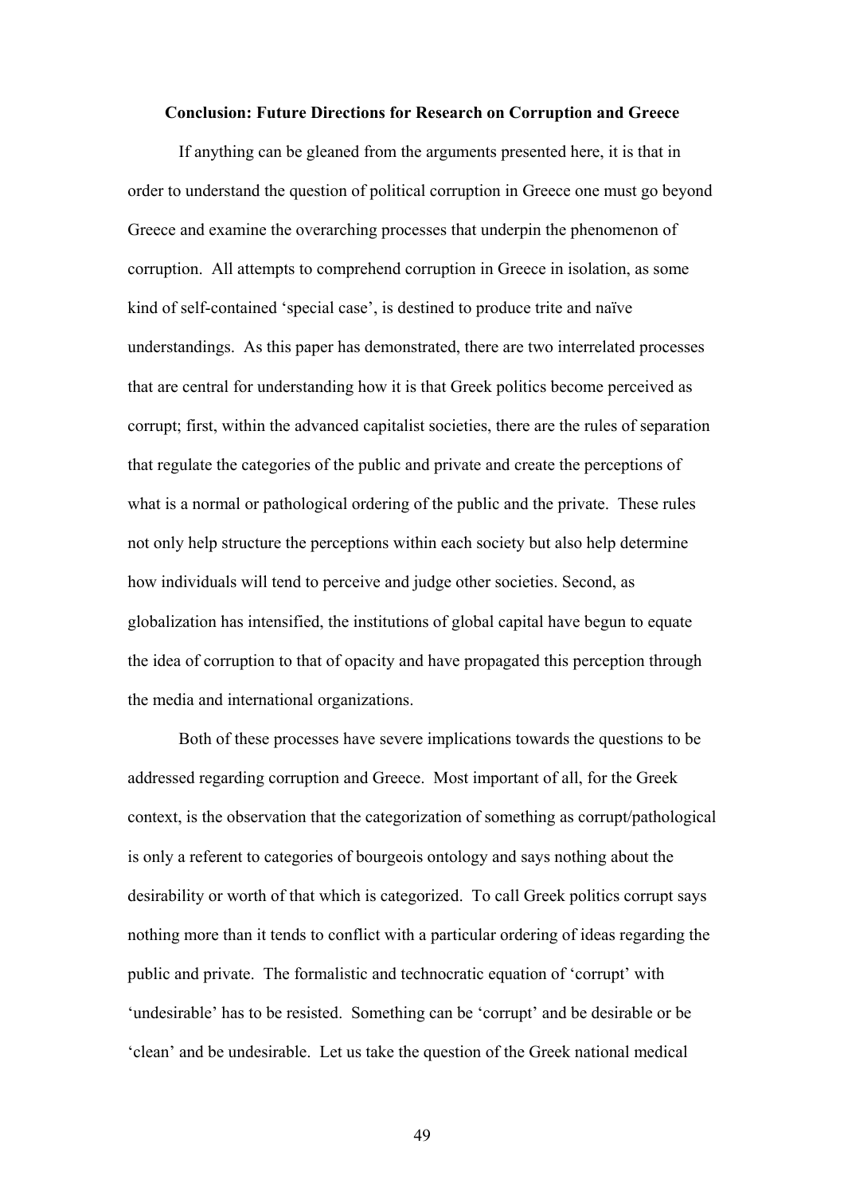## Conclusion: Future Directions for Research on Corruption and Greece

If anything can be gleaned from the arguments presented here, it is that in order to understand the question of political corruption in Greece one must go beyond Greece and examine the overarching processes that underpin the phenomenon of corruption. All attempts to comprehend corruption in Greece in isolation, as some kind of self-contained 'special case', is destined to produce trite and naïve understandings. As this paper has demonstrated, there are two interrelated processes that are central for understanding how it is that Greek politics become perceived as corrupt; first, within the advanced capitalist societies, there are the rules of separation that regulate the categories of the public and private and create the perceptions of what is a normal or pathological ordering of the public and the private. These rules not only help structure the perceptions within each society but also help determine how individuals will tend to perceive and judge other societies. Second, as globalization has intensified, the institutions of global capital have begun to equate the idea of corruption to that of opacity and have propagated this perception through the media and international organizations.

Both of these processes have severe implications towards the questions to be addressed regarding corruption and Greece. Most important of all, for the Greek context, is the observation that the categorization of something as corrupt/pathological is only a referent to categories of bourgeois ontology and says nothing about the desirability or worth of that which is categorized. To call Greek politics corrupt says nothing more than it tends to conflict with a particular ordering of ideas regarding the public and private. The formalistic and technocratic equation of 'corrupt' with 'undesirable' has to be resisted. Something can be 'corrupt' and be desirable or be 'clean' and be undesirable. Let us take the question of the Greek national medical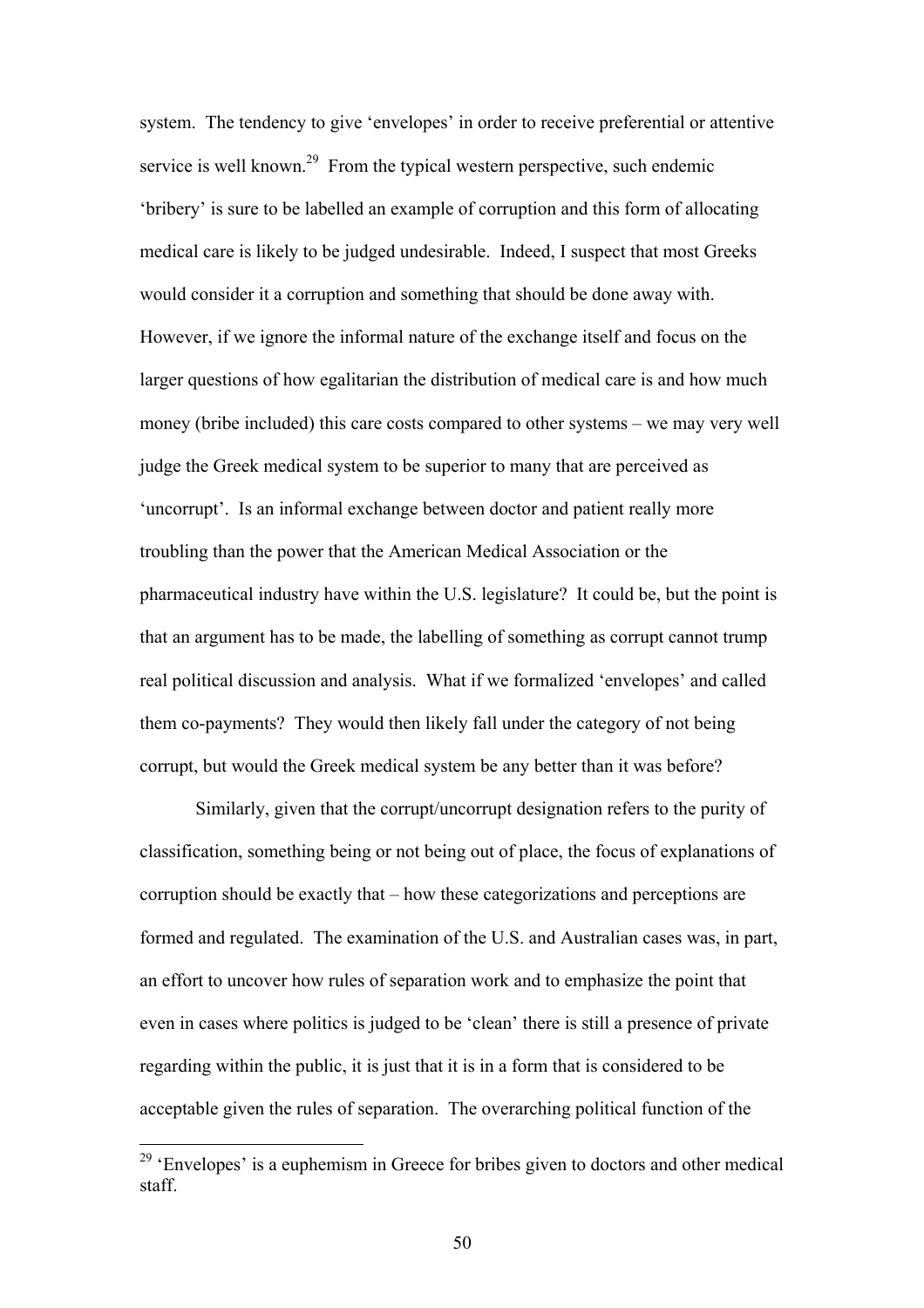system. The tendency to give 'envelopes' in order to receive preferential or attentive service is well known.[29] From the typical western perspective, such endemic 'bribery' is sure to be labelled an example of corruption and this form of allocating medical care is likely to be judged undesirable. Indeed, I suspect that most Greeks would consider it a corruption and something that should be done away with. However, if we ignore the informal nature of the exchange itself and focus on the larger questions of how egalitarian the distribution of medical care is and how much money (bribe included) this care costs compared to other systems – we may very well judge the Greek medical system to be superior to many that are perceived as 'uncorrupt'. Is an informal exchange between doctor and patient really more troubling than the power that the American Medical Association or the pharmaceutical industry have within the U.S. legislature? It could be, but the point is that an argument has to be made, the labelling of something as corrupt cannot trump real political discussion and analysis. What if we formalized 'envelopes' and called them co-payments? They would then likely fall under the category of not being corrupt, but would the Greek medical system be any better than it was before?

Similarly, given that the corrupt/uncorrupt designation refers to the purity of classification, something being or not being out of place, the focus of explanations of corruption should be exactly that – how these categorizations and perceptions are formed and regulated. The examination of the U.S. and Australian cases was, in part, an effort to uncover how rules of separation work and to emphasize the point that even in cases where politics is judged to be 'clean' there is still a presence of private regarding within the public, it is just that it is in a form that is considered to be acceptable given the rules of separation. The overarching political function of the

[29] 'Envelopes' is a euphemism in Greece for bribes given to doctors and other medical staff.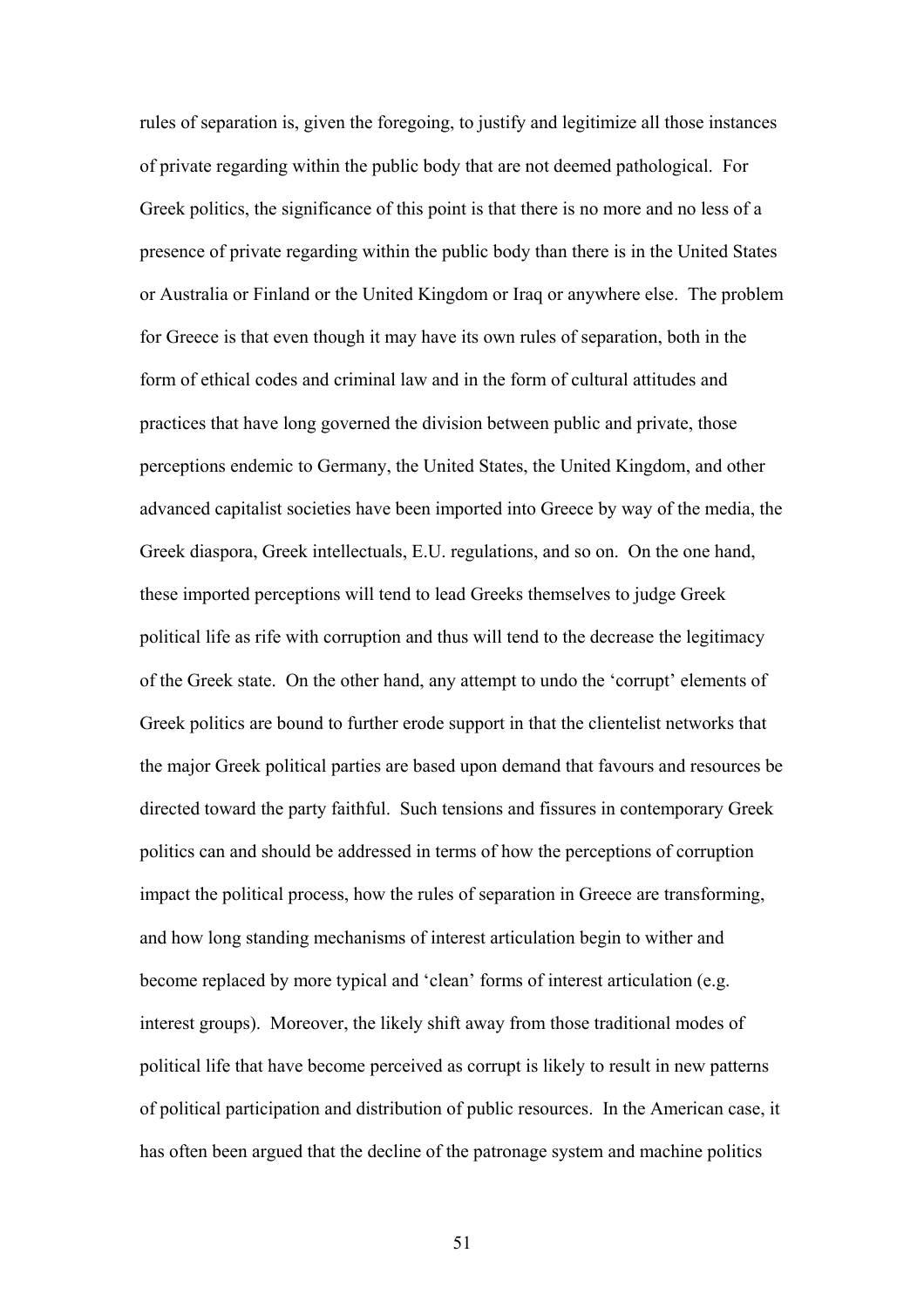rules of separation is, given the foregoing, to justify and legitimize all those instances of private regarding within the public body that are not deemed pathological. For Greek politics, the significance of this point is that there is no more and no less of a presence of private regarding within the public body than there is in the United States or Australia or Finland or the United Kingdom or Iraq or anywhere else. The problem for Greece is that even though it may have its own rules of separation, both in the form of ethical codes and criminal law and in the form of cultural attitudes and practices that have long governed the division between public and private, those perceptions endemic to Germany, the United States, the United Kingdom, and other advanced capitalist societies have been imported into Greece by way of the media, the Greek diaspora, Greek intellectuals, E.U. regulations, and so on. On the one hand, these imported perceptions will tend to lead Greeks themselves to judge Greek political life as rife with corruption and thus will tend to the decrease the legitimacy of the Greek state. On the other hand, any attempt to undo the 'corrupt' elements of Greek politics are bound to further erode support in that the clientelist networks that the major Greek political parties are based upon demand that favours and resources be directed toward the party faithful. Such tensions and fissures in contemporary Greek politics can and should be addressed in terms of how the perceptions of corruption impact the political process, how the rules of separation in Greece are transforming, and how long standing mechanisms of interest articulation begin to wither and become replaced by more typical and 'clean' forms of interest articulation (e.g. interest groups). Moreover, the likely shift away from those traditional modes of political life that have become perceived as corrupt is likely to result in new patterns of political participation and distribution of public resources. In the American case, it has often been argued that the decline of the patronage system and machine politics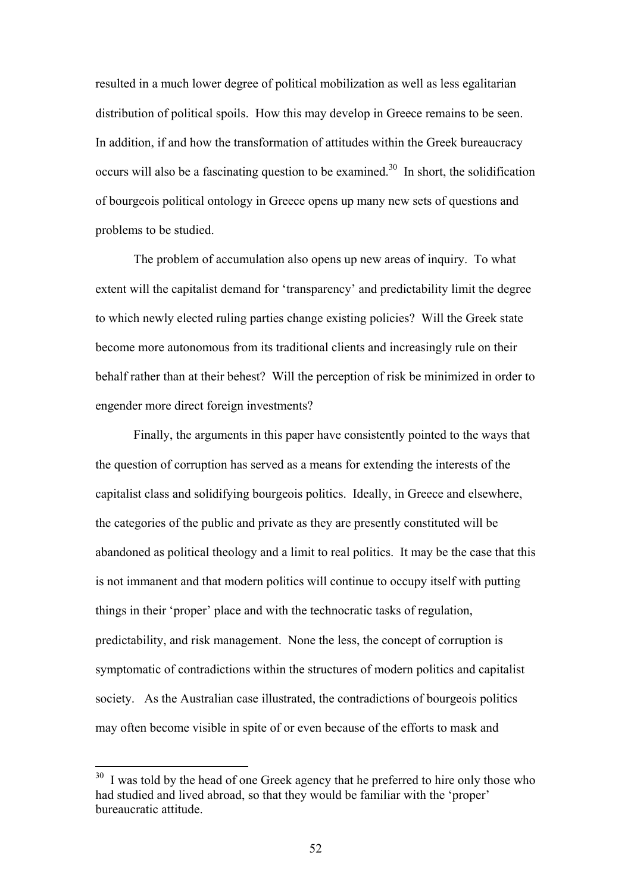resulted in a much lower degree of political mobilization as well as less egalitarian distribution of political spoils. How this may develop in Greece remains to be seen. In addition, if and how the transformation of attitudes within the Greek bureaucracy occurs will also be a fascinating question to be examined.[30] In short, the solidification of bourgeois political ontology in Greece opens up many new sets of questions and problems to be studied.

The problem of accumulation also opens up new areas of inquiry. To what extent will the capitalist demand for 'transparency' and predictability limit the degree to which newly elected ruling parties change existing policies? Will the Greek state become more autonomous from its traditional clients and increasingly rule on their behalf rather than at their behest? Will the perception of risk be minimized in order to engender more direct foreign investments?

Finally, the arguments in this paper have consistently pointed to the ways that the question of corruption has served as a means for extending the interests of the capitalist class and solidifying bourgeois politics. Ideally, in Greece and elsewhere, the categories of the public and private as they are presently constituted will be abandoned as political theology and a limit to real politics. It may be the case that this is not immanent and that modern politics will continue to occupy itself with putting things in their 'proper' place and with the technocratic tasks of regulation, predictability, and risk management. None the less, the concept of corruption is symptomatic of contradictions within the structures of modern politics and capitalist society. As the Australian case illustrated, the contradictions of bourgeois politics may often become visible in spite of or even because of the efforts to mask and

---

[30] I was told by the head of one Greek agency that he preferred to hire only those who had studied and lived abroad, so that they would be familiar with the 'proper' bureaucratic attitude.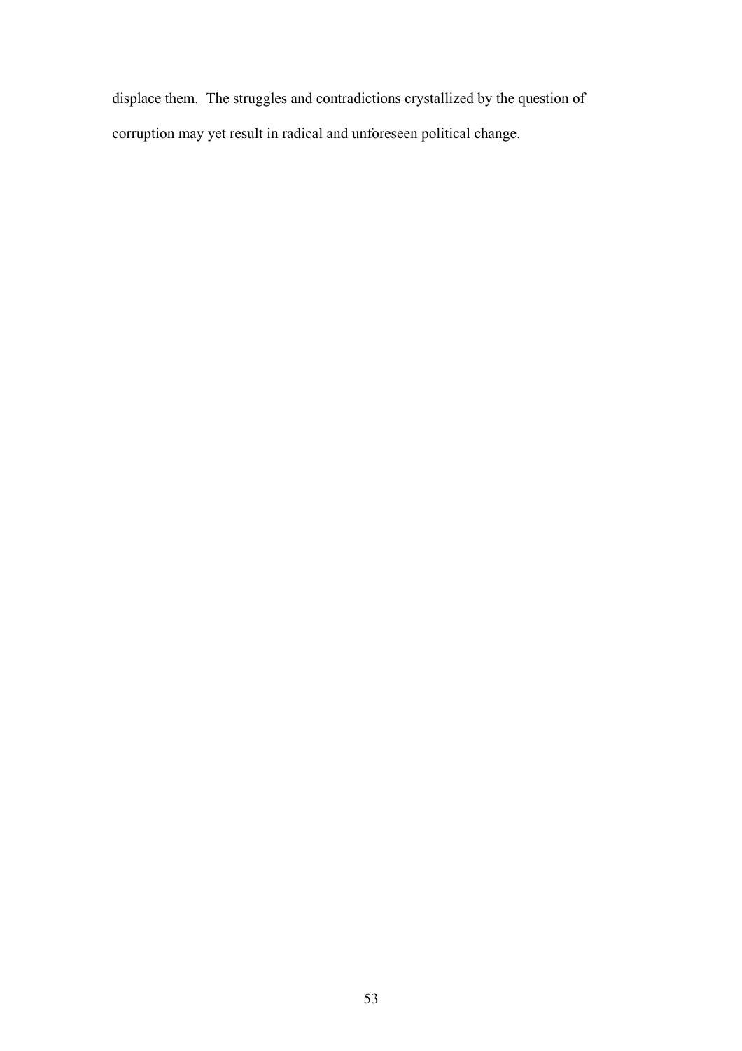displace them.  The struggles and contradictions crystallized by the question of corruption may yet result in radical and unforeseen political change.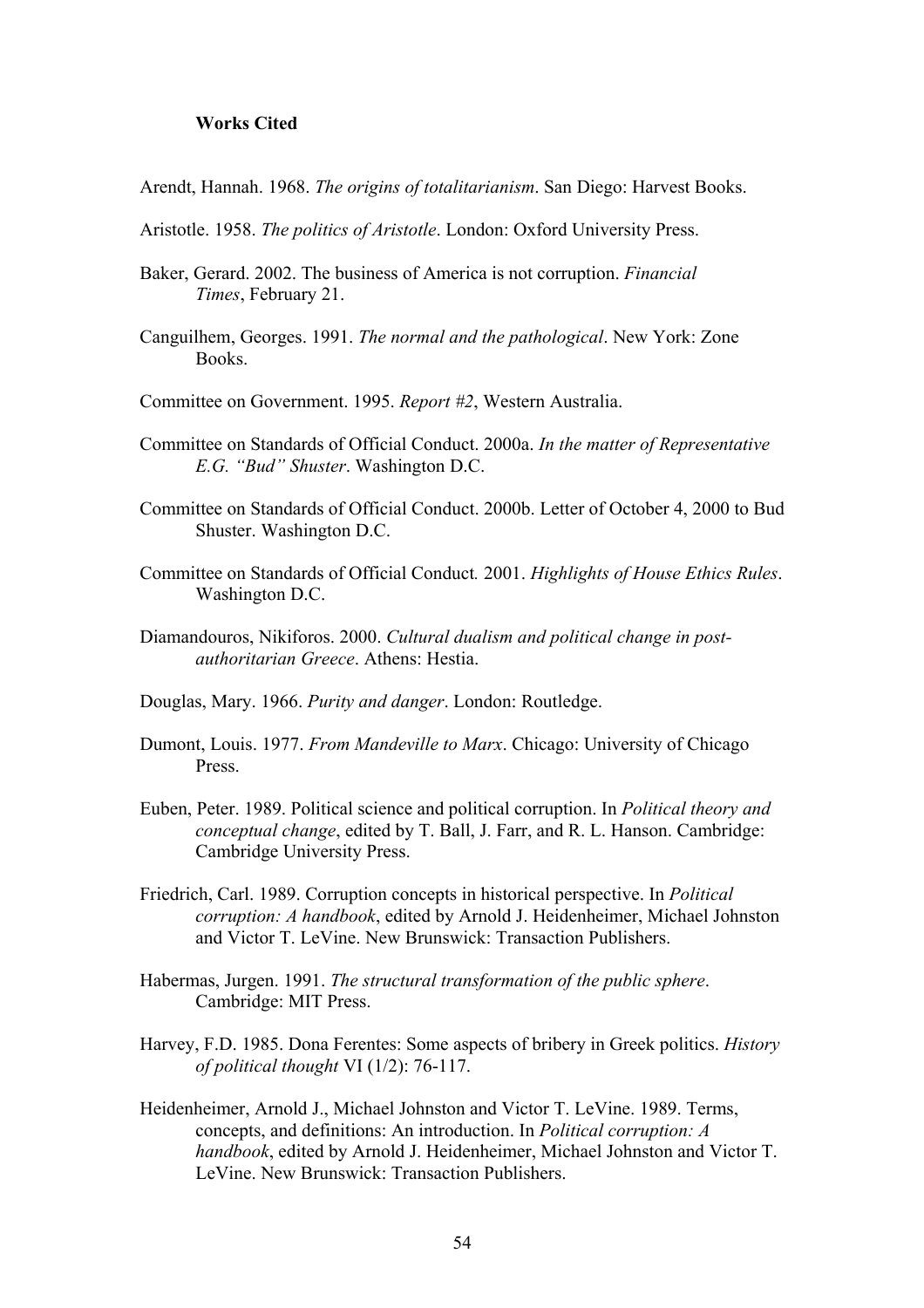**Works Cited**

Arendt, Hannah. 1968. *The origins of totalitarianism*. San Diego: Harvest Books.

Aristotle. 1958. *The politics of Aristotle*. London: Oxford University Press.

Baker, Gerard. 2002. The business of America is not corruption. *Financial Times*, February 21.

Canguilhem, Georges. 1991. *The normal and the pathological*. New York: Zone Books.

Committee on Government. 1995. *Report #2*, Western Australia.

Committee on Standards of Official Conduct. 2000a. *In the matter of Representative E.G. "Bud" Shuster*. Washington D.C.

Committee on Standards of Official Conduct. 2000b. Letter of October 4, 2000 to Bud Shuster. Washington D.C.

Committee on Standards of Official Conduct*.* 2001. *Highlights of House Ethics Rules*. Washington D.C.

Diamandouros, Nikiforos. 2000. *Cultural dualism and political change in post-authoritarian Greece*. Athens: Hestia.

Douglas, Mary. 1966. *Purity and danger*. London: Routledge.

Dumont, Louis. 1977. *From Mandeville to Marx*. Chicago: University of Chicago Press.

Euben, Peter. 1989. Political science and political corruption. In *Political theory and conceptual change*, edited by T. Ball, J. Farr, and R. L. Hanson. Cambridge: Cambridge University Press.

Friedrich, Carl. 1989. Corruption concepts in historical perspective. In *Political corruption: A handbook*, edited by Arnold J. Heidenheimer, Michael Johnston and Victor T. LeVine. New Brunswick: Transaction Publishers.

Habermas, Jurgen. 1991. *The structural transformation of the public sphere*. Cambridge: MIT Press.

Harvey, F.D. 1985. Dona Ferentes: Some aspects of bribery in Greek politics. *History of political thought* VI (1/2): 76-117.

Heidenheimer, Arnold J., Michael Johnston and Victor T. LeVine. 1989. Terms, concepts, and definitions: An introduction. In *Political corruption: A handbook*, edited by Arnold J. Heidenheimer, Michael Johnston and Victor T. LeVine. New Brunswick: Transaction Publishers.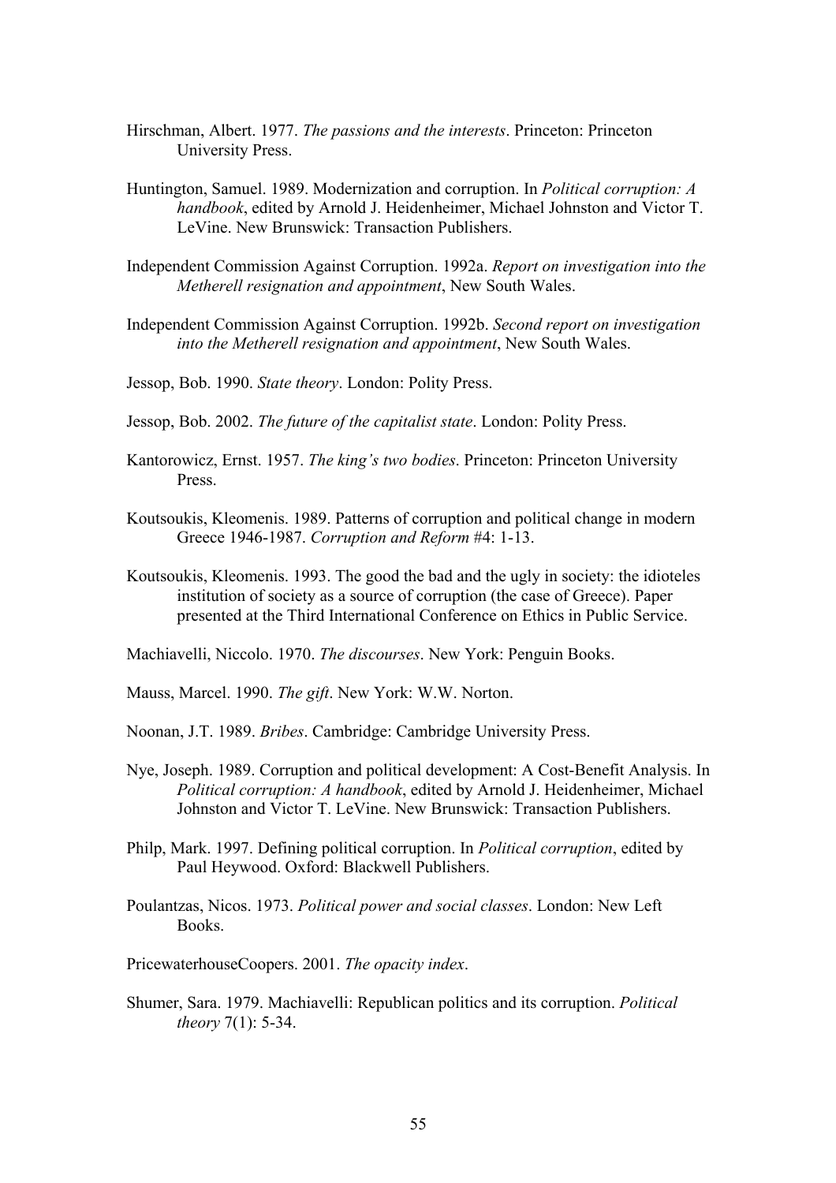Hirschman, Albert. 1977. *The passions and the interests*. Princeton: Princeton University Press.

Huntington, Samuel. 1989. Modernization and corruption. In *Political corruption: A handbook*, edited by Arnold J. Heidenheimer, Michael Johnston and Victor T. LeVine. New Brunswick: Transaction Publishers.

Independent Commission Against Corruption. 1992a. *Report on investigation into the Metherell resignation and appointment*, New South Wales.

Independent Commission Against Corruption. 1992b. *Second report on investigation into the Metherell resignation and appointment*, New South Wales.

Jessop, Bob. 1990. *State theory*. London: Polity Press.

Jessop, Bob. 2002. *The future of the capitalist state*. London: Polity Press.

Kantorowicz, Ernst. 1957. *The king's two bodies*. Princeton: Princeton University Press.

Koutsoukis, Kleomenis. 1989. Patterns of corruption and political change in modern Greece 1946-1987. *Corruption and Reform* #4: 1-13.

Koutsoukis, Kleomenis. 1993. The good the bad and the ugly in society: the idioteles institution of society as a source of corruption (the case of Greece). Paper presented at the Third International Conference on Ethics in Public Service.

Machiavelli, Niccolo. 1970. *The discourses*. New York: Penguin Books.

Mauss, Marcel. 1990. *The gift*. New York: W.W. Norton.

Noonan, J.T. 1989. *Bribes*. Cambridge: Cambridge University Press.

Nye, Joseph. 1989. Corruption and political development: A Cost-Benefit Analysis. In *Political corruption: A handbook*, edited by Arnold J. Heidenheimer, Michael Johnston and Victor T. LeVine. New Brunswick: Transaction Publishers.

Philp, Mark. 1997. Defining political corruption. In *Political corruption*, edited by Paul Heywood. Oxford: Blackwell Publishers.

Poulantzas, Nicos. 1973. *Political power and social classes*. London: New Left Books.

PricewaterhouseCoopers. 2001. *The opacity index*.

Shumer, Sara. 1979. Machiavelli: Republican politics and its corruption. *Political theory* 7(1): 5-34.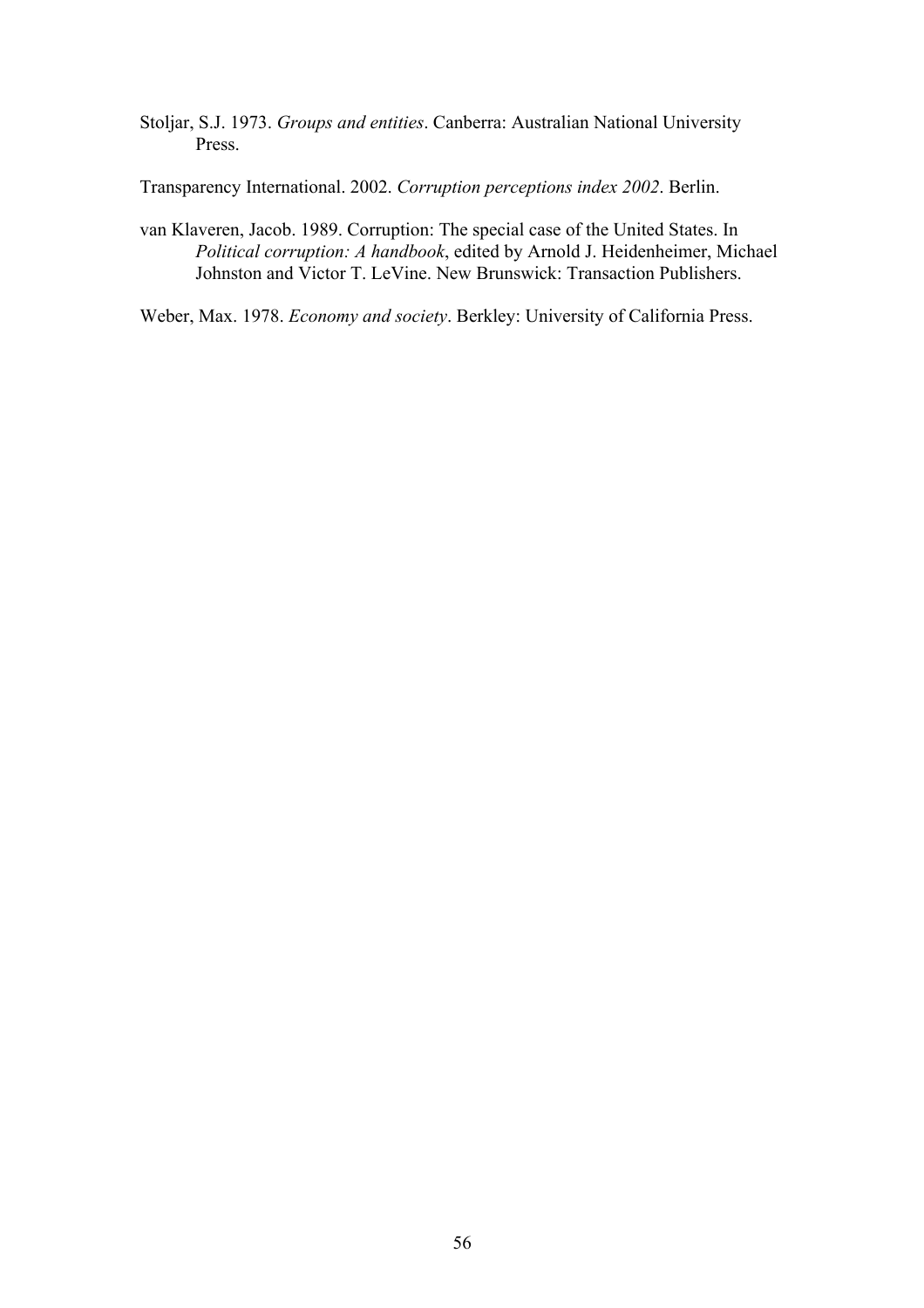Stoljar, S.J. 1973. *Groups and entities*. Canberra: Australian National University Press.

Transparency International. 2002. *Corruption perceptions index 2002*. Berlin.

van Klaveren, Jacob. 1989. Corruption: The special case of the United States. In *Political corruption: A handbook*, edited by Arnold J. Heidenheimer, Michael Johnston and Victor T. LeVine. New Brunswick: Transaction Publishers.

Weber, Max. 1978. *Economy and society*. Berkley: University of California Press.